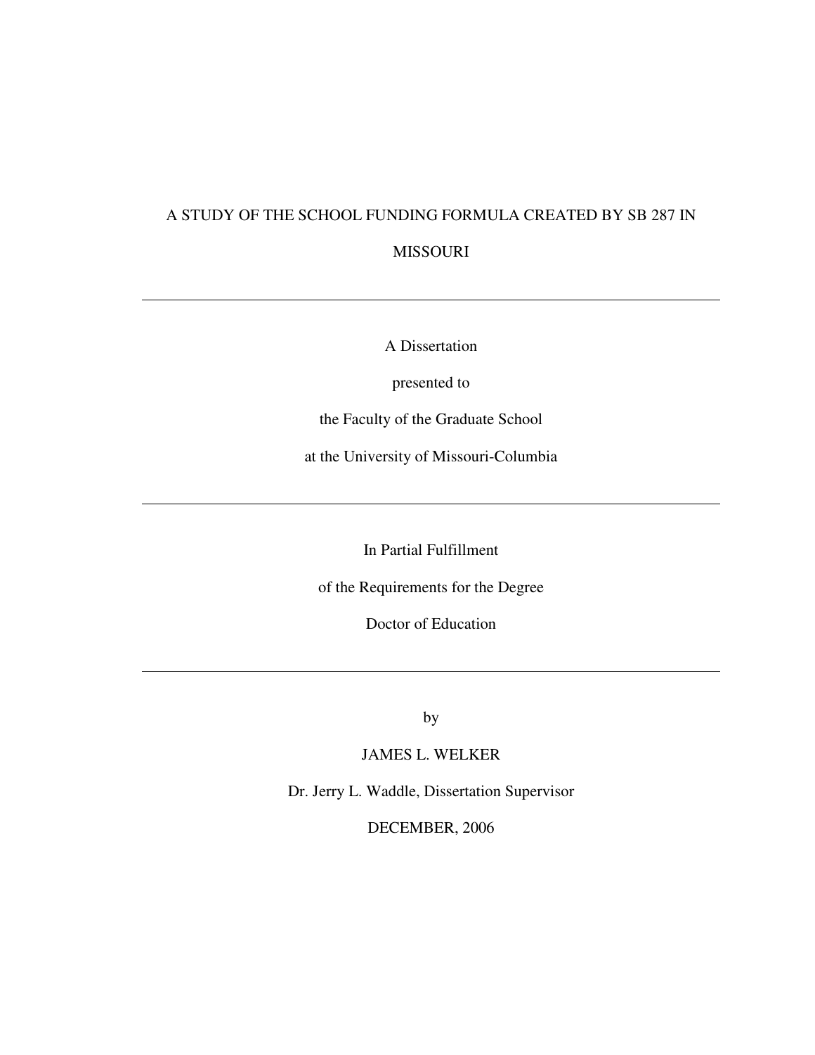# A STUDY OF THE SCHOOL FUNDING FORMULA CREATED BY SB 287 IN MISSOURI

---

A Dissertation

presented to

the Faculty of the Graduate School

at the University of Missouri-Columbia

---

In Partial Fulfillment

of the Requirements for the Degree

Doctor of Education

---

by

JAMES L. WELKER

Dr. Jerry L. Waddle, Dissertation Supervisor

DECEMBER, 2006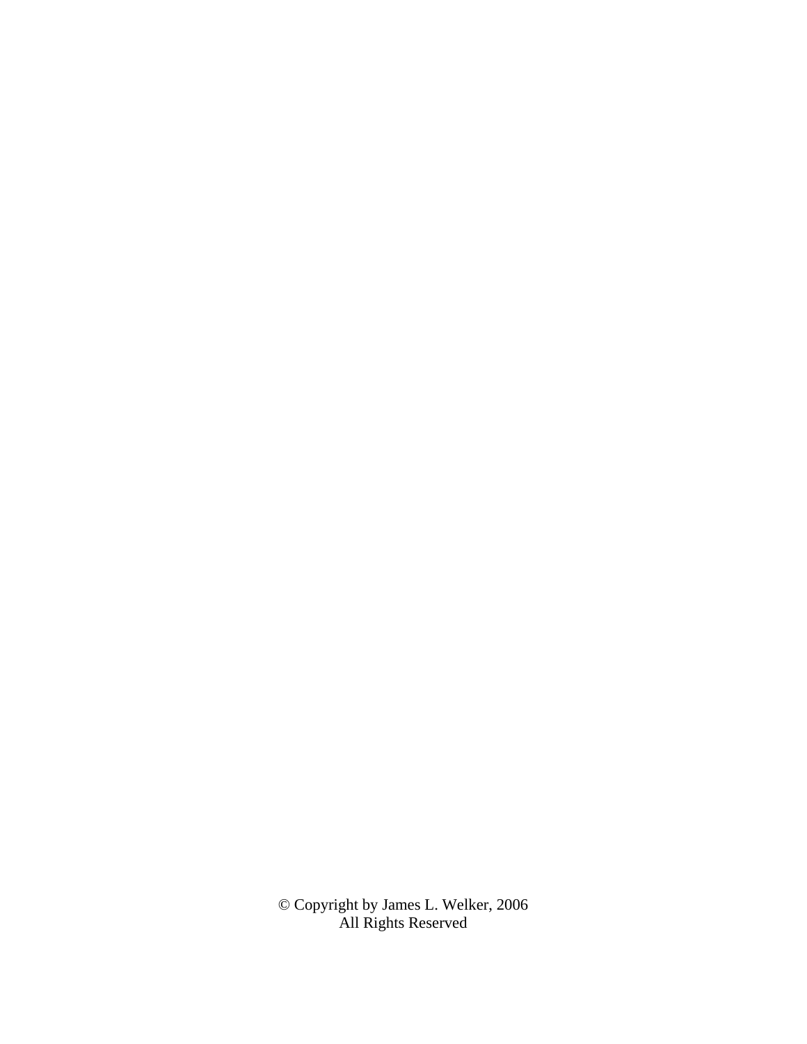© Copyright by James L. Welker, 2006
All Rights Reserved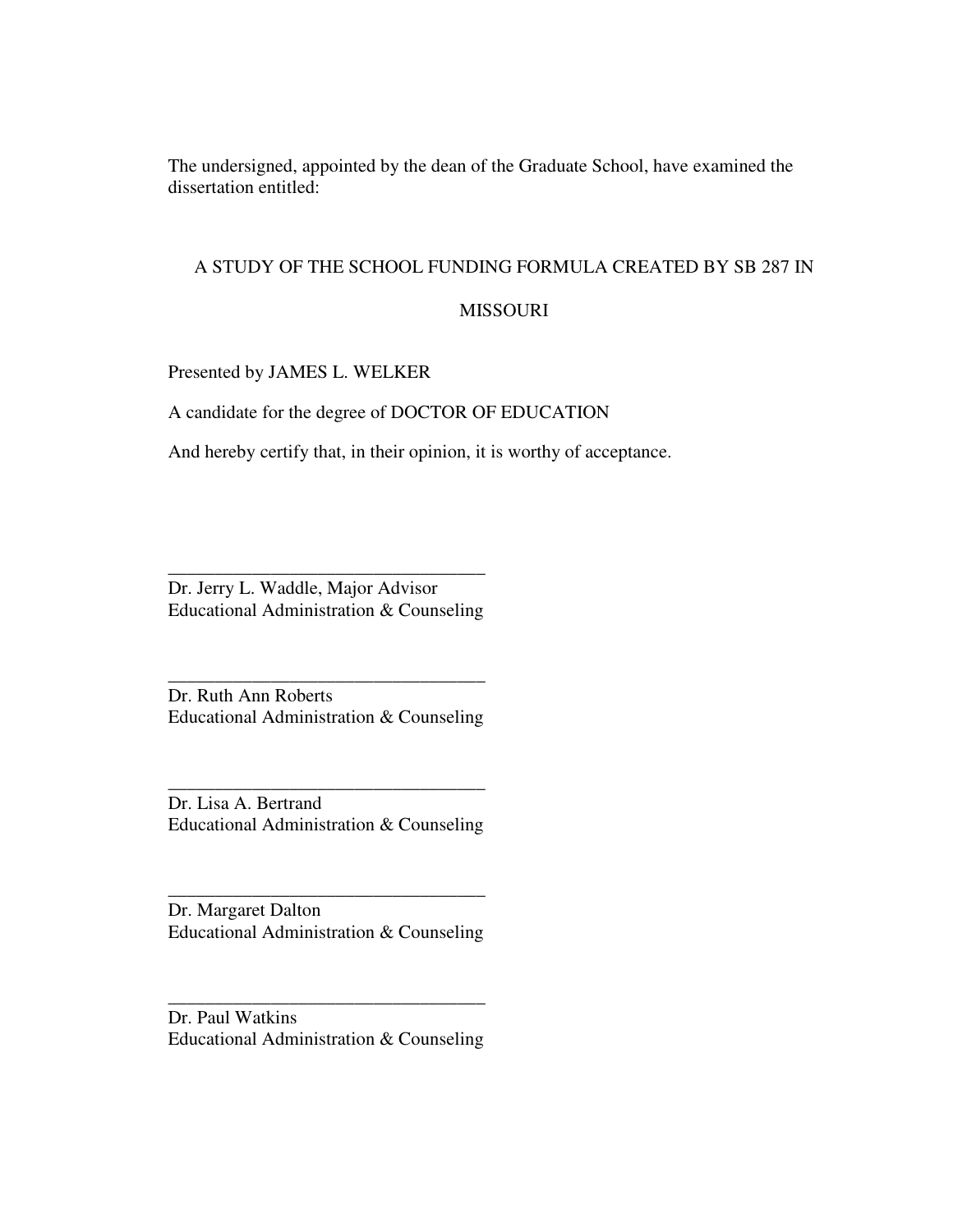The undersigned, appointed by the dean of the Graduate School, have examined the dissertation entitled:

A STUDY OF THE SCHOOL FUNDING FORMULA CREATED BY SB 287 IN MISSOURI

Presented by JAMES L. WELKER

A candidate for the degree of DOCTOR OF EDUCATION

And hereby certify that, in their opinion, it is worthy of acceptance.

\_\_\_\_\_\_\_\_\_\_\_\_\_\_\_\_\_\_\_\_\_\_\_\_\_\_\_\_\_\_\_\_\_\_
Dr. Jerry L. Waddle, Major Advisor
Educational Administration & Counseling

\_\_\_\_\_\_\_\_\_\_\_\_\_\_\_\_\_\_\_\_\_\_\_\_\_\_\_\_\_\_\_\_\_\_
Dr. Ruth Ann Roberts
Educational Administration & Counseling

\_\_\_\_\_\_\_\_\_\_\_\_\_\_\_\_\_\_\_\_\_\_\_\_\_\_\_\_\_\_\_\_\_\_
Dr. Lisa A. Bertrand
Educational Administration & Counseling

\_\_\_\_\_\_\_\_\_\_\_\_\_\_\_\_\_\_\_\_\_\_\_\_\_\_\_\_\_\_\_\_\_\_
Dr. Margaret Dalton
Educational Administration & Counseling

\_\_\_\_\_\_\_\_\_\_\_\_\_\_\_\_\_\_\_\_\_\_\_\_\_\_\_\_\_\_\_\_\_\_
Dr. Paul Watkins
Educational Administration & Counseling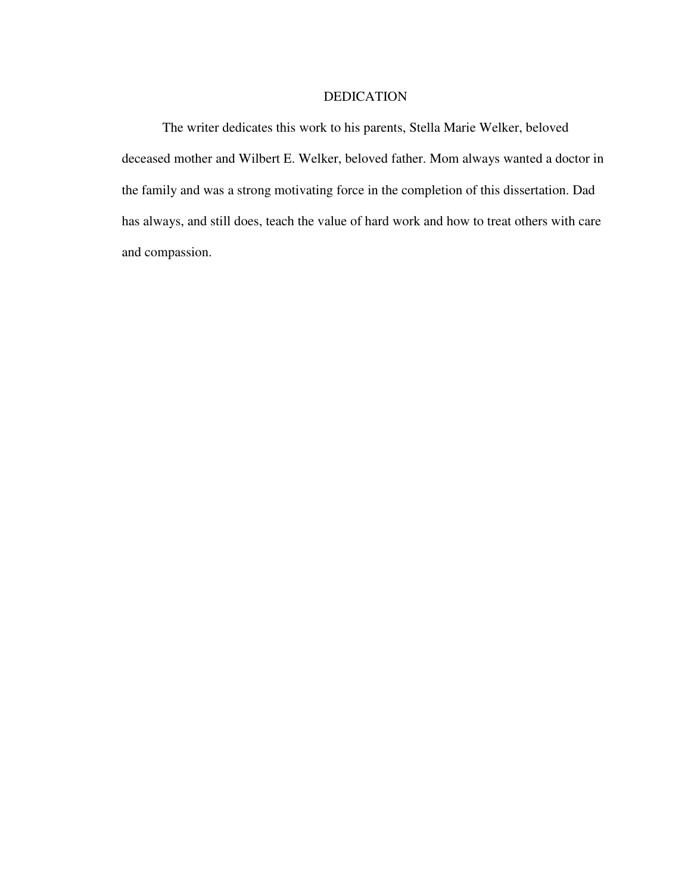# DEDICATION

The writer dedicates this work to his parents, Stella Marie Welker, beloved deceased mother and Wilbert E. Welker, beloved father. Mom always wanted a doctor in the family and was a strong motivating force in the completion of this dissertation. Dad has always, and still does, teach the value of hard work and how to treat others with care and compassion.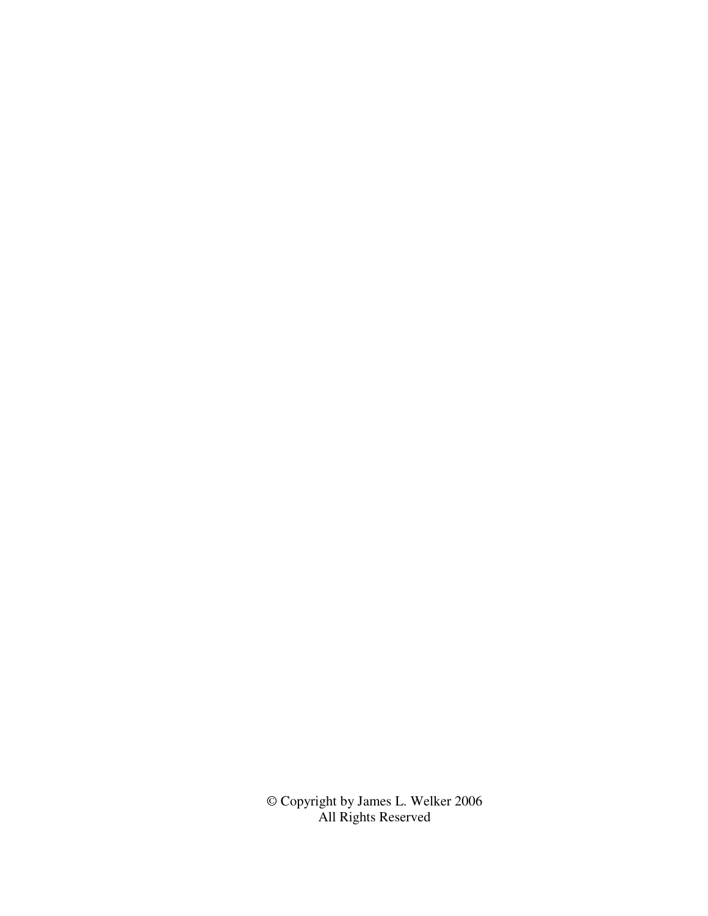© Copyright by James L. Welker 2006
All Rights Reserved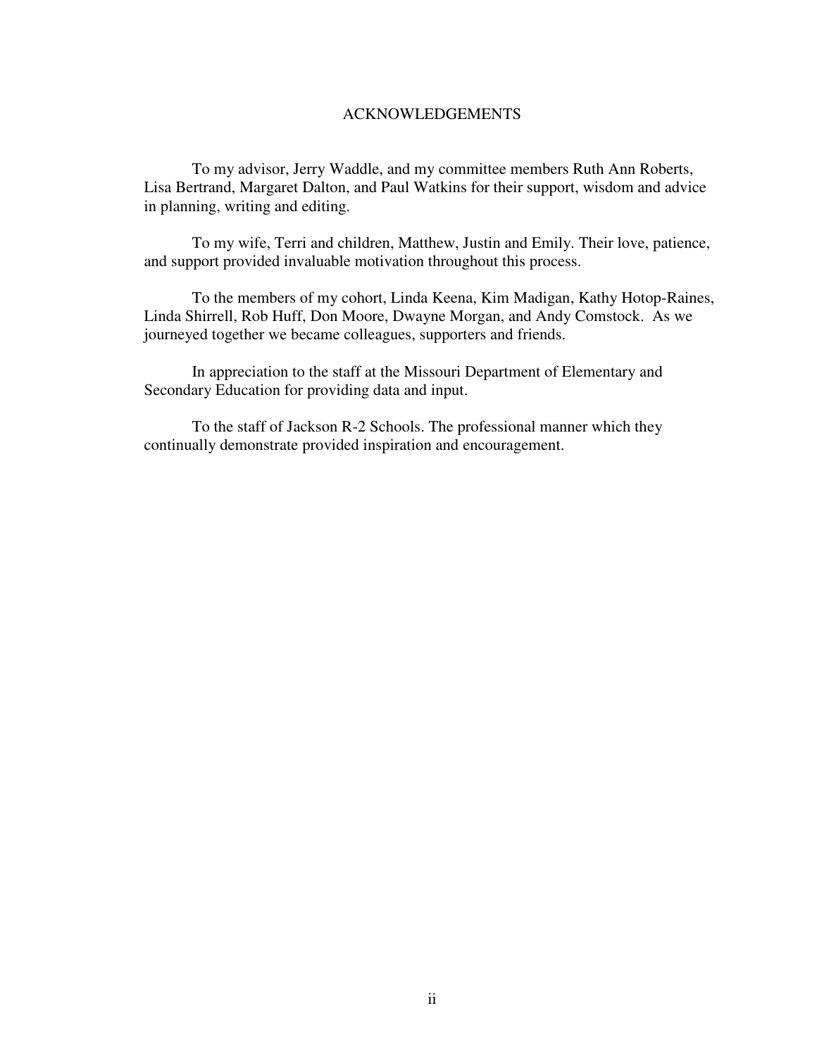# ACKNOWLEDGEMENTS

To my advisor, Jerry Waddle, and my committee members Ruth Ann Roberts, Lisa Bertrand, Margaret Dalton, and Paul Watkins for their support, wisdom and advice in planning, writing and editing.

To my wife, Terri and children, Matthew, Justin and Emily. Their love, patience, and support provided invaluable motivation throughout this process.

To the members of my cohort, Linda Keena, Kim Madigan, Kathy Hotop-Raines, Linda Shirrell, Rob Huff, Don Moore, Dwayne Morgan, and Andy Comstock. As we journeyed together we became colleagues, supporters and friends.

In appreciation to the staff at the Missouri Department of Elementary and Secondary Education for providing data and input.

To the staff of Jackson R-2 Schools. The professional manner which they continually demonstrate provided inspiration and encouragement.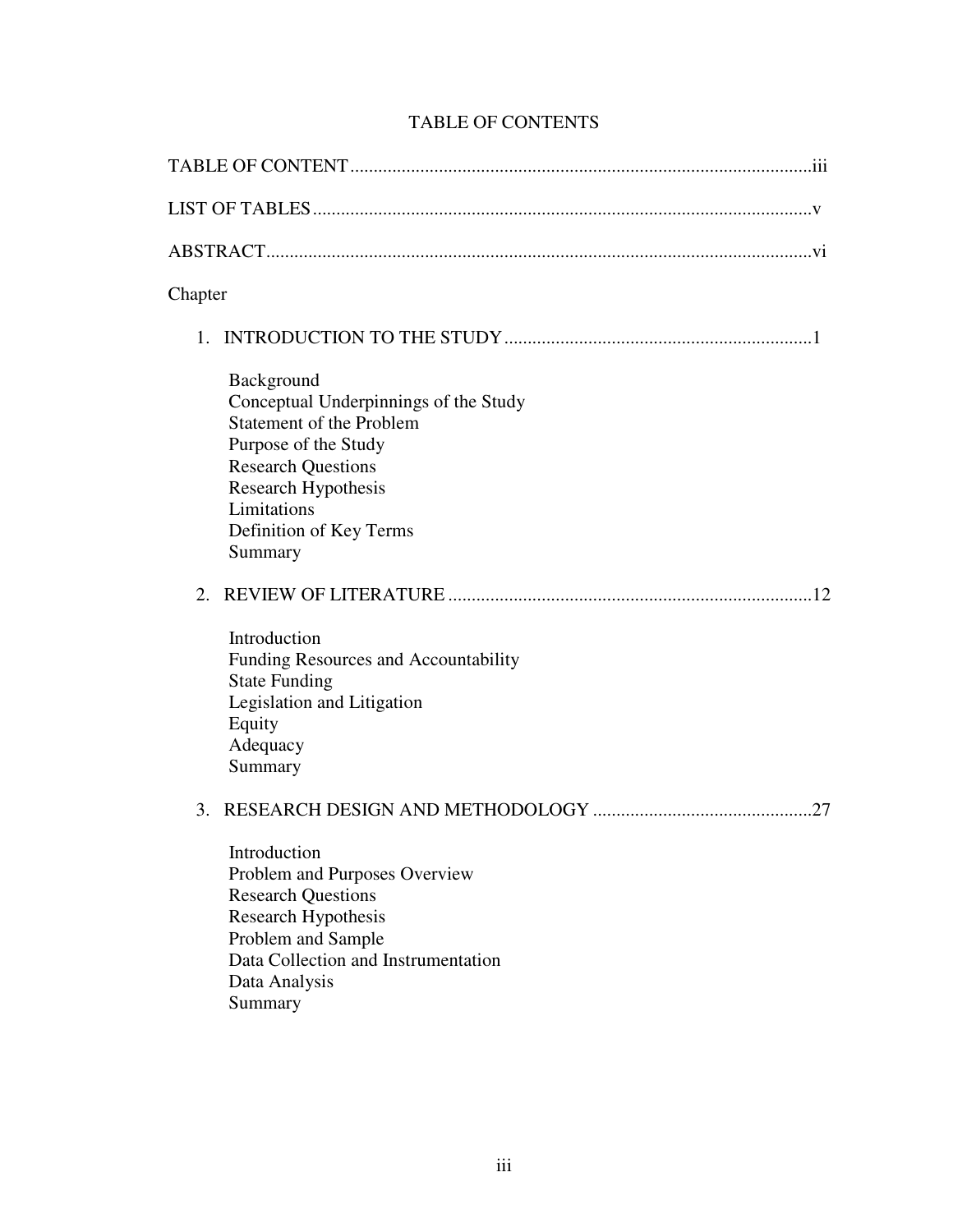# TABLE OF CONTENTS

TABLE OF CONTENT....................................................................................................iii

LIST OF TABLES..........................................................................................................v

ABSTRACT....................................................................................................................vi

Chapter

1. INTRODUCTION TO THE STUDY.................................................................1

   Background
   Conceptual Underpinnings of the Study
   Statement of the Problem
   Purpose of the Study
   Research Questions
   Research Hypothesis
   Limitations
   Definition of Key Terms
   Summary

2. REVIEW OF LITERATURE.............................................................................12

   Introduction
   Funding Resources and Accountability
   State Funding
   Legislation and Litigation
   Equity
   Adequacy
   Summary

3. RESEARCH DESIGN AND METHODOLOGY...............................................27

   Introduction
   Problem and Purposes Overview
   Research Questions
   Research Hypothesis
   Problem and Sample
   Data Collection and Instrumentation
   Data Analysis
   Summary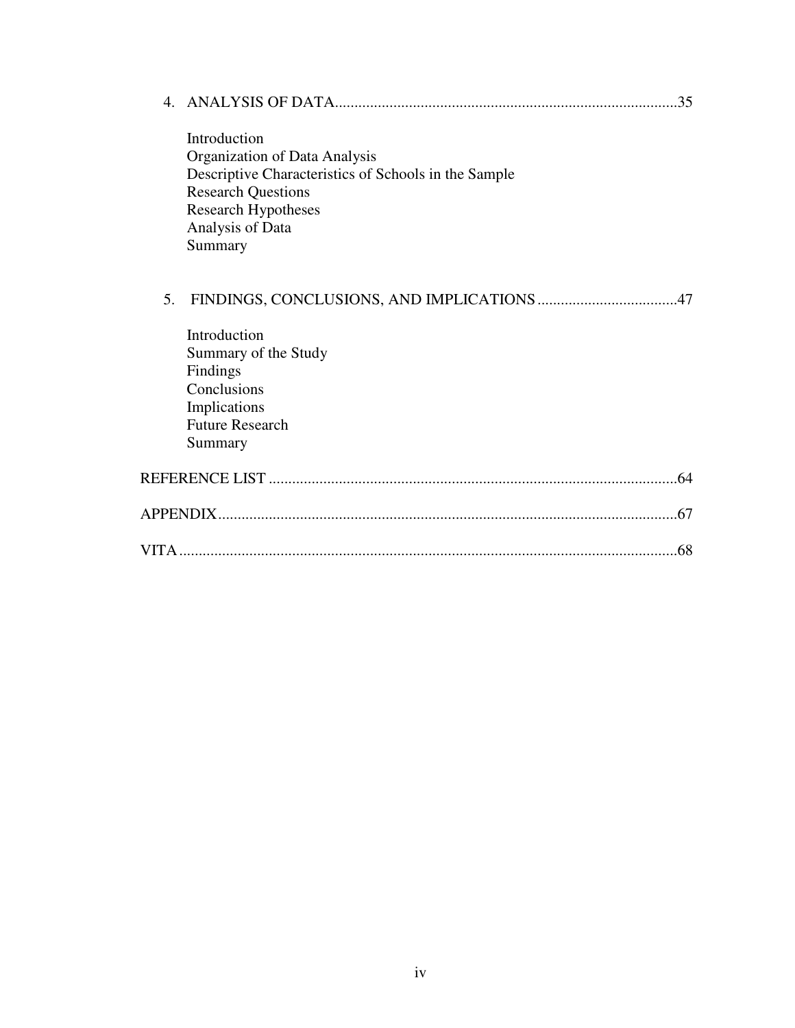4. ANALYSIS OF DATA........................................................................................35

   Introduction
   Organization of Data Analysis
   Descriptive Characteristics of Schools in the Sample
   Research Questions
   Research Hypotheses
   Analysis of Data
   Summary

5. FINDINGS, CONCLUSIONS, AND IMPLICATIONS ....................................47

   Introduction
   Summary of the Study
   Findings
   Conclusions
   Implications
   Future Research
   Summary

REFERENCE LIST ..........................................................................................................64

APPENDIX.......................................................................................................................67

VITA.................................................................................................................................68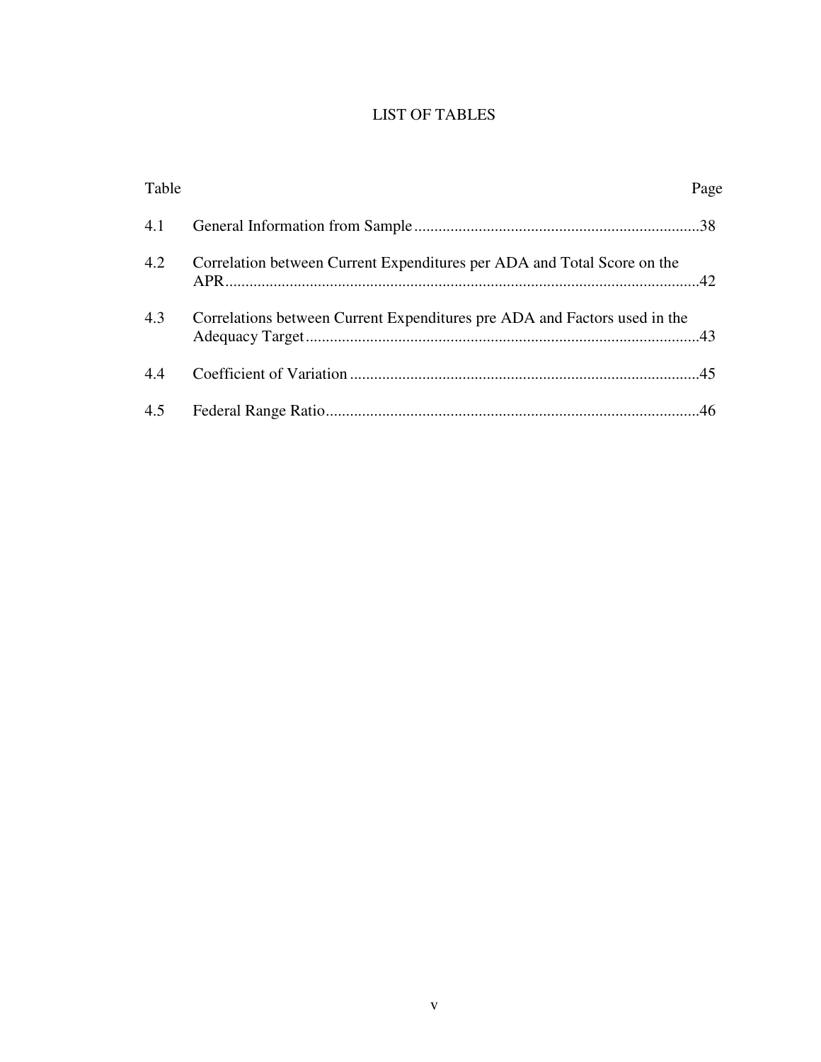# LIST OF TABLES

| Table | | Page |
|---|---|---|
| 4.1 | General Information from Sample | 38 |
| 4.2 | Correlation between Current Expenditures per ADA and Total Score on the APR | 42 |
| 4.3 | Correlations between Current Expenditures pre ADA and Factors used in the Adequacy Target | 43 |
| 4.4 | Coefficient of Variation | 45 |
| 4.5 | Federal Range Ratio | 46 |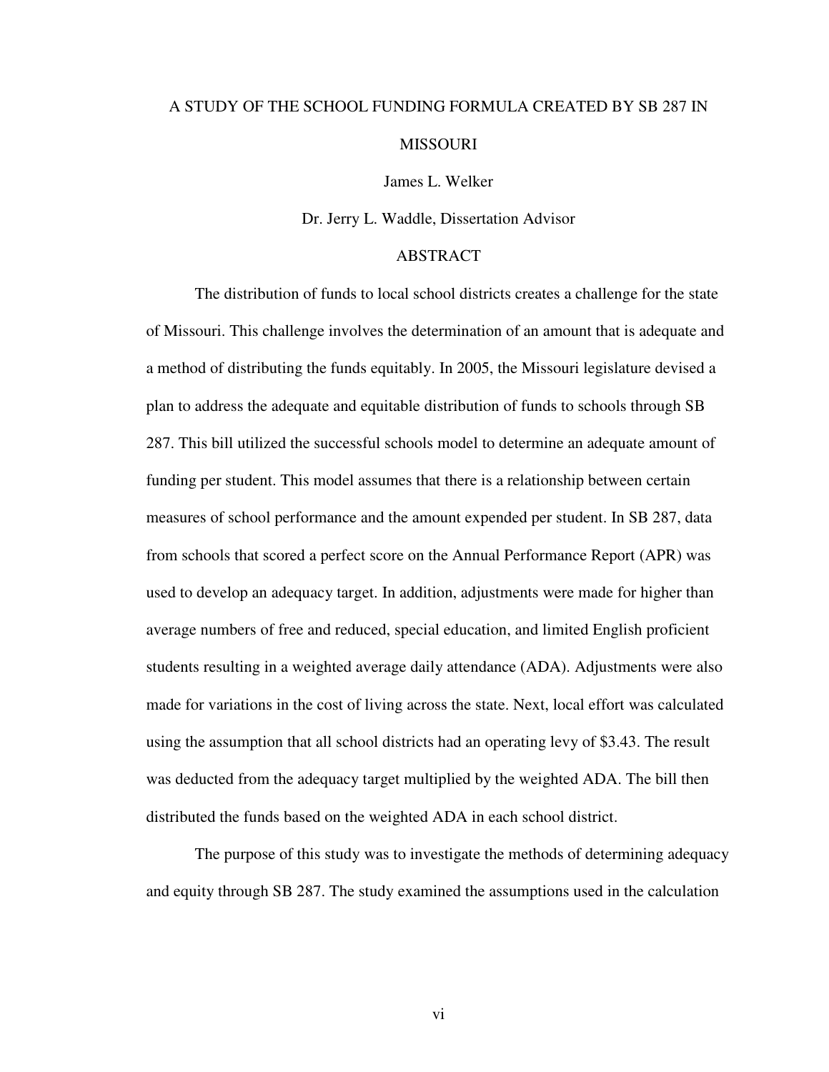A STUDY OF THE SCHOOL FUNDING FORMULA CREATED BY SB 287 IN MISSOURI

James L. Welker

Dr. Jerry L. Waddle, Dissertation Advisor

## ABSTRACT

The distribution of funds to local school districts creates a challenge for the state of Missouri. This challenge involves the determination of an amount that is adequate and a method of distributing the funds equitably. In 2005, the Missouri legislature devised a plan to address the adequate and equitable distribution of funds to schools through SB 287. This bill utilized the successful schools model to determine an adequate amount of funding per student. This model assumes that there is a relationship between certain measures of school performance and the amount expended per student. In SB 287, data from schools that scored a perfect score on the Annual Performance Report (APR) was used to develop an adequacy target. In addition, adjustments were made for higher than average numbers of free and reduced, special education, and limited English proficient students resulting in a weighted average daily attendance (ADA). Adjustments were also made for variations in the cost of living across the state. Next, local effort was calculated using the assumption that all school districts had an operating levy of $3.43. The result was deducted from the adequacy target multiplied by the weighted ADA. The bill then distributed the funds based on the weighted ADA in each school district.

The purpose of this study was to investigate the methods of determining adequacy and equity through SB 287. The study examined the assumptions used in the calculation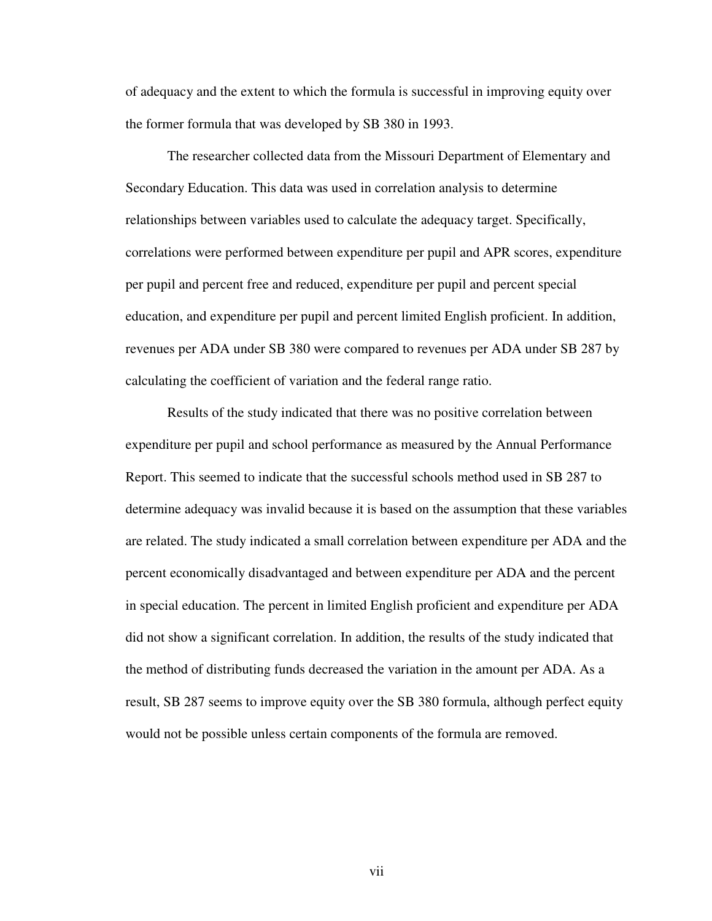of adequacy and the extent to which the formula is successful in improving equity over the former formula that was developed by SB 380 in 1993.

The researcher collected data from the Missouri Department of Elementary and Secondary Education. This data was used in correlation analysis to determine relationships between variables used to calculate the adequacy target. Specifically, correlations were performed between expenditure per pupil and APR scores, expenditure per pupil and percent free and reduced, expenditure per pupil and percent special education, and expenditure per pupil and percent limited English proficient. In addition, revenues per ADA under SB 380 were compared to revenues per ADA under SB 287 by calculating the coefficient of variation and the federal range ratio.

Results of the study indicated that there was no positive correlation between expenditure per pupil and school performance as measured by the Annual Performance Report. This seemed to indicate that the successful schools method used in SB 287 to determine adequacy was invalid because it is based on the assumption that these variables are related. The study indicated a small correlation between expenditure per ADA and the percent economically disadvantaged and between expenditure per ADA and the percent in special education. The percent in limited English proficient and expenditure per ADA did not show a significant correlation. In addition, the results of the study indicated that the method of distributing funds decreased the variation in the amount per ADA. As a result, SB 287 seems to improve equity over the SB 380 formula, although perfect equity would not be possible unless certain components of the formula are removed.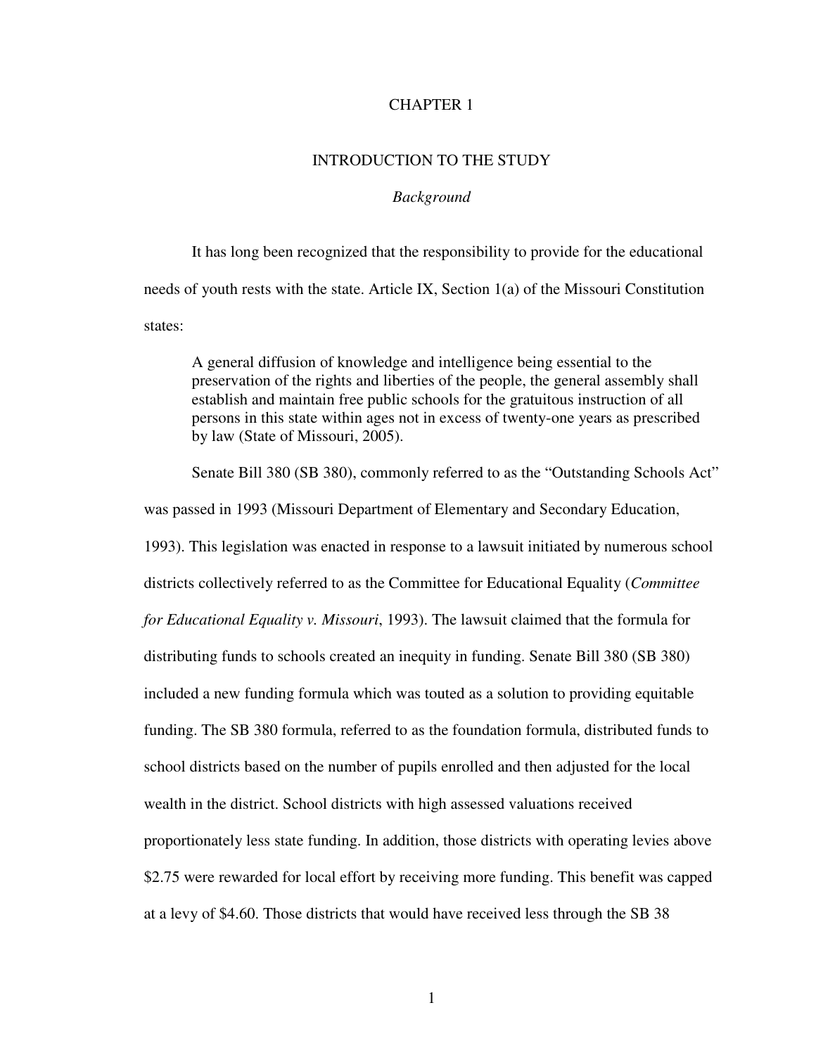# CHAPTER 1

## INTRODUCTION TO THE STUDY

### *Background*

It has long been recognized that the responsibility to provide for the educational needs of youth rests with the state. Article IX, Section 1(a) of the Missouri Constitution states:

> A general diffusion of knowledge and intelligence being essential to the preservation of the rights and liberties of the people, the general assembly shall establish and maintain free public schools for the gratuitous instruction of all persons in this state within ages not in excess of twenty-one years as prescribed by law (State of Missouri, 2005).

Senate Bill 380 (SB 380), commonly referred to as the "Outstanding Schools Act" was passed in 1993 (Missouri Department of Elementary and Secondary Education, 1993). This legislation was enacted in response to a lawsuit initiated by numerous school districts collectively referred to as the Committee for Educational Equality (*Committee for Educational Equality v. Missouri*, 1993). The lawsuit claimed that the formula for distributing funds to schools created an inequity in funding. Senate Bill 380 (SB 380) included a new funding formula which was touted as a solution to providing equitable funding. The SB 380 formula, referred to as the foundation formula, distributed funds to school districts based on the number of pupils enrolled and then adjusted for the local wealth in the district. School districts with high assessed valuations received proportionately less state funding. In addition, those districts with operating levies above $2.75 were rewarded for local effort by receiving more funding. This benefit was capped at a levy of $4.60. Those districts that would have received less through the SB 38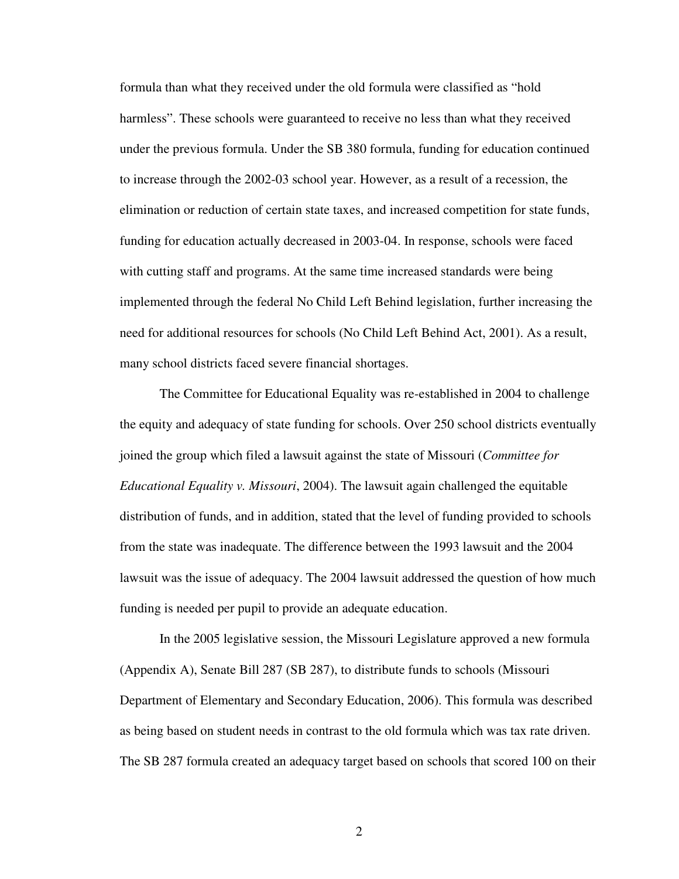formula than what they received under the old formula were classified as "hold harmless". These schools were guaranteed to receive no less than what they received under the previous formula. Under the SB 380 formula, funding for education continued to increase through the 2002-03 school year. However, as a result of a recession, the elimination or reduction of certain state taxes, and increased competition for state funds, funding for education actually decreased in 2003-04. In response, schools were faced with cutting staff and programs. At the same time increased standards were being implemented through the federal No Child Left Behind legislation, further increasing the need for additional resources for schools (No Child Left Behind Act, 2001). As a result, many school districts faced severe financial shortages.

The Committee for Educational Equality was re-established in 2004 to challenge the equity and adequacy of state funding for schools. Over 250 school districts eventually joined the group which filed a lawsuit against the state of Missouri (*Committee for Educational Equality v. Missouri*, 2004). The lawsuit again challenged the equitable distribution of funds, and in addition, stated that the level of funding provided to schools from the state was inadequate. The difference between the 1993 lawsuit and the 2004 lawsuit was the issue of adequacy. The 2004 lawsuit addressed the question of how much funding is needed per pupil to provide an adequate education.

In the 2005 legislative session, the Missouri Legislature approved a new formula (Appendix A), Senate Bill 287 (SB 287), to distribute funds to schools (Missouri Department of Elementary and Secondary Education, 2006). This formula was described as being based on student needs in contrast to the old formula which was tax rate driven. The SB 287 formula created an adequacy target based on schools that scored 100 on their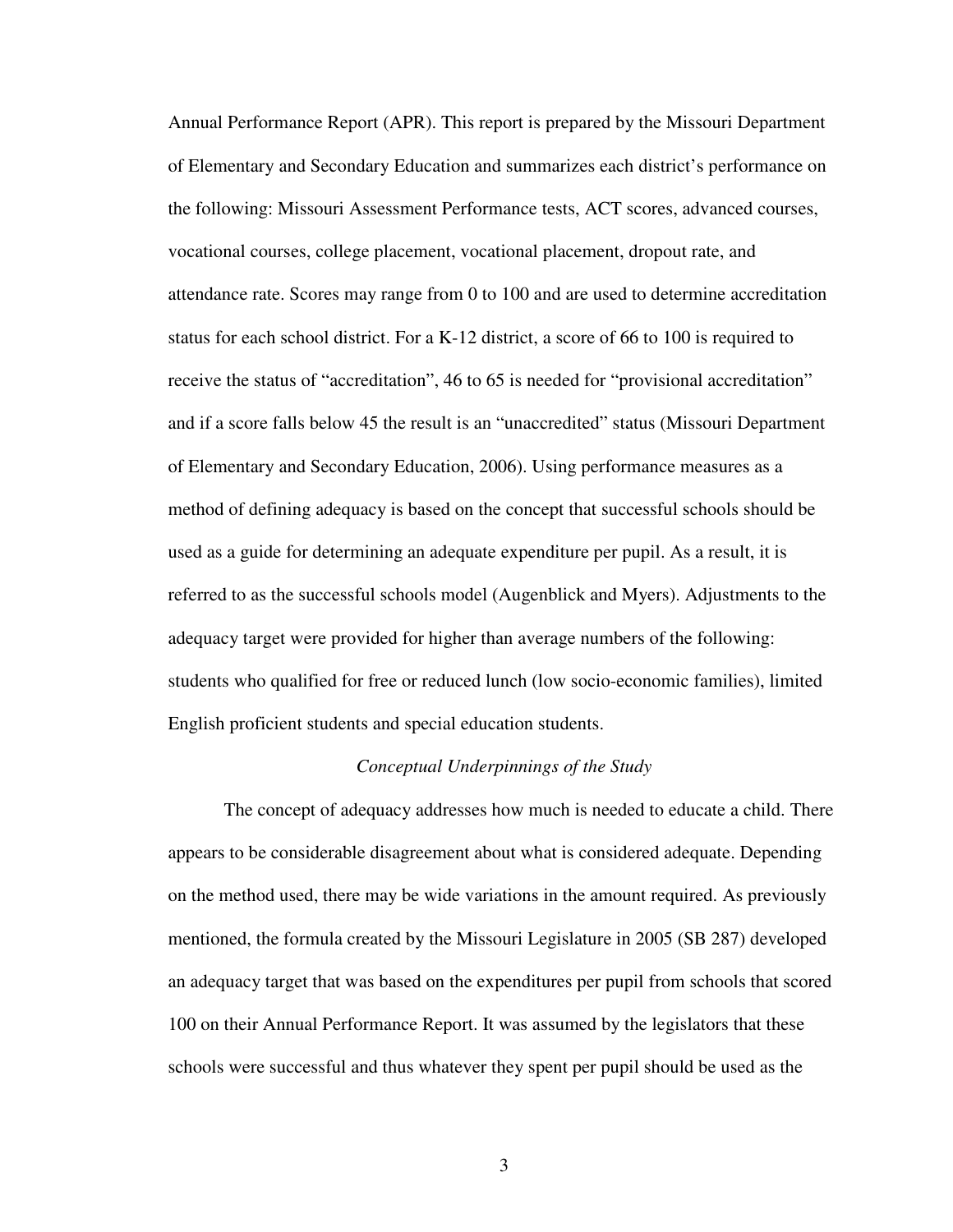Annual Performance Report (APR). This report is prepared by the Missouri Department of Elementary and Secondary Education and summarizes each district's performance on the following: Missouri Assessment Performance tests, ACT scores, advanced courses, vocational courses, college placement, vocational placement, dropout rate, and attendance rate. Scores may range from 0 to 100 and are used to determine accreditation status for each school district. For a K-12 district, a score of 66 to 100 is required to receive the status of "accreditation", 46 to 65 is needed for "provisional accreditation" and if a score falls below 45 the result is an "unaccredited" status (Missouri Department of Elementary and Secondary Education, 2006). Using performance measures as a method of defining adequacy is based on the concept that successful schools should be used as a guide for determining an adequate expenditure per pupil. As a result, it is referred to as the successful schools model (Augenblick and Myers). Adjustments to the adequacy target were provided for higher than average numbers of the following: students who qualified for free or reduced lunch (low socio-economic families), limited English proficient students and special education students.

### *Conceptual Underpinnings of the Study*

The concept of adequacy addresses how much is needed to educate a child. There appears to be considerable disagreement about what is considered adequate. Depending on the method used, there may be wide variations in the amount required. As previously mentioned, the formula created by the Missouri Legislature in 2005 (SB 287) developed an adequacy target that was based on the expenditures per pupil from schools that scored 100 on their Annual Performance Report. It was assumed by the legislators that these schools were successful and thus whatever they spent per pupil should be used as the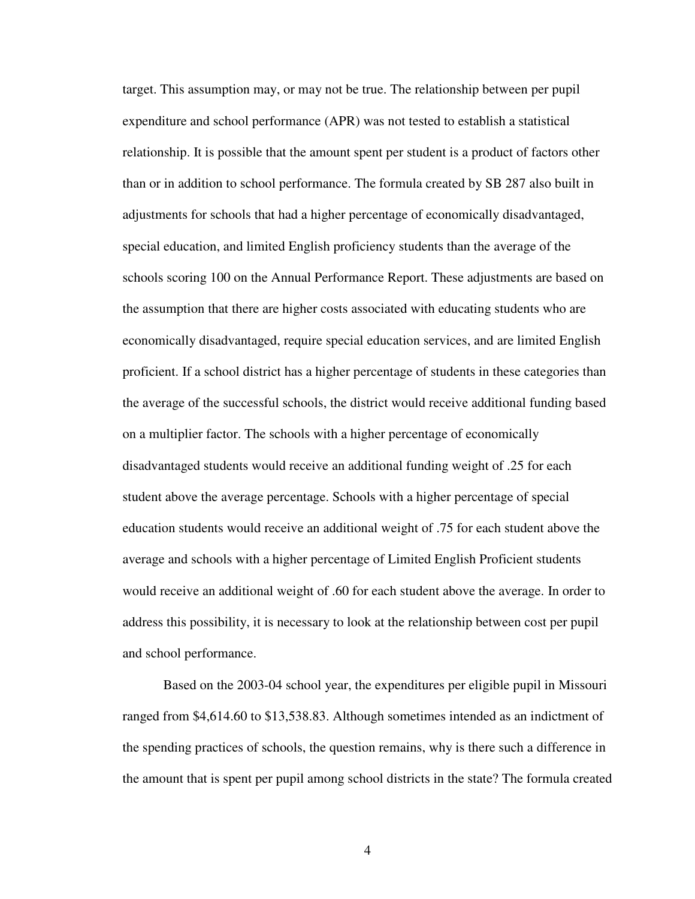target. This assumption may, or may not be true. The relationship between per pupil expenditure and school performance (APR) was not tested to establish a statistical relationship. It is possible that the amount spent per student is a product of factors other than or in addition to school performance. The formula created by SB 287 also built in adjustments for schools that had a higher percentage of economically disadvantaged, special education, and limited English proficiency students than the average of the schools scoring 100 on the Annual Performance Report. These adjustments are based on the assumption that there are higher costs associated with educating students who are economically disadvantaged, require special education services, and are limited English proficient. If a school district has a higher percentage of students in these categories than the average of the successful schools, the district would receive additional funding based on a multiplier factor. The schools with a higher percentage of economically disadvantaged students would receive an additional funding weight of .25 for each student above the average percentage. Schools with a higher percentage of special education students would receive an additional weight of .75 for each student above the average and schools with a higher percentage of Limited English Proficient students would receive an additional weight of .60 for each student above the average. In order to address this possibility, it is necessary to look at the relationship between cost per pupil and school performance.

Based on the 2003-04 school year, the expenditures per eligible pupil in Missouri ranged from $4,614.60 to $13,538.83. Although sometimes intended as an indictment of the spending practices of schools, the question remains, why is there such a difference in the amount that is spent per pupil among school districts in the state? The formula created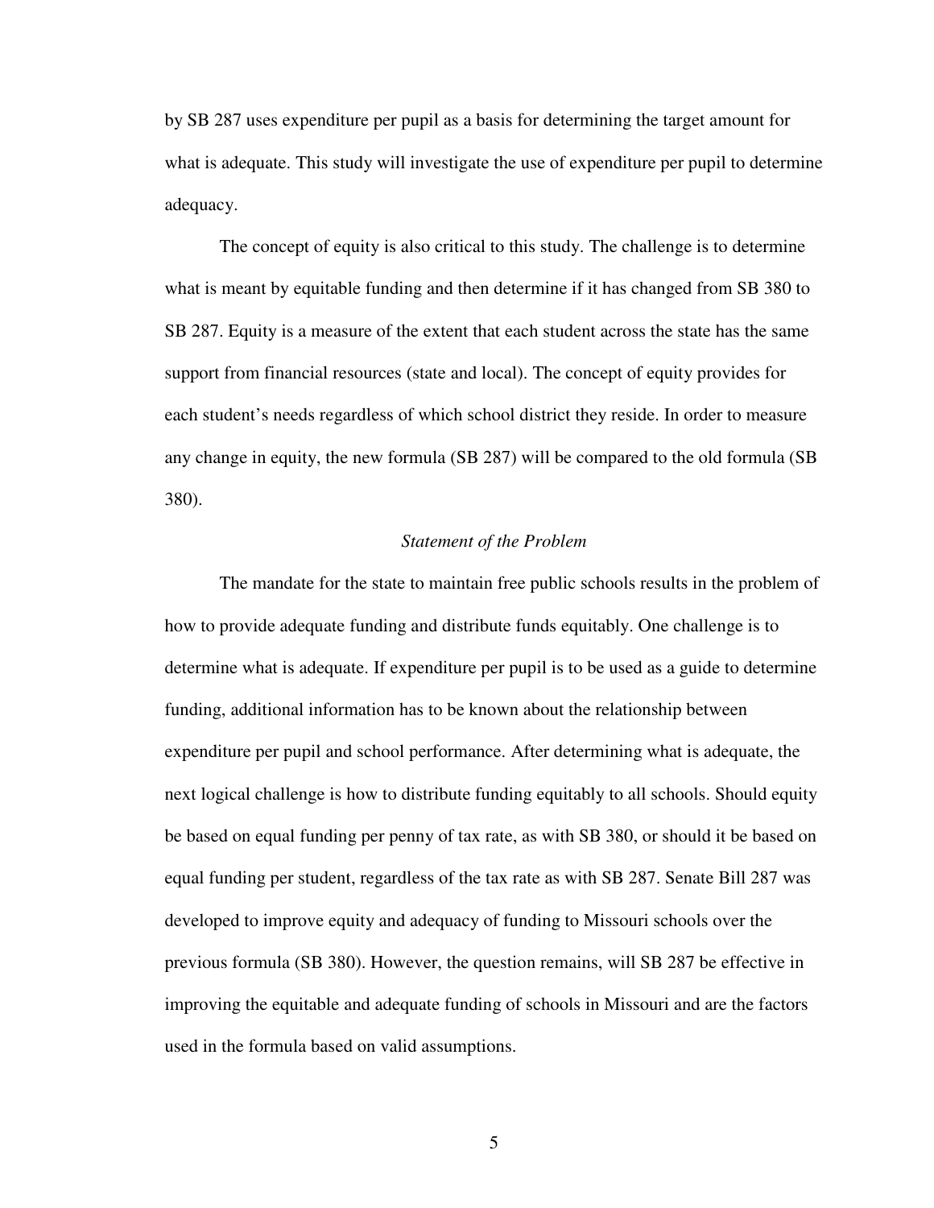by SB 287 uses expenditure per pupil as a basis for determining the target amount for what is adequate. This study will investigate the use of expenditure per pupil to determine adequacy.

The concept of equity is also critical to this study. The challenge is to determine what is meant by equitable funding and then determine if it has changed from SB 380 to SB 287. Equity is a measure of the extent that each student across the state has the same support from financial resources (state and local). The concept of equity provides for each student's needs regardless of which school district they reside. In order to measure any change in equity, the new formula (SB 287) will be compared to the old formula (SB 380).

### *Statement of the Problem*

The mandate for the state to maintain free public schools results in the problem of how to provide adequate funding and distribute funds equitably. One challenge is to determine what is adequate. If expenditure per pupil is to be used as a guide to determine funding, additional information has to be known about the relationship between expenditure per pupil and school performance. After determining what is adequate, the next logical challenge is how to distribute funding equitably to all schools. Should equity be based on equal funding per penny of tax rate, as with SB 380, or should it be based on equal funding per student, regardless of the tax rate as with SB 287. Senate Bill 287 was developed to improve equity and adequacy of funding to Missouri schools over the previous formula (SB 380). However, the question remains, will SB 287 be effective in improving the equitable and adequate funding of schools in Missouri and are the factors used in the formula based on valid assumptions.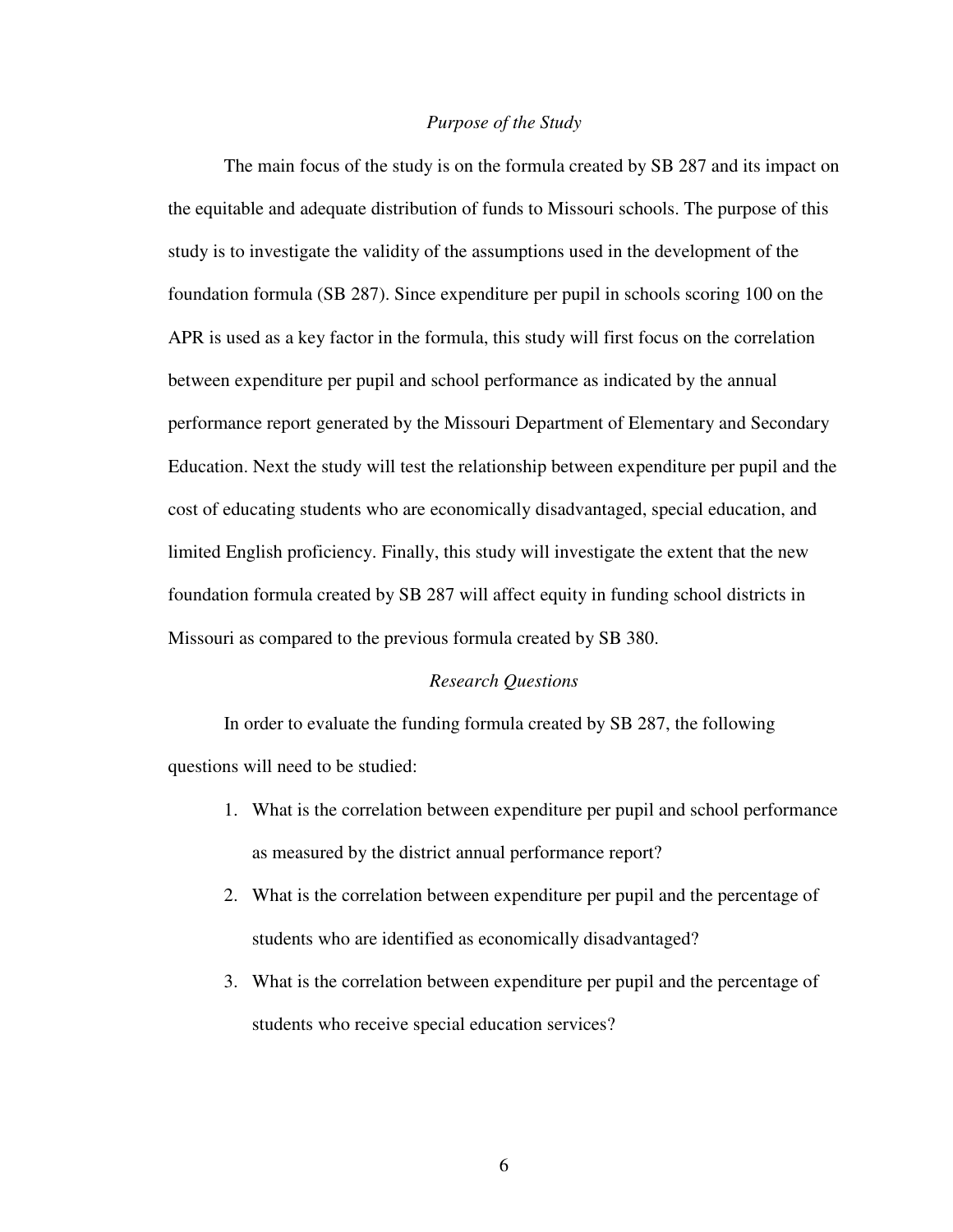## *Purpose of the Study*

The main focus of the study is on the formula created by SB 287 and its impact on the equitable and adequate distribution of funds to Missouri schools. The purpose of this study is to investigate the validity of the assumptions used in the development of the foundation formula (SB 287). Since expenditure per pupil in schools scoring 100 on the APR is used as a key factor in the formula, this study will first focus on the correlation between expenditure per pupil and school performance as indicated by the annual performance report generated by the Missouri Department of Elementary and Secondary Education. Next the study will test the relationship between expenditure per pupil and the cost of educating students who are economically disadvantaged, special education, and limited English proficiency. Finally, this study will investigate the extent that the new foundation formula created by SB 287 will affect equity in funding school districts in Missouri as compared to the previous formula created by SB 380.

## *Research Questions*

In order to evaluate the funding formula created by SB 287, the following questions will need to be studied:

1. What is the correlation between expenditure per pupil and school performance as measured by the district annual performance report?
2. What is the correlation between expenditure per pupil and the percentage of students who are identified as economically disadvantaged?
3. What is the correlation between expenditure per pupil and the percentage of students who receive special education services?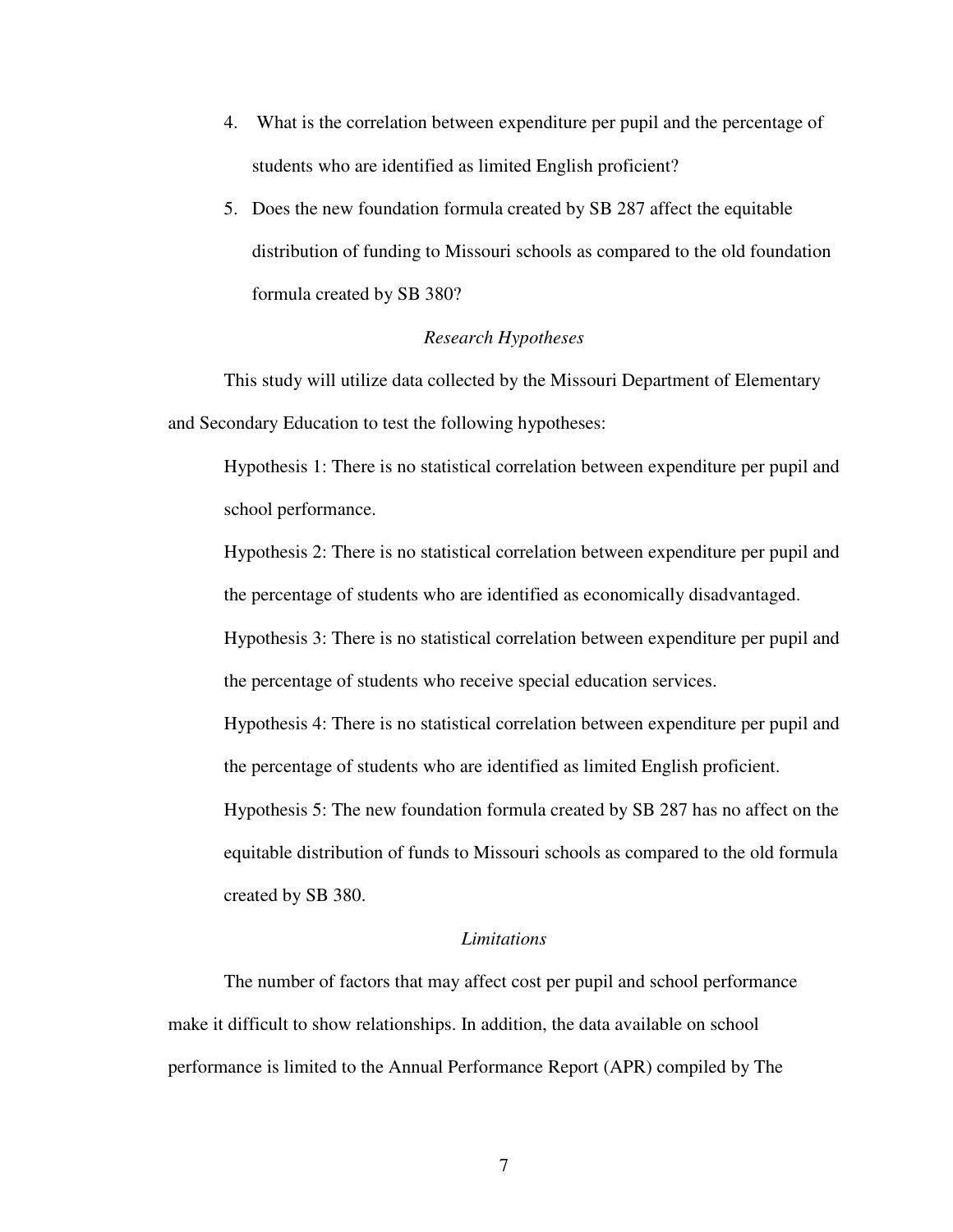4. What is the correlation between expenditure per pupil and the percentage of students who are identified as limited English proficient?
5. Does the new foundation formula created by SB 287 affect the equitable distribution of funding to Missouri schools as compared to the old foundation formula created by SB 380?

### *Research Hypotheses*

This study will utilize data collected by the Missouri Department of Elementary and Secondary Education to test the following hypotheses:

Hypothesis 1: There is no statistical correlation between expenditure per pupil and school performance.

Hypothesis 2: There is no statistical correlation between expenditure per pupil and the percentage of students who are identified as economically disadvantaged.

Hypothesis 3: There is no statistical correlation between expenditure per pupil and the percentage of students who receive special education services.

Hypothesis 4: There is no statistical correlation between expenditure per pupil and the percentage of students who are identified as limited English proficient.

Hypothesis 5: The new foundation formula created by SB 287 has no affect on the equitable distribution of funds to Missouri schools as compared to the old formula created by SB 380.

### *Limitations*

The number of factors that may affect cost per pupil and school performance make it difficult to show relationships. In addition, the data available on school performance is limited to the Annual Performance Report (APR) compiled by The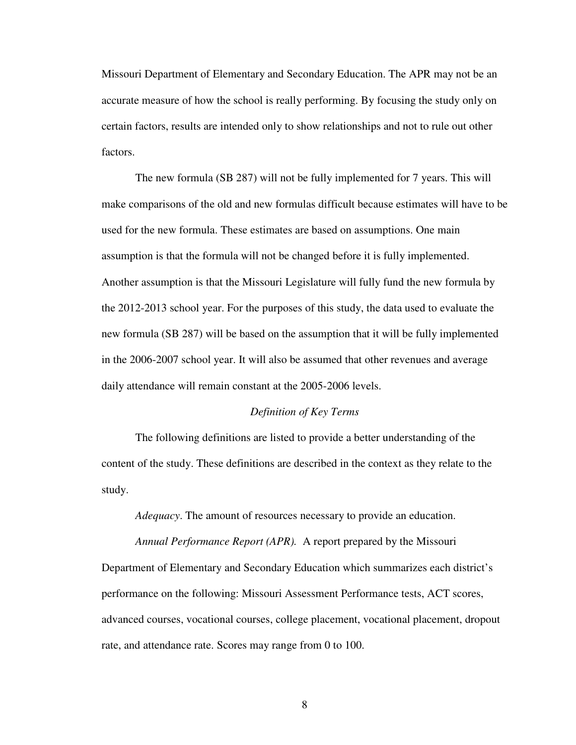Missouri Department of Elementary and Secondary Education. The APR may not be an accurate measure of how the school is really performing. By focusing the study only on certain factors, results are intended only to show relationships and not to rule out other factors.

The new formula (SB 287) will not be fully implemented for 7 years. This will make comparisons of the old and new formulas difficult because estimates will have to be used for the new formula. These estimates are based on assumptions. One main assumption is that the formula will not be changed before it is fully implemented. Another assumption is that the Missouri Legislature will fully fund the new formula by the 2012-2013 school year. For the purposes of this study, the data used to evaluate the new formula (SB 287) will be based on the assumption that it will be fully implemented in the 2006-2007 school year. It will also be assumed that other revenues and average daily attendance will remain constant at the 2005-2006 levels.

### *Definition of Key Terms*

The following definitions are listed to provide a better understanding of the content of the study. These definitions are described in the context as they relate to the study.

*Adequacy*. The amount of resources necessary to provide an education.

*Annual Performance Report (APR).* A report prepared by the Missouri Department of Elementary and Secondary Education which summarizes each district's performance on the following: Missouri Assessment Performance tests, ACT scores, advanced courses, vocational courses, college placement, vocational placement, dropout rate, and attendance rate. Scores may range from 0 to 100.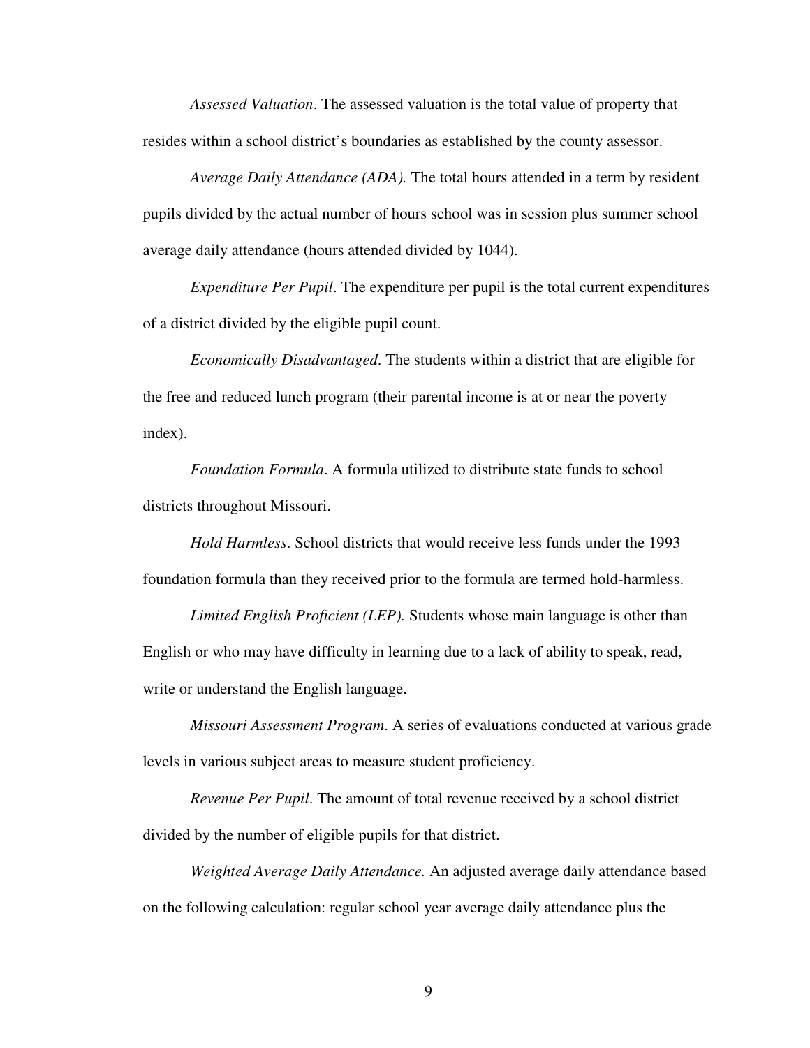*Assessed Valuation*. The assessed valuation is the total value of property that resides within a school district's boundaries as established by the county assessor.

*Average Daily Attendance (ADA).* The total hours attended in a term by resident pupils divided by the actual number of hours school was in session plus summer school average daily attendance (hours attended divided by 1044).

*Expenditure Per Pupil*. The expenditure per pupil is the total current expenditures of a district divided by the eligible pupil count.

*Economically Disadvantaged*. The students within a district that are eligible for the free and reduced lunch program (their parental income is at or near the poverty index).

*Foundation Formula*. A formula utilized to distribute state funds to school districts throughout Missouri.

*Hold Harmless*. School districts that would receive less funds under the 1993 foundation formula than they received prior to the formula are termed hold-harmless.

*Limited English Proficient (LEP).* Students whose main language is other than English or who may have difficulty in learning due to a lack of ability to speak, read, write or understand the English language.

*Missouri Assessment Program*. A series of evaluations conducted at various grade levels in various subject areas to measure student proficiency.

*Revenue Per Pupil*. The amount of total revenue received by a school district divided by the number of eligible pupils for that district.

*Weighted Average Daily Attendance.* An adjusted average daily attendance based on the following calculation: regular school year average daily attendance plus the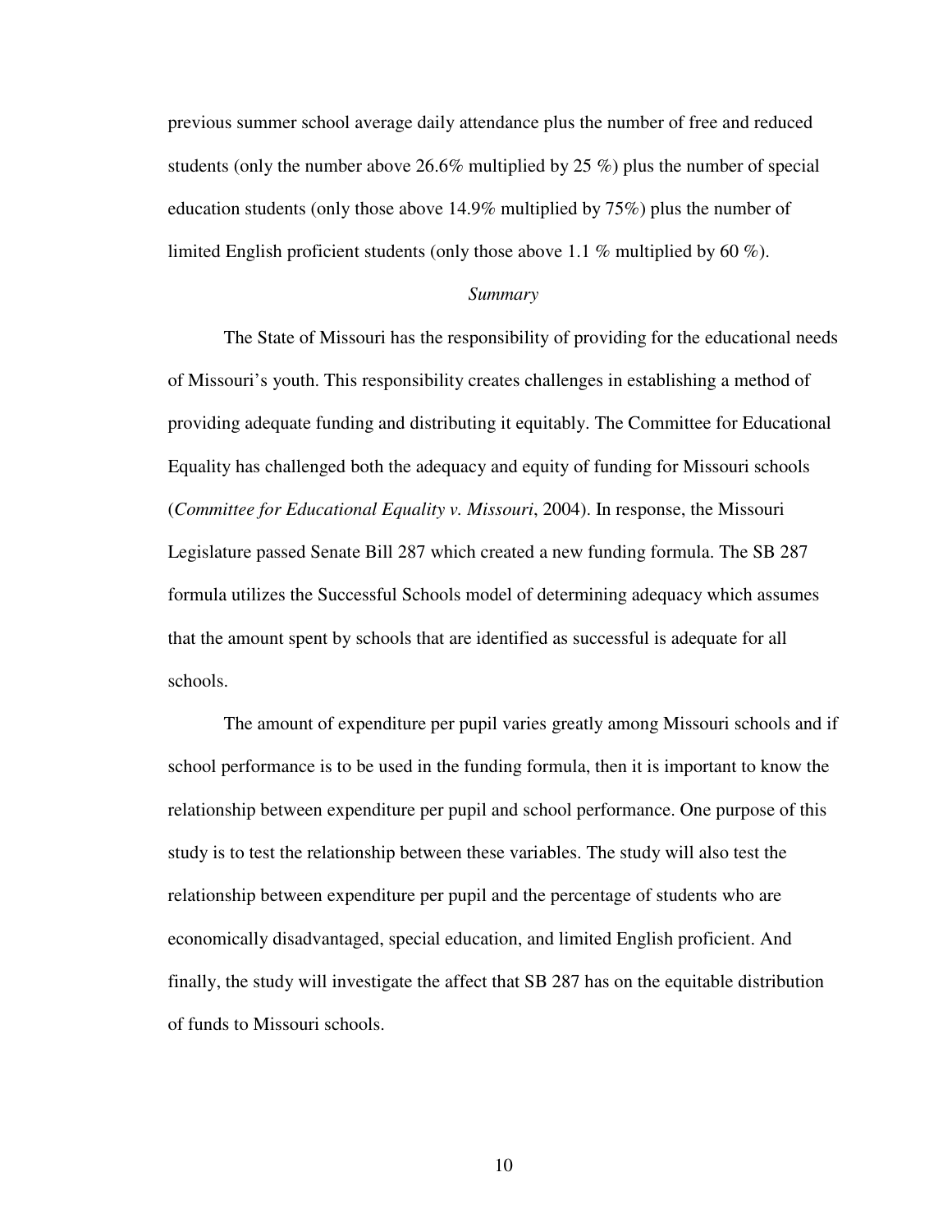previous summer school average daily attendance plus the number of free and reduced students (only the number above 26.6% multiplied by 25 %) plus the number of special education students (only those above 14.9% multiplied by 75%) plus the number of limited English proficient students (only those above 1.1 % multiplied by 60 %).

*Summary*

The State of Missouri has the responsibility of providing for the educational needs of Missouri's youth. This responsibility creates challenges in establishing a method of providing adequate funding and distributing it equitably. The Committee for Educational Equality has challenged both the adequacy and equity of funding for Missouri schools (*Committee for Educational Equality v. Missouri*, 2004). In response, the Missouri Legislature passed Senate Bill 287 which created a new funding formula. The SB 287 formula utilizes the Successful Schools model of determining adequacy which assumes that the amount spent by schools that are identified as successful is adequate for all schools.

The amount of expenditure per pupil varies greatly among Missouri schools and if school performance is to be used in the funding formula, then it is important to know the relationship between expenditure per pupil and school performance. One purpose of this study is to test the relationship between these variables. The study will also test the relationship between expenditure per pupil and the percentage of students who are economically disadvantaged, special education, and limited English proficient. And finally, the study will investigate the affect that SB 287 has on the equitable distribution of funds to Missouri schools.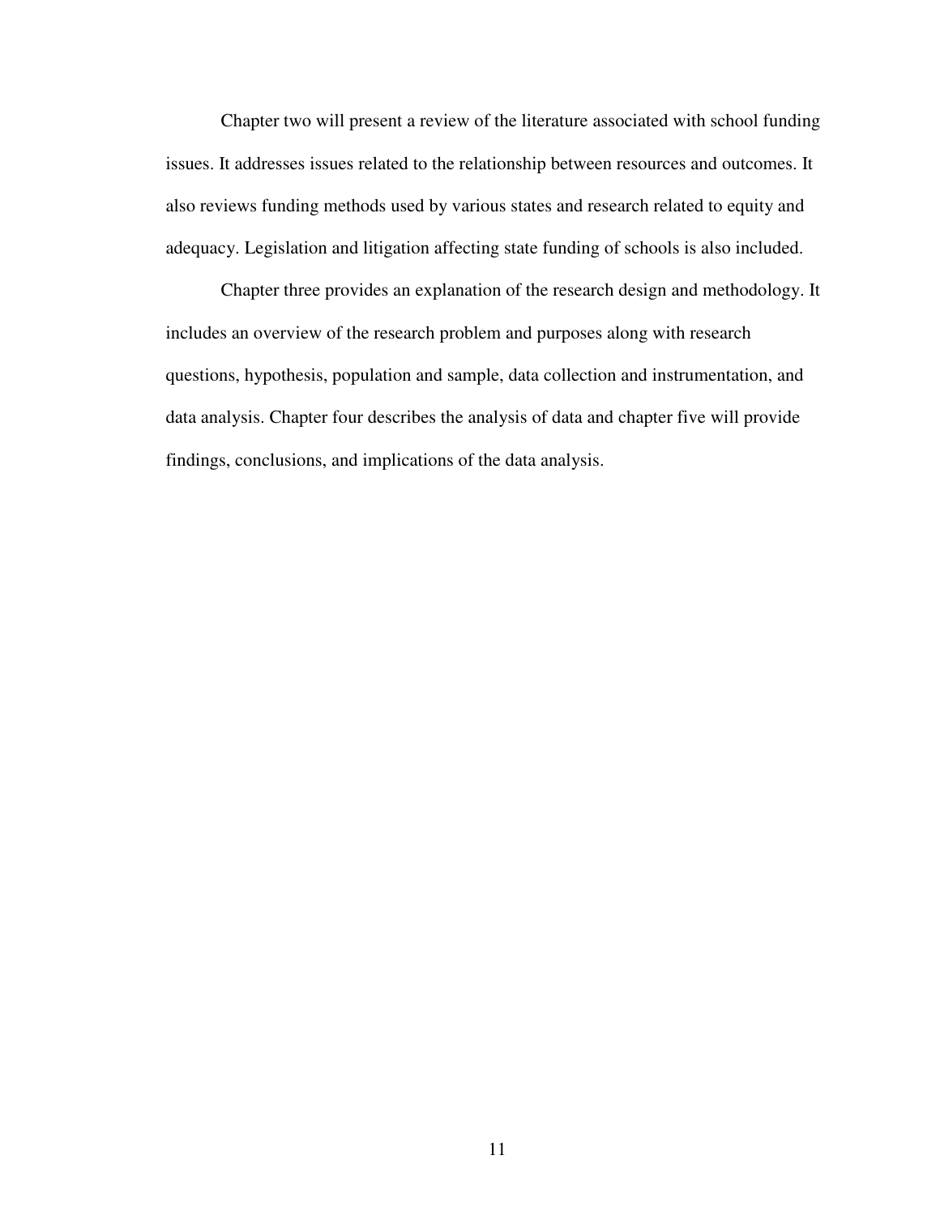Chapter two will present a review of the literature associated with school funding issues. It addresses issues related to the relationship between resources and outcomes. It also reviews funding methods used by various states and research related to equity and adequacy. Legislation and litigation affecting state funding of schools is also included.

Chapter three provides an explanation of the research design and methodology. It includes an overview of the research problem and purposes along with research questions, hypothesis, population and sample, data collection and instrumentation, and data analysis. Chapter four describes the analysis of data and chapter five will provide findings, conclusions, and implications of the data analysis.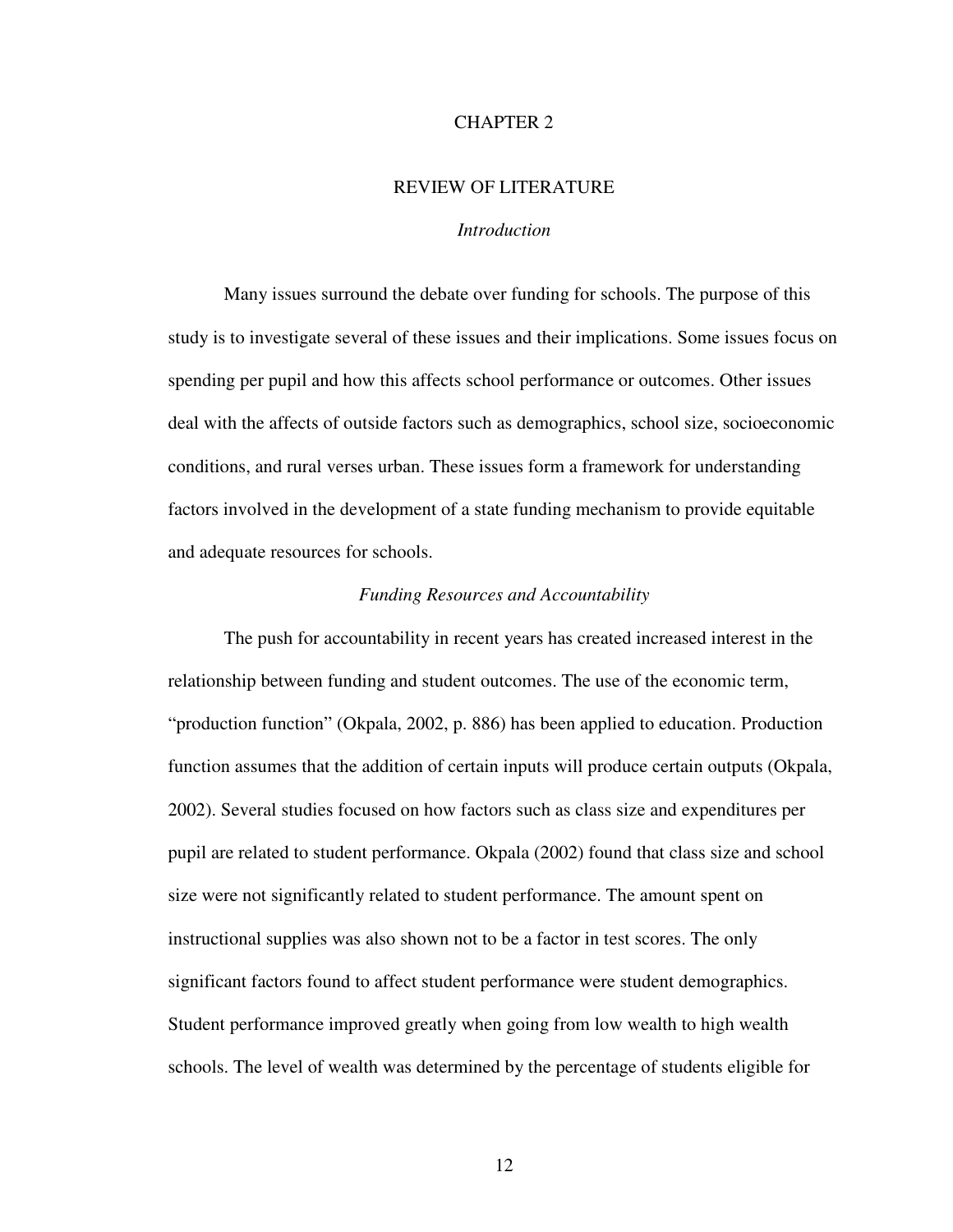# CHAPTER 2

## REVIEW OF LITERATURE

### *Introduction*

Many issues surround the debate over funding for schools. The purpose of this study is to investigate several of these issues and their implications. Some issues focus on spending per pupil and how this affects school performance or outcomes. Other issues deal with the affects of outside factors such as demographics, school size, socioeconomic conditions, and rural verses urban. These issues form a framework for understanding factors involved in the development of a state funding mechanism to provide equitable and adequate resources for schools.

### *Funding Resources and Accountability*

The push for accountability in recent years has created increased interest in the relationship between funding and student outcomes. The use of the economic term, "production function" (Okpala, 2002, p. 886) has been applied to education. Production function assumes that the addition of certain inputs will produce certain outputs (Okpala, 2002). Several studies focused on how factors such as class size and expenditures per pupil are related to student performance. Okpala (2002) found that class size and school size were not significantly related to student performance. The amount spent on instructional supplies was also shown not to be a factor in test scores. The only significant factors found to affect student performance were student demographics. Student performance improved greatly when going from low wealth to high wealth schools. The level of wealth was determined by the percentage of students eligible for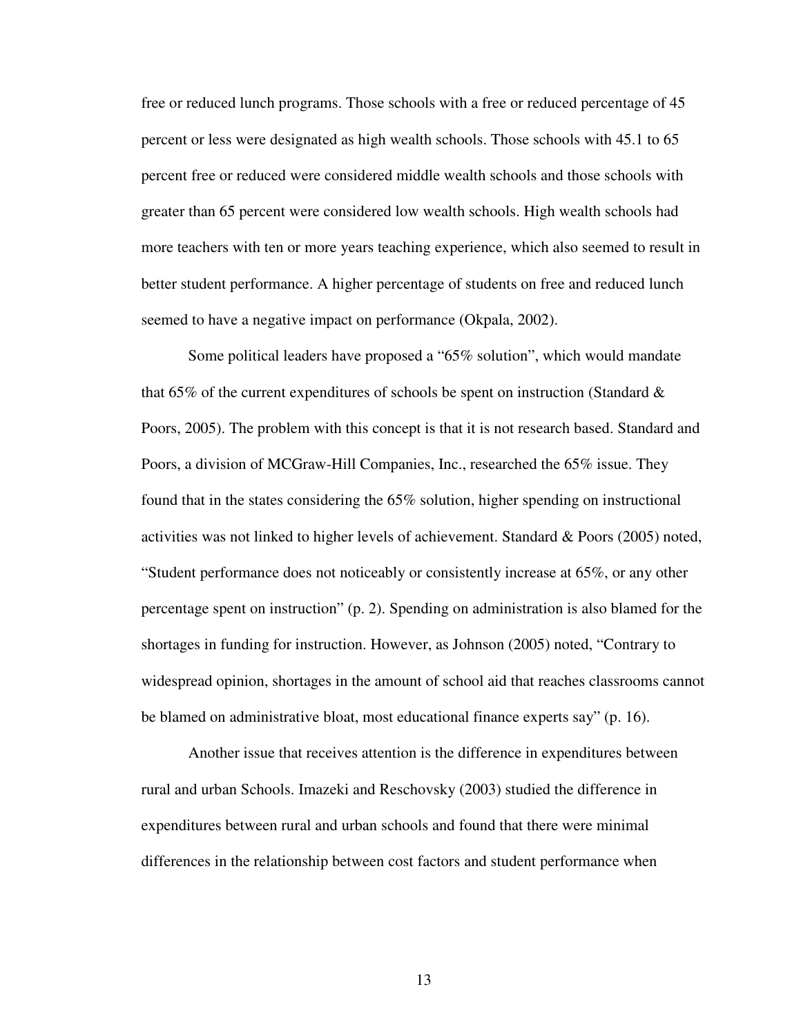free or reduced lunch programs. Those schools with a free or reduced percentage of 45 percent or less were designated as high wealth schools. Those schools with 45.1 to 65 percent free or reduced were considered middle wealth schools and those schools with greater than 65 percent were considered low wealth schools. High wealth schools had more teachers with ten or more years teaching experience, which also seemed to result in better student performance. A higher percentage of students on free and reduced lunch seemed to have a negative impact on performance (Okpala, 2002).

Some political leaders have proposed a "65% solution", which would mandate that 65% of the current expenditures of schools be spent on instruction (Standard & Poors, 2005). The problem with this concept is that it is not research based. Standard and Poors, a division of MCGraw-Hill Companies, Inc., researched the 65% issue. They found that in the states considering the 65% solution, higher spending on instructional activities was not linked to higher levels of achievement. Standard & Poors (2005) noted, "Student performance does not noticeably or consistently increase at 65%, or any other percentage spent on instruction" (p. 2). Spending on administration is also blamed for the shortages in funding for instruction. However, as Johnson (2005) noted, "Contrary to widespread opinion, shortages in the amount of school aid that reaches classrooms cannot be blamed on administrative bloat, most educational finance experts say" (p. 16).

Another issue that receives attention is the difference in expenditures between rural and urban Schools. Imazeki and Reschovsky (2003) studied the difference in expenditures between rural and urban schools and found that there were minimal differences in the relationship between cost factors and student performance when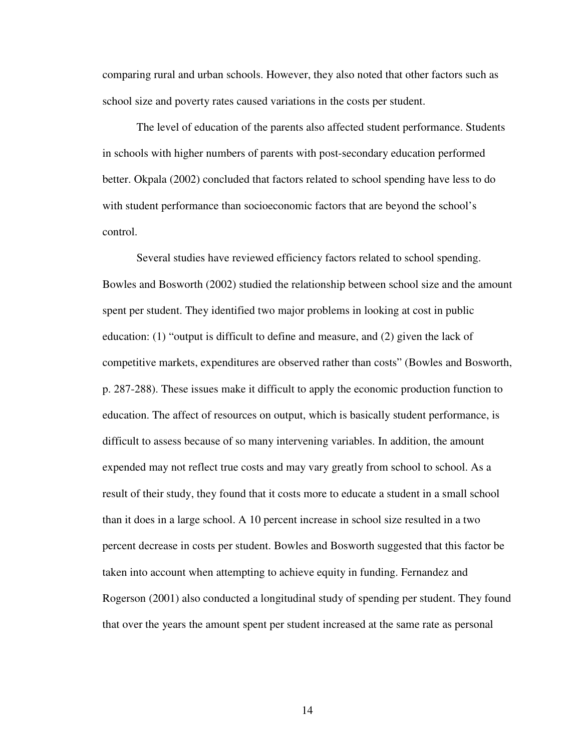comparing rural and urban schools. However, they also noted that other factors such as school size and poverty rates caused variations in the costs per student.

The level of education of the parents also affected student performance. Students in schools with higher numbers of parents with post-secondary education performed better. Okpala (2002) concluded that factors related to school spending have less to do with student performance than socioeconomic factors that are beyond the school's control.

Several studies have reviewed efficiency factors related to school spending. Bowles and Bosworth (2002) studied the relationship between school size and the amount spent per student. They identified two major problems in looking at cost in public education: (1) "output is difficult to define and measure, and (2) given the lack of competitive markets, expenditures are observed rather than costs" (Bowles and Bosworth, p. 287-288). These issues make it difficult to apply the economic production function to education. The affect of resources on output, which is basically student performance, is difficult to assess because of so many intervening variables. In addition, the amount expended may not reflect true costs and may vary greatly from school to school. As a result of their study, they found that it costs more to educate a student in a small school than it does in a large school. A 10 percent increase in school size resulted in a two percent decrease in costs per student. Bowles and Bosworth suggested that this factor be taken into account when attempting to achieve equity in funding. Fernandez and Rogerson (2001) also conducted a longitudinal study of spending per student. They found that over the years the amount spent per student increased at the same rate as personal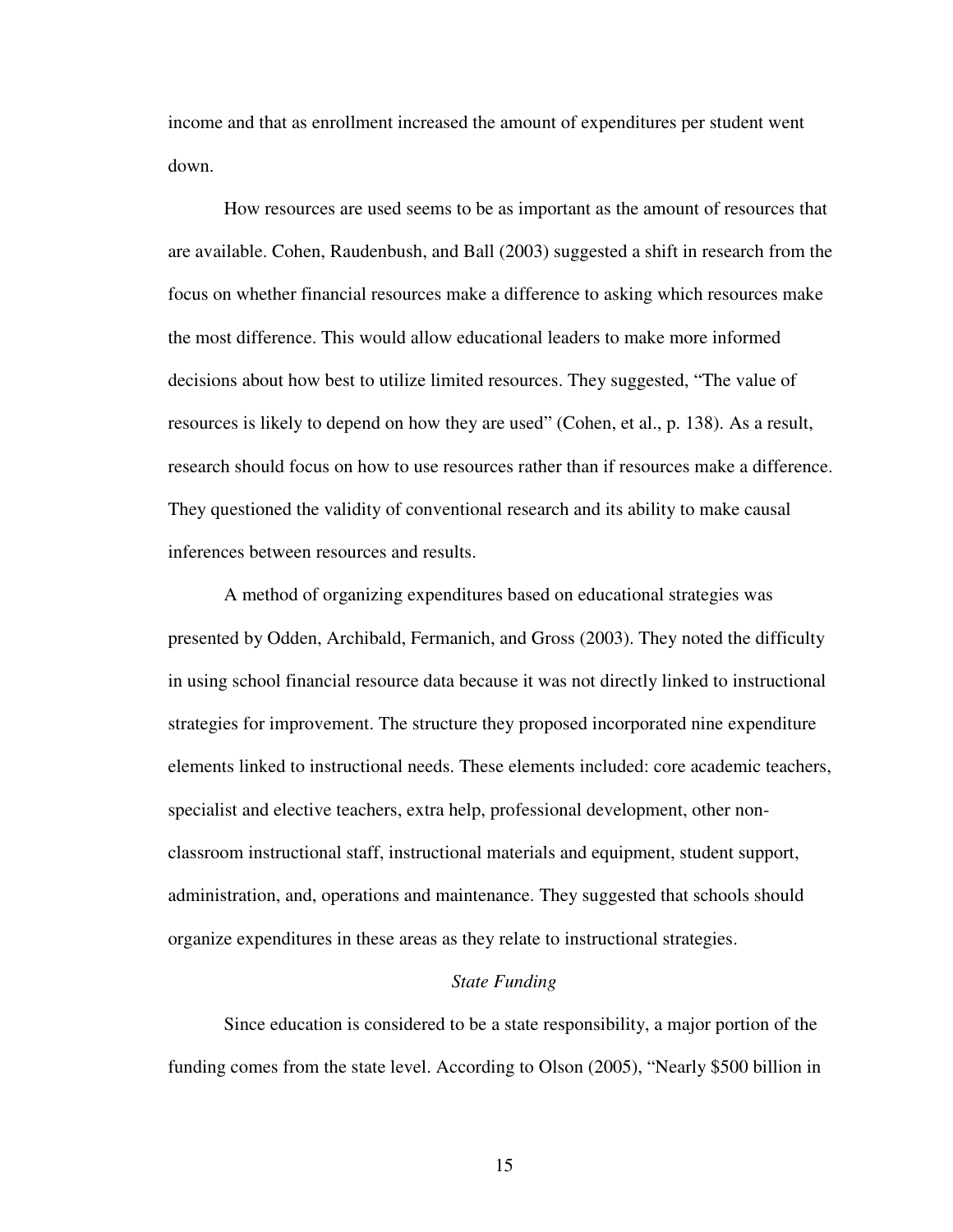income and that as enrollment increased the amount of expenditures per student went down.

How resources are used seems to be as important as the amount of resources that are available. Cohen, Raudenbush, and Ball (2003) suggested a shift in research from the focus on whether financial resources make a difference to asking which resources make the most difference. This would allow educational leaders to make more informed decisions about how best to utilize limited resources. They suggested, "The value of resources is likely to depend on how they are used" (Cohen, et al., p. 138). As a result, research should focus on how to use resources rather than if resources make a difference. They questioned the validity of conventional research and its ability to make causal inferences between resources and results.

A method of organizing expenditures based on educational strategies was presented by Odden, Archibald, Fermanich, and Gross (2003). They noted the difficulty in using school financial resource data because it was not directly linked to instructional strategies for improvement. The structure they proposed incorporated nine expenditure elements linked to instructional needs. These elements included: core academic teachers, specialist and elective teachers, extra help, professional development, other non-classroom instructional staff, instructional materials and equipment, student support, administration, and, operations and maintenance. They suggested that schools should organize expenditures in these areas as they relate to instructional strategies.

### *State Funding*

Since education is considered to be a state responsibility, a major portion of the funding comes from the state level. According to Olson (2005), "Nearly $500 billion in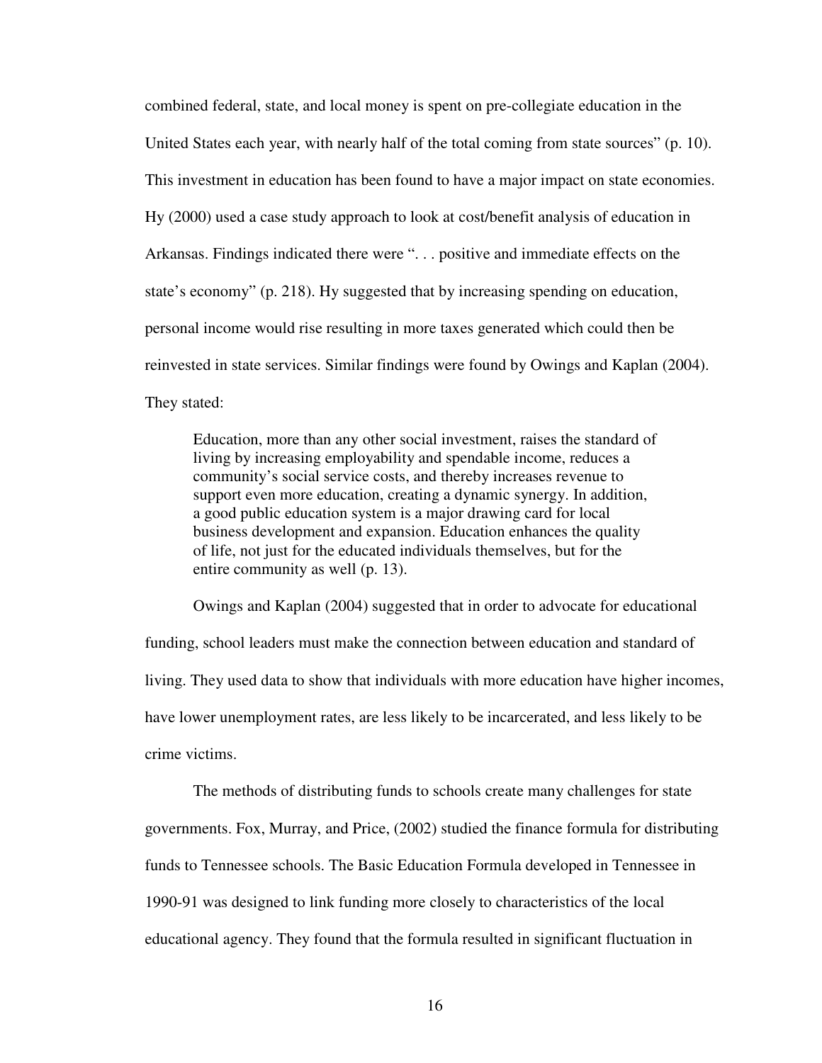combined federal, state, and local money is spent on pre-collegiate education in the United States each year, with nearly half of the total coming from state sources" (p. 10). This investment in education has been found to have a major impact on state economies. Hy (2000) used a case study approach to look at cost/benefit analysis of education in Arkansas. Findings indicated there were ". . . positive and immediate effects on the state's economy" (p. 218). Hy suggested that by increasing spending on education, personal income would rise resulting in more taxes generated which could then be reinvested in state services. Similar findings were found by Owings and Kaplan (2004). They stated:

> Education, more than any other social investment, raises the standard of living by increasing employability and spendable income, reduces a community's social service costs, and thereby increases revenue to support even more education, creating a dynamic synergy. In addition, a good public education system is a major drawing card for local business development and expansion. Education enhances the quality of life, not just for the educated individuals themselves, but for the entire community as well (p. 13).

Owings and Kaplan (2004) suggested that in order to advocate for educational funding, school leaders must make the connection between education and standard of living. They used data to show that individuals with more education have higher incomes, have lower unemployment rates, are less likely to be incarcerated, and less likely to be crime victims.

The methods of distributing funds to schools create many challenges for state governments. Fox, Murray, and Price, (2002) studied the finance formula for distributing funds to Tennessee schools. The Basic Education Formula developed in Tennessee in 1990-91 was designed to link funding more closely to characteristics of the local educational agency. They found that the formula resulted in significant fluctuation in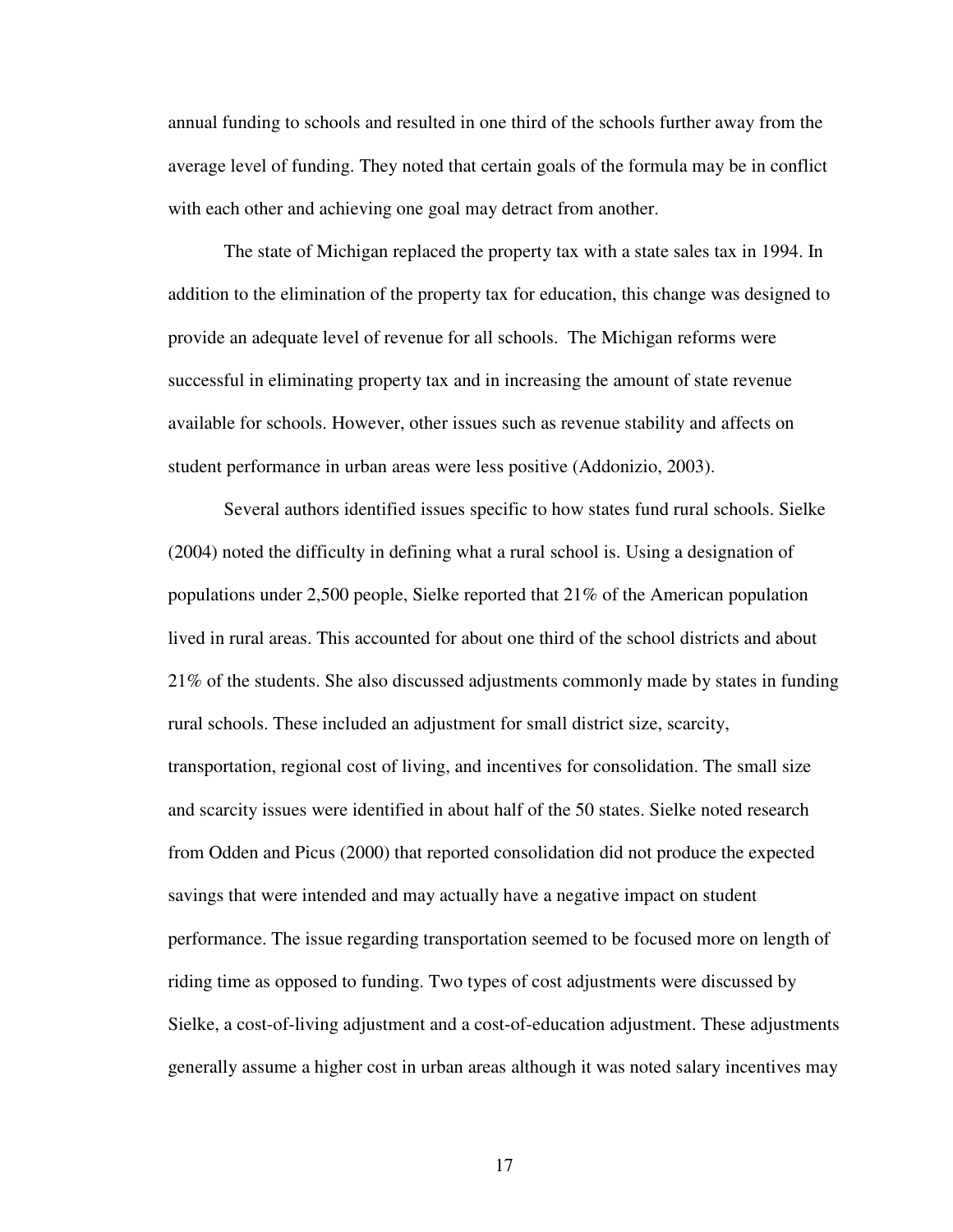annual funding to schools and resulted in one third of the schools further away from the average level of funding. They noted that certain goals of the formula may be in conflict with each other and achieving one goal may detract from another.

The state of Michigan replaced the property tax with a state sales tax in 1994. In addition to the elimination of the property tax for education, this change was designed to provide an adequate level of revenue for all schools. The Michigan reforms were successful in eliminating property tax and in increasing the amount of state revenue available for schools. However, other issues such as revenue stability and affects on student performance in urban areas were less positive (Addonizio, 2003).

Several authors identified issues specific to how states fund rural schools. Sielke (2004) noted the difficulty in defining what a rural school is. Using a designation of populations under 2,500 people, Sielke reported that 21% of the American population lived in rural areas. This accounted for about one third of the school districts and about 21% of the students. She also discussed adjustments commonly made by states in funding rural schools. These included an adjustment for small district size, scarcity, transportation, regional cost of living, and incentives for consolidation. The small size and scarcity issues were identified in about half of the 50 states. Sielke noted research from Odden and Picus (2000) that reported consolidation did not produce the expected savings that were intended and may actually have a negative impact on student performance. The issue regarding transportation seemed to be focused more on length of riding time as opposed to funding. Two types of cost adjustments were discussed by Sielke, a cost-of-living adjustment and a cost-of-education adjustment. These adjustments generally assume a higher cost in urban areas although it was noted salary incentives may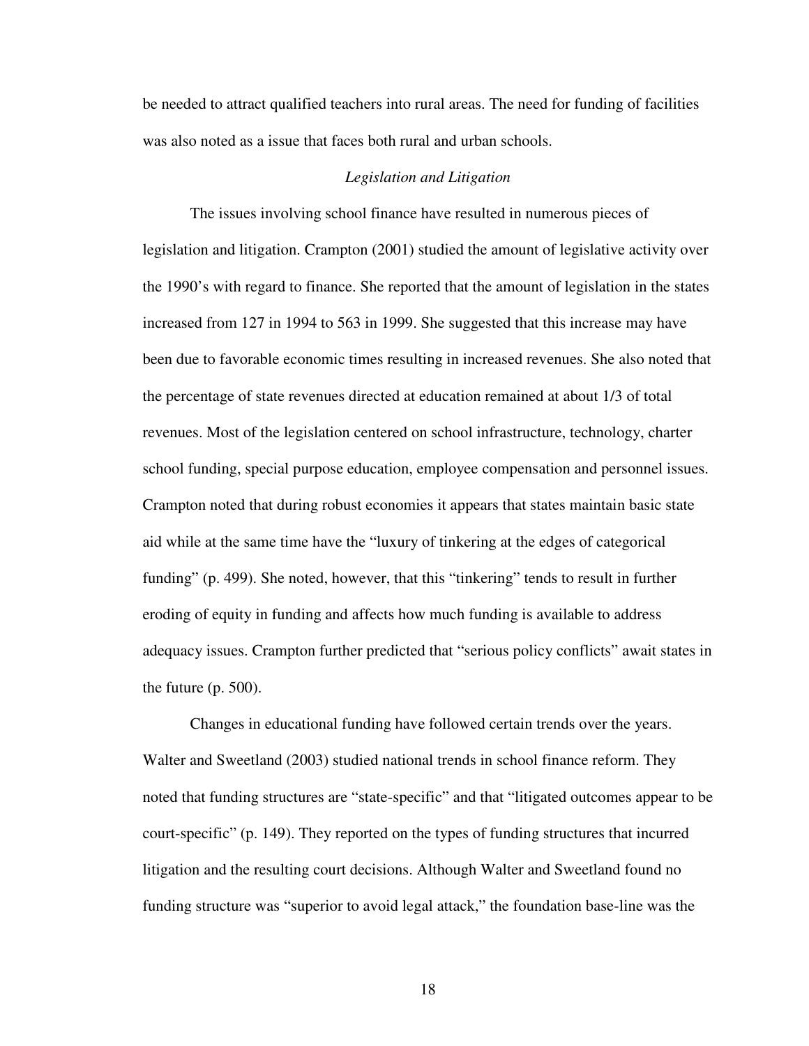be needed to attract qualified teachers into rural areas. The need for funding of facilities was also noted as a issue that faces both rural and urban schools.

### *Legislation and Litigation*

The issues involving school finance have resulted in numerous pieces of legislation and litigation. Crampton (2001) studied the amount of legislative activity over the 1990's with regard to finance. She reported that the amount of legislation in the states increased from 127 in 1994 to 563 in 1999. She suggested that this increase may have been due to favorable economic times resulting in increased revenues. She also noted that the percentage of state revenues directed at education remained at about 1/3 of total revenues. Most of the legislation centered on school infrastructure, technology, charter school funding, special purpose education, employee compensation and personnel issues. Crampton noted that during robust economies it appears that states maintain basic state aid while at the same time have the "luxury of tinkering at the edges of categorical funding" (p. 499). She noted, however, that this "tinkering" tends to result in further eroding of equity in funding and affects how much funding is available to address adequacy issues. Crampton further predicted that "serious policy conflicts" await states in the future (p. 500).

Changes in educational funding have followed certain trends over the years. Walter and Sweetland (2003) studied national trends in school finance reform. They noted that funding structures are "state-specific" and that "litigated outcomes appear to be court-specific" (p. 149). They reported on the types of funding structures that incurred litigation and the resulting court decisions. Although Walter and Sweetland found no funding structure was "superior to avoid legal attack," the foundation base-line was the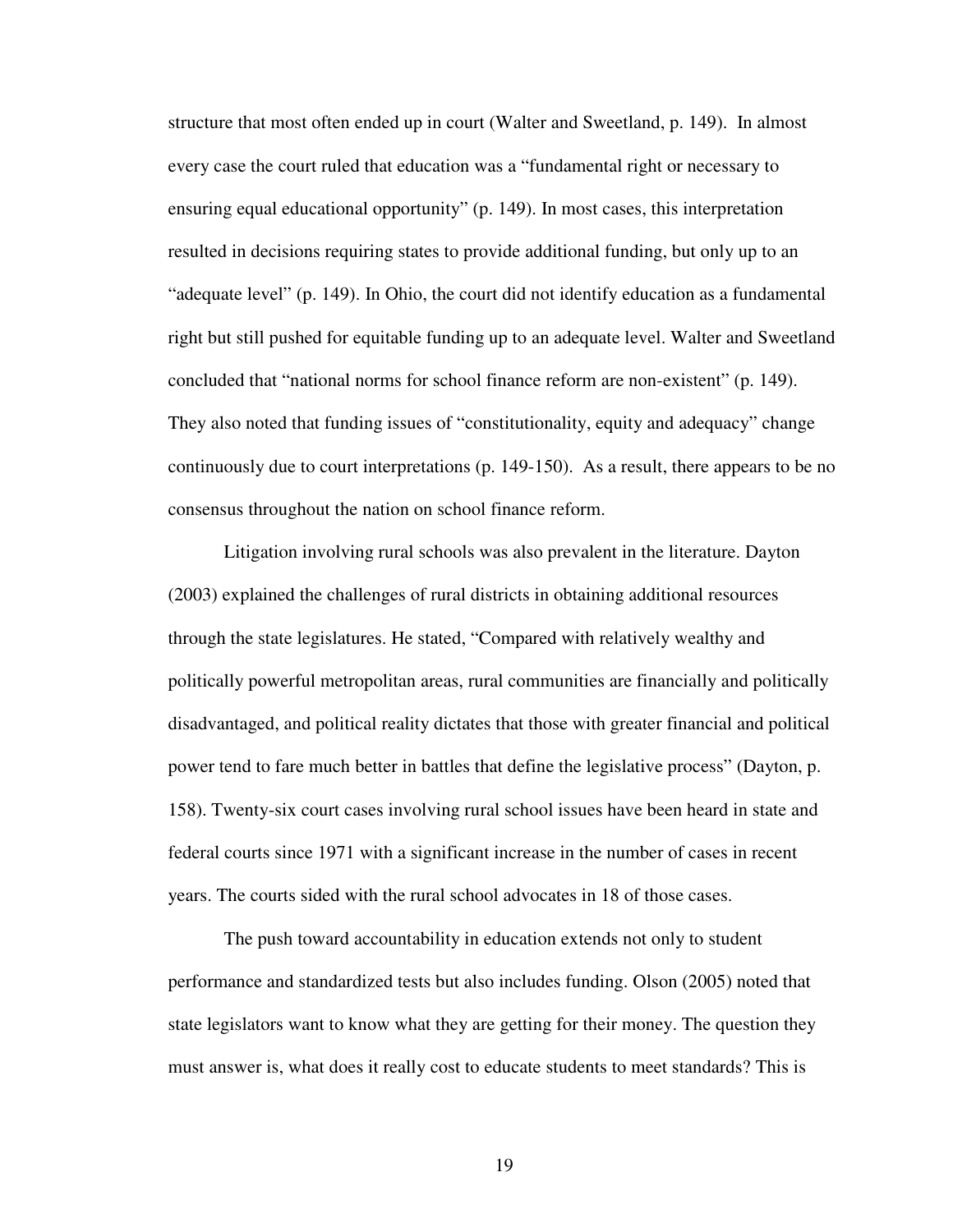structure that most often ended up in court (Walter and Sweetland, p. 149). In almost every case the court ruled that education was a "fundamental right or necessary to ensuring equal educational opportunity" (p. 149). In most cases, this interpretation resulted in decisions requiring states to provide additional funding, but only up to an "adequate level" (p. 149). In Ohio, the court did not identify education as a fundamental right but still pushed for equitable funding up to an adequate level. Walter and Sweetland concluded that "national norms for school finance reform are non-existent" (p. 149). They also noted that funding issues of "constitutionality, equity and adequacy" change continuously due to court interpretations (p. 149-150). As a result, there appears to be no consensus throughout the nation on school finance reform.

Litigation involving rural schools was also prevalent in the literature. Dayton (2003) explained the challenges of rural districts in obtaining additional resources through the state legislatures. He stated, "Compared with relatively wealthy and politically powerful metropolitan areas, rural communities are financially and politically disadvantaged, and political reality dictates that those with greater financial and political power tend to fare much better in battles that define the legislative process" (Dayton, p. 158). Twenty-six court cases involving rural school issues have been heard in state and federal courts since 1971 with a significant increase in the number of cases in recent years. The courts sided with the rural school advocates in 18 of those cases.

The push toward accountability in education extends not only to student performance and standardized tests but also includes funding. Olson (2005) noted that state legislators want to know what they are getting for their money. The question they must answer is, what does it really cost to educate students to meet standards? This is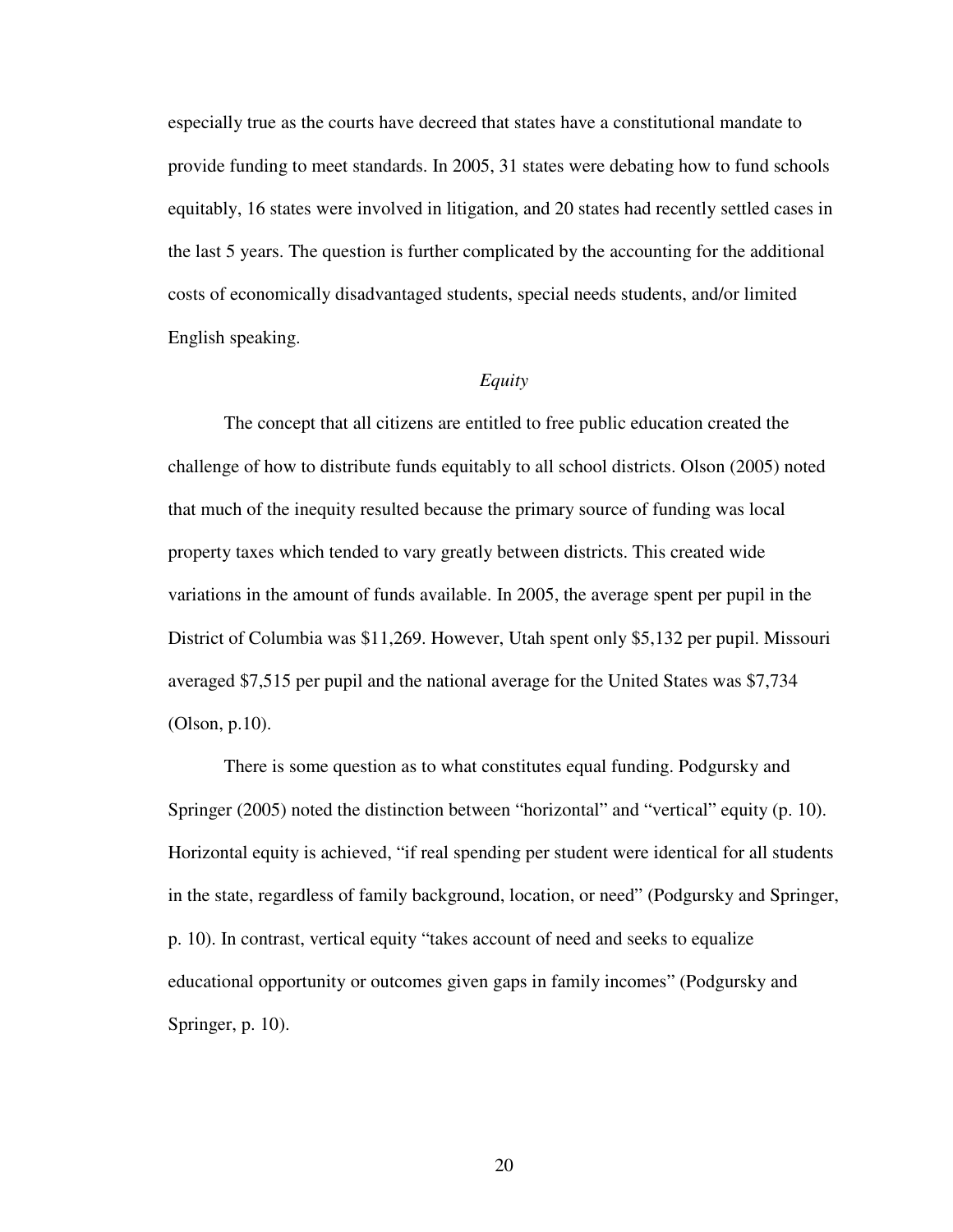especially true as the courts have decreed that states have a constitutional mandate to provide funding to meet standards. In 2005, 31 states were debating how to fund schools equitably, 16 states were involved in litigation, and 20 states had recently settled cases in the last 5 years. The question is further complicated by the accounting for the additional costs of economically disadvantaged students, special needs students, and/or limited English speaking.

### *Equity*

The concept that all citizens are entitled to free public education created the challenge of how to distribute funds equitably to all school districts. Olson (2005) noted that much of the inequity resulted because the primary source of funding was local property taxes which tended to vary greatly between districts. This created wide variations in the amount of funds available. In 2005, the average spent per pupil in the District of Columbia was $11,269. However, Utah spent only $5,132 per pupil. Missouri averaged $7,515 per pupil and the national average for the United States was $7,734 (Olson, p.10).

There is some question as to what constitutes equal funding. Podgursky and Springer (2005) noted the distinction between "horizontal" and "vertical" equity (p. 10). Horizontal equity is achieved, "if real spending per student were identical for all students in the state, regardless of family background, location, or need" (Podgursky and Springer, p. 10). In contrast, vertical equity "takes account of need and seeks to equalize educational opportunity or outcomes given gaps in family incomes" (Podgursky and Springer, p. 10).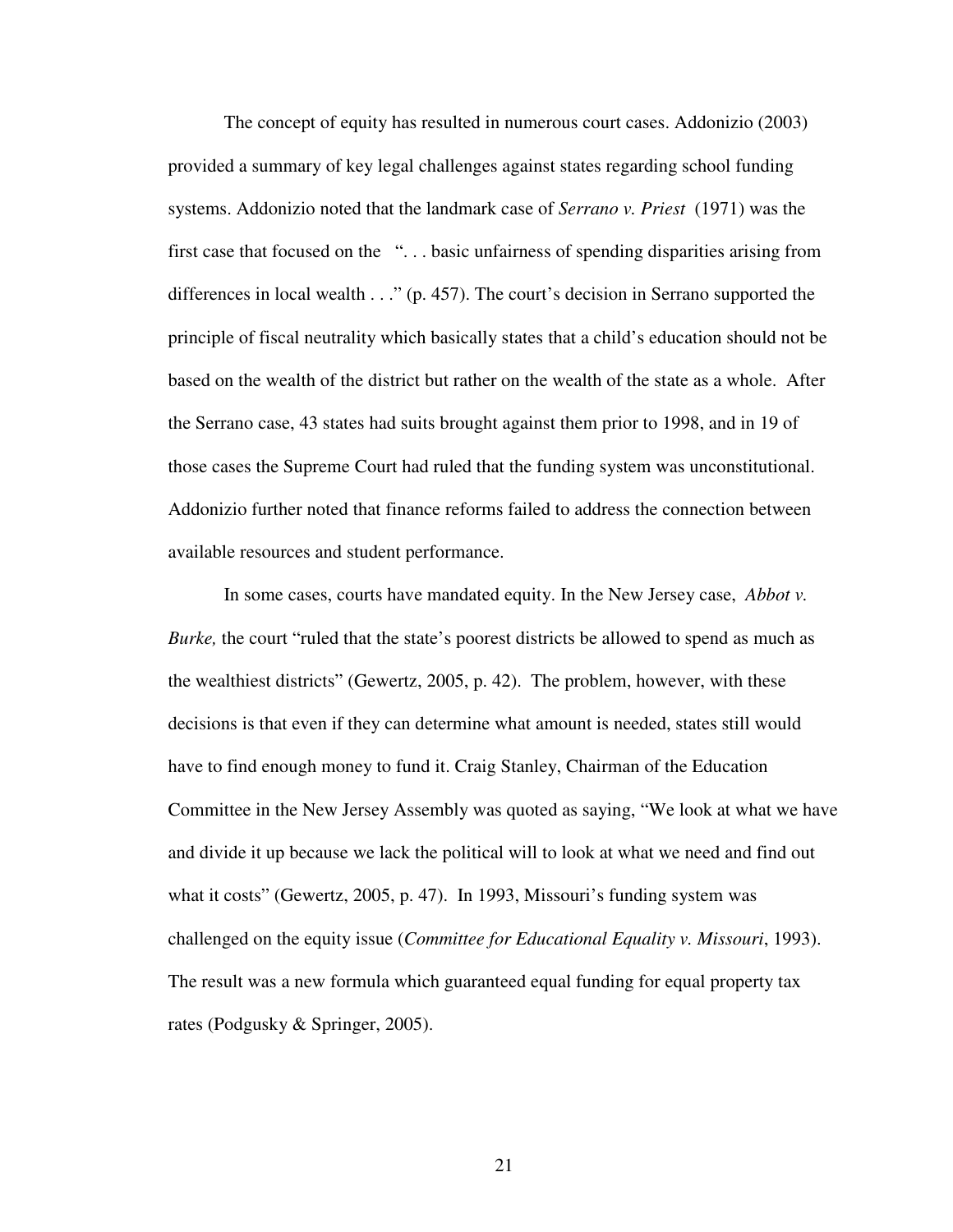The concept of equity has resulted in numerous court cases. Addonizio (2003) provided a summary of key legal challenges against states regarding school funding systems. Addonizio noted that the landmark case of *Serrano v. Priest* (1971) was the first case that focused on the ". . . basic unfairness of spending disparities arising from differences in local wealth . . ." (p. 457). The court's decision in Serrano supported the principle of fiscal neutrality which basically states that a child's education should not be based on the wealth of the district but rather on the wealth of the state as a whole. After the Serrano case, 43 states had suits brought against them prior to 1998, and in 19 of those cases the Supreme Court had ruled that the funding system was unconstitutional. Addonizio further noted that finance reforms failed to address the connection between available resources and student performance.

In some cases, courts have mandated equity. In the New Jersey case, *Abbot v. Burke,* the court "ruled that the state's poorest districts be allowed to spend as much as the wealthiest districts" (Gewertz, 2005, p. 42). The problem, however, with these decisions is that even if they can determine what amount is needed, states still would have to find enough money to fund it. Craig Stanley, Chairman of the Education Committee in the New Jersey Assembly was quoted as saying, "We look at what we have and divide it up because we lack the political will to look at what we need and find out what it costs" (Gewertz, 2005, p. 47). In 1993, Missouri's funding system was challenged on the equity issue (*Committee for Educational Equality v. Missouri*, 1993). The result was a new formula which guaranteed equal funding for equal property tax rates (Podgusky & Springer, 2005).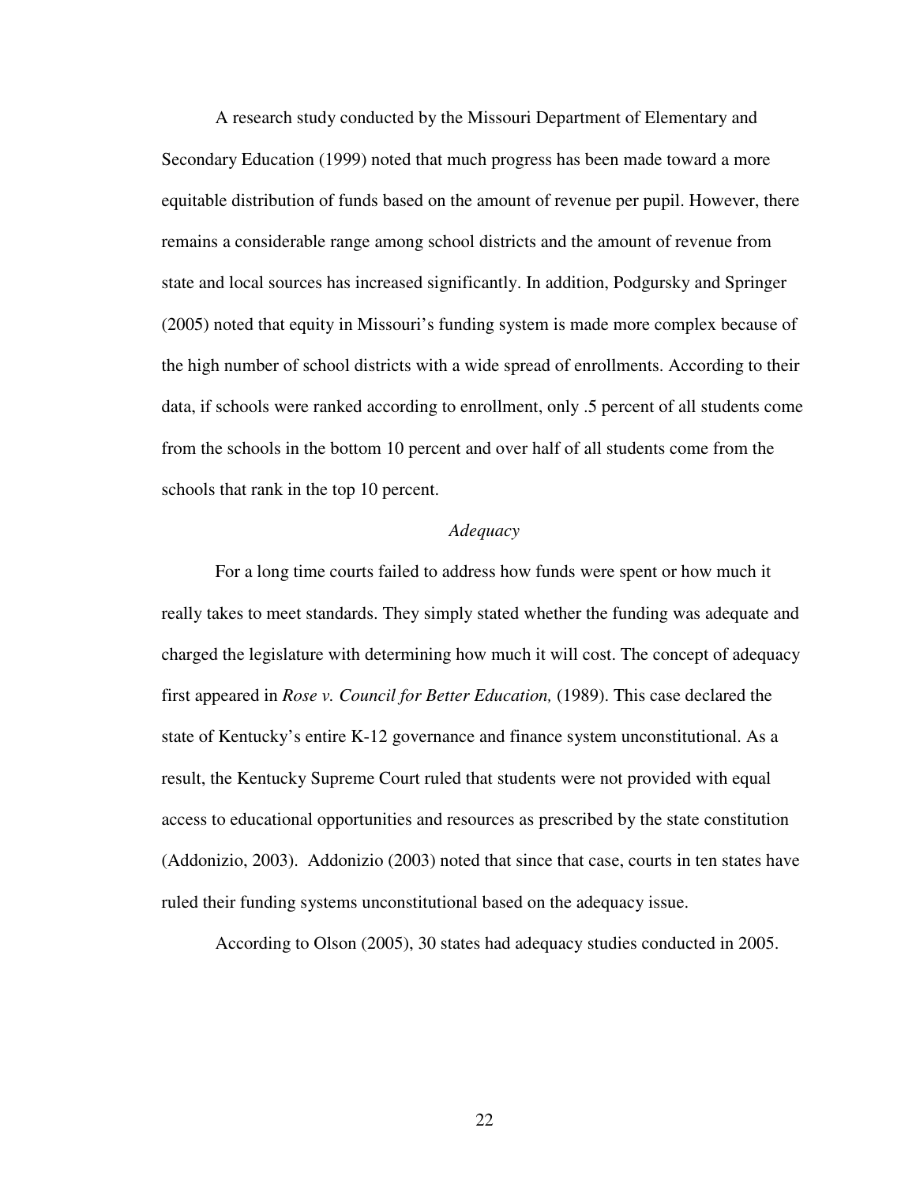A research study conducted by the Missouri Department of Elementary and Secondary Education (1999) noted that much progress has been made toward a more equitable distribution of funds based on the amount of revenue per pupil. However, there remains a considerable range among school districts and the amount of revenue from state and local sources has increased significantly. In addition, Podgursky and Springer (2005) noted that equity in Missouri's funding system is made more complex because of the high number of school districts with a wide spread of enrollments. According to their data, if schools were ranked according to enrollment, only .5 percent of all students come from the schools in the bottom 10 percent and over half of all students come from the schools that rank in the top 10 percent.

### *Adequacy*

For a long time courts failed to address how funds were spent or how much it really takes to meet standards. They simply stated whether the funding was adequate and charged the legislature with determining how much it will cost. The concept of adequacy first appeared in *Rose v. Council for Better Education,* (1989). This case declared the state of Kentucky's entire K-12 governance and finance system unconstitutional. As a result, the Kentucky Supreme Court ruled that students were not provided with equal access to educational opportunities and resources as prescribed by the state constitution (Addonizio, 2003). Addonizio (2003) noted that since that case, courts in ten states have ruled their funding systems unconstitutional based on the adequacy issue.

According to Olson (2005), 30 states had adequacy studies conducted in 2005.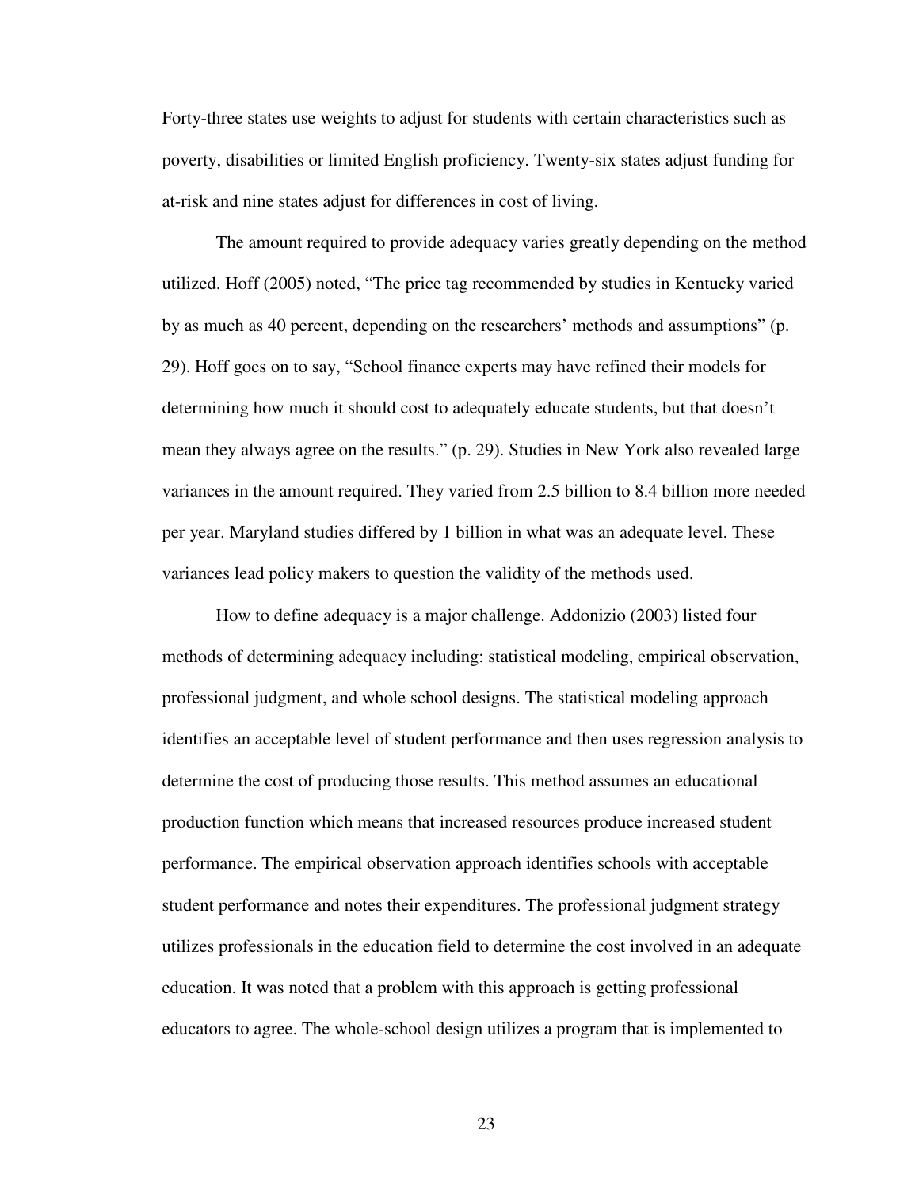Forty-three states use weights to adjust for students with certain characteristics such as poverty, disabilities or limited English proficiency. Twenty-six states adjust funding for at-risk and nine states adjust for differences in cost of living.

The amount required to provide adequacy varies greatly depending on the method utilized. Hoff (2005) noted, "The price tag recommended by studies in Kentucky varied by as much as 40 percent, depending on the researchers' methods and assumptions" (p. 29). Hoff goes on to say, "School finance experts may have refined their models for determining how much it should cost to adequately educate students, but that doesn't mean they always agree on the results." (p. 29). Studies in New York also revealed large variances in the amount required. They varied from 2.5 billion to 8.4 billion more needed per year. Maryland studies differed by 1 billion in what was an adequate level. These variances lead policy makers to question the validity of the methods used.

How to define adequacy is a major challenge. Addonizio (2003) listed four methods of determining adequacy including: statistical modeling, empirical observation, professional judgment, and whole school designs. The statistical modeling approach identifies an acceptable level of student performance and then uses regression analysis to determine the cost of producing those results. This method assumes an educational production function which means that increased resources produce increased student performance. The empirical observation approach identifies schools with acceptable student performance and notes their expenditures. The professional judgment strategy utilizes professionals in the education field to determine the cost involved in an adequate education. It was noted that a problem with this approach is getting professional educators to agree. The whole-school design utilizes a program that is implemented to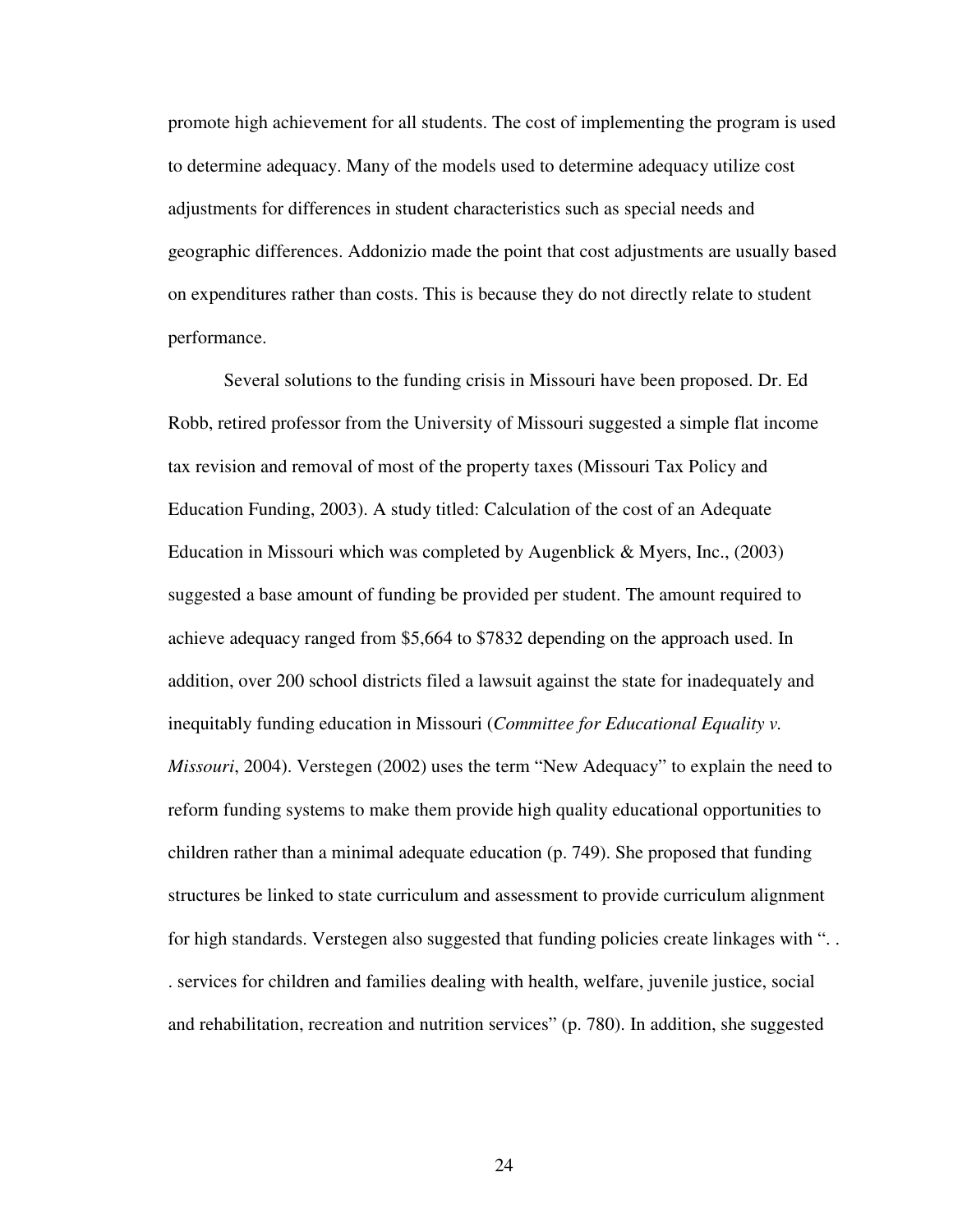promote high achievement for all students. The cost of implementing the program is used to determine adequacy. Many of the models used to determine adequacy utilize cost adjustments for differences in student characteristics such as special needs and geographic differences. Addonizio made the point that cost adjustments are usually based on expenditures rather than costs. This is because they do not directly relate to student performance.

Several solutions to the funding crisis in Missouri have been proposed. Dr. Ed Robb, retired professor from the University of Missouri suggested a simple flat income tax revision and removal of most of the property taxes (Missouri Tax Policy and Education Funding, 2003). A study titled: Calculation of the cost of an Adequate Education in Missouri which was completed by Augenblick & Myers, Inc., (2003) suggested a base amount of funding be provided per student. The amount required to achieve adequacy ranged from $5,664 to $7832 depending on the approach used. In addition, over 200 school districts filed a lawsuit against the state for inadequately and inequitably funding education in Missouri (*Committee for Educational Equality v. Missouri*, 2004). Verstegen (2002) uses the term "New Adequacy" to explain the need to reform funding systems to make them provide high quality educational opportunities to children rather than a minimal adequate education (p. 749). She proposed that funding structures be linked to state curriculum and assessment to provide curriculum alignment for high standards. Verstegen also suggested that funding policies create linkages with ". . . services for children and families dealing with health, welfare, juvenile justice, social and rehabilitation, recreation and nutrition services" (p. 780). In addition, she suggested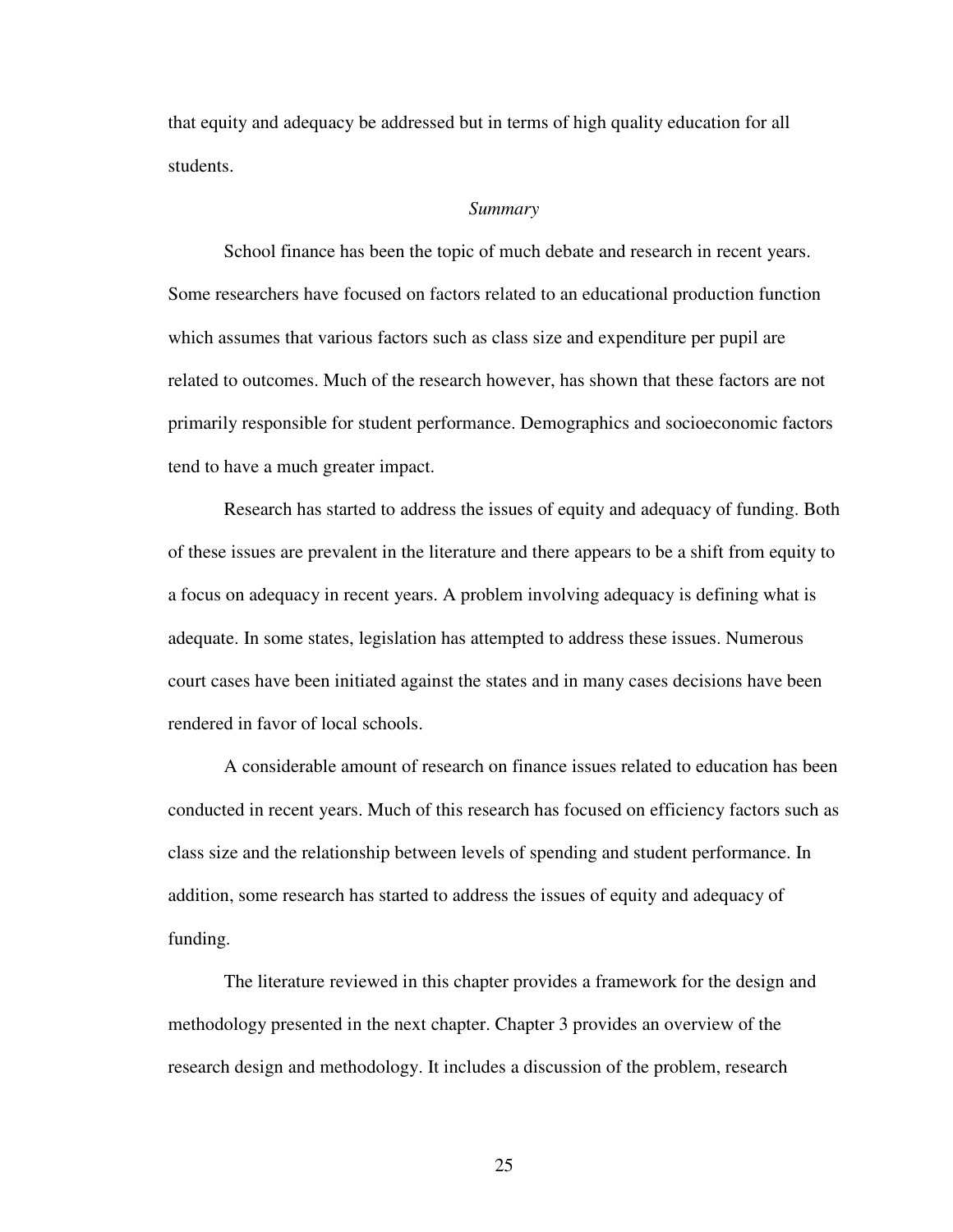that equity and adequacy be addressed but in terms of high quality education for all students.

## *Summary*

School finance has been the topic of much debate and research in recent years. Some researchers have focused on factors related to an educational production function which assumes that various factors such as class size and expenditure per pupil are related to outcomes. Much of the research however, has shown that these factors are not primarily responsible for student performance. Demographics and socioeconomic factors tend to have a much greater impact.

Research has started to address the issues of equity and adequacy of funding. Both of these issues are prevalent in the literature and there appears to be a shift from equity to a focus on adequacy in recent years. A problem involving adequacy is defining what is adequate. In some states, legislation has attempted to address these issues. Numerous court cases have been initiated against the states and in many cases decisions have been rendered in favor of local schools.

A considerable amount of research on finance issues related to education has been conducted in recent years. Much of this research has focused on efficiency factors such as class size and the relationship between levels of spending and student performance. In addition, some research has started to address the issues of equity and adequacy of funding.

The literature reviewed in this chapter provides a framework for the design and methodology presented in the next chapter. Chapter 3 provides an overview of the research design and methodology. It includes a discussion of the problem, research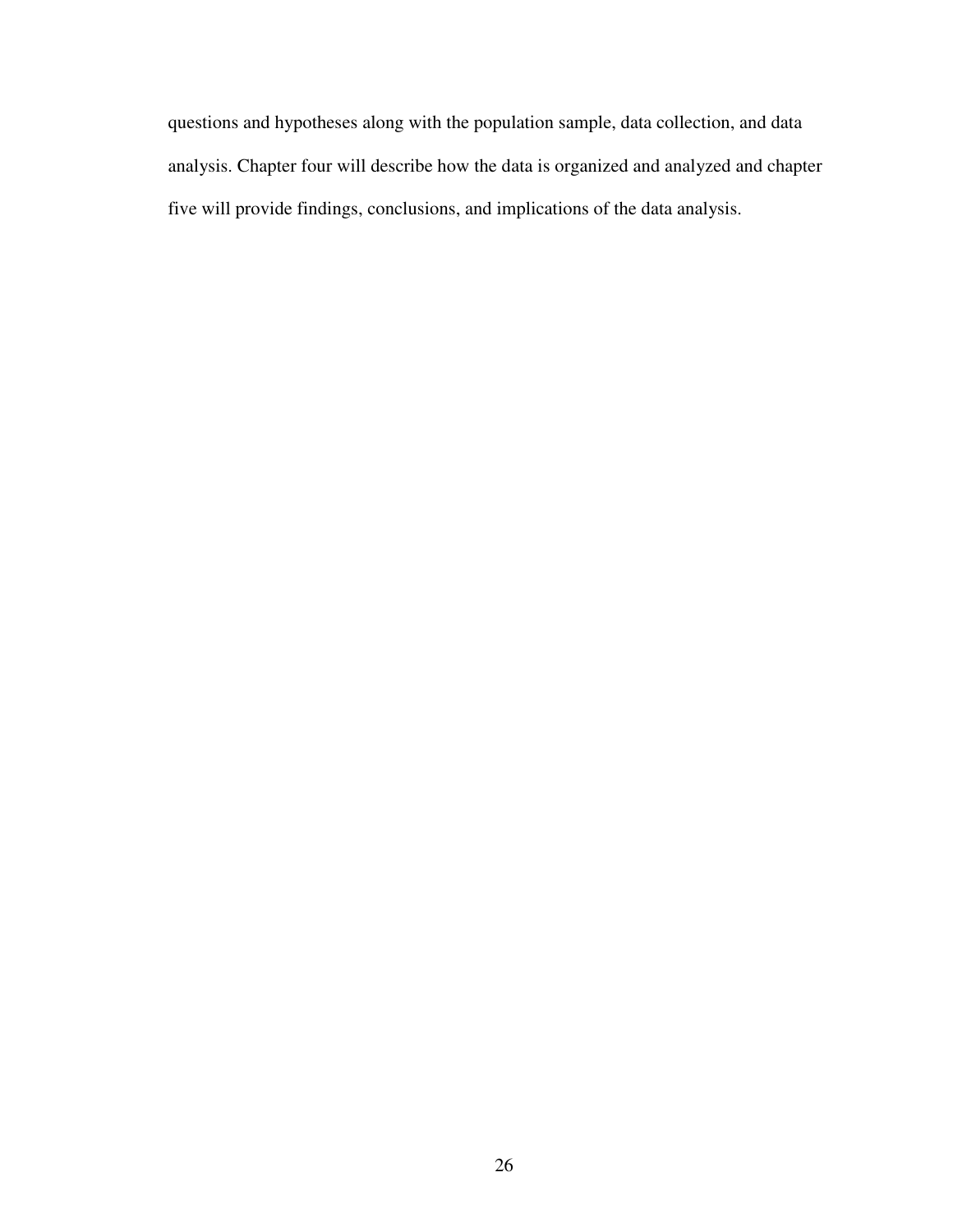questions and hypotheses along with the population sample, data collection, and data analysis. Chapter four will describe how the data is organized and analyzed and chapter five will provide findings, conclusions, and implications of the data analysis.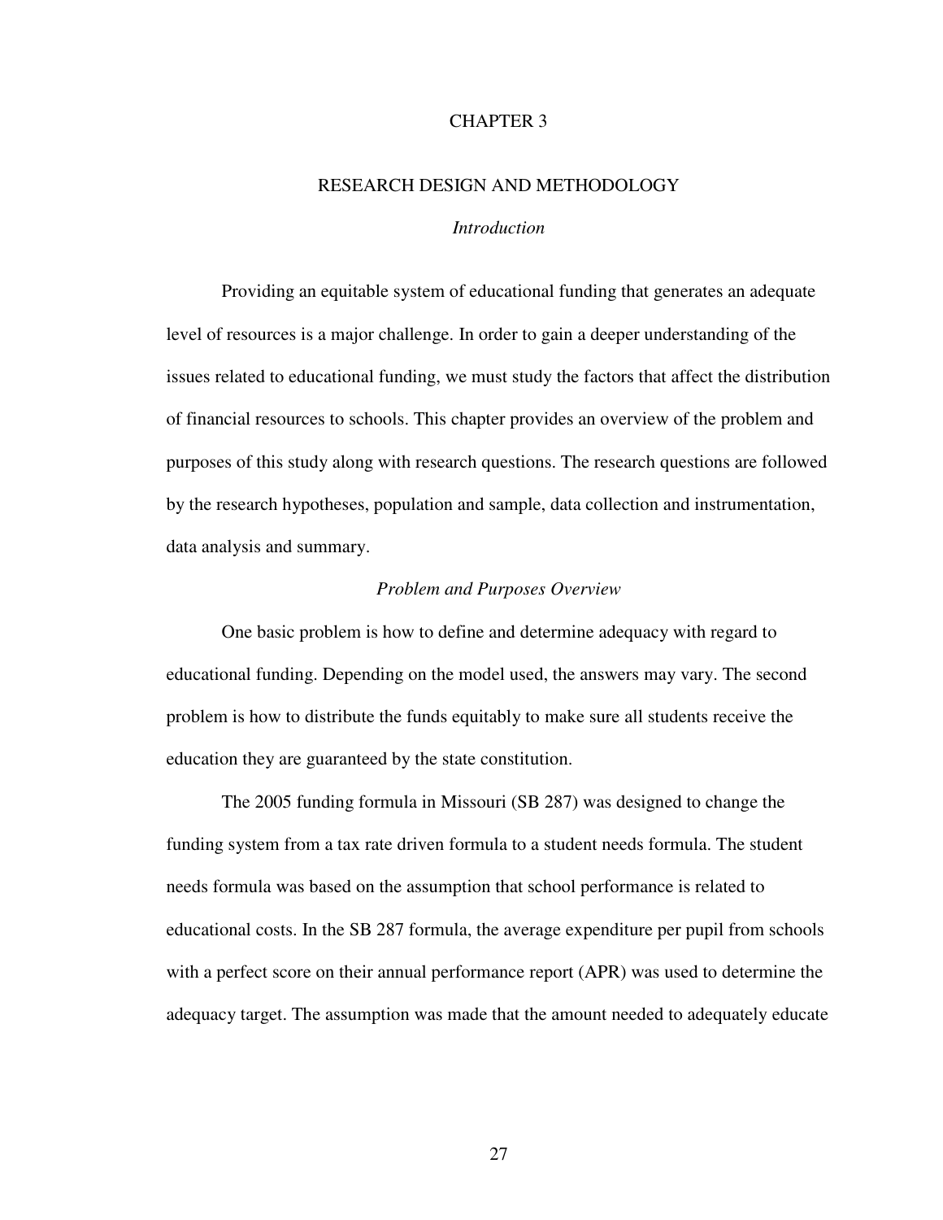# CHAPTER 3

## RESEARCH DESIGN AND METHODOLOGY

### *Introduction*

Providing an equitable system of educational funding that generates an adequate level of resources is a major challenge. In order to gain a deeper understanding of the issues related to educational funding, we must study the factors that affect the distribution of financial resources to schools. This chapter provides an overview of the problem and purposes of this study along with research questions. The research questions are followed by the research hypotheses, population and sample, data collection and instrumentation, data analysis and summary.

### *Problem and Purposes Overview*

One basic problem is how to define and determine adequacy with regard to educational funding. Depending on the model used, the answers may vary. The second problem is how to distribute the funds equitably to make sure all students receive the education they are guaranteed by the state constitution.

The 2005 funding formula in Missouri (SB 287) was designed to change the funding system from a tax rate driven formula to a student needs formula. The student needs formula was based on the assumption that school performance is related to educational costs. In the SB 287 formula, the average expenditure per pupil from schools with a perfect score on their annual performance report (APR) was used to determine the adequacy target. The assumption was made that the amount needed to adequately educate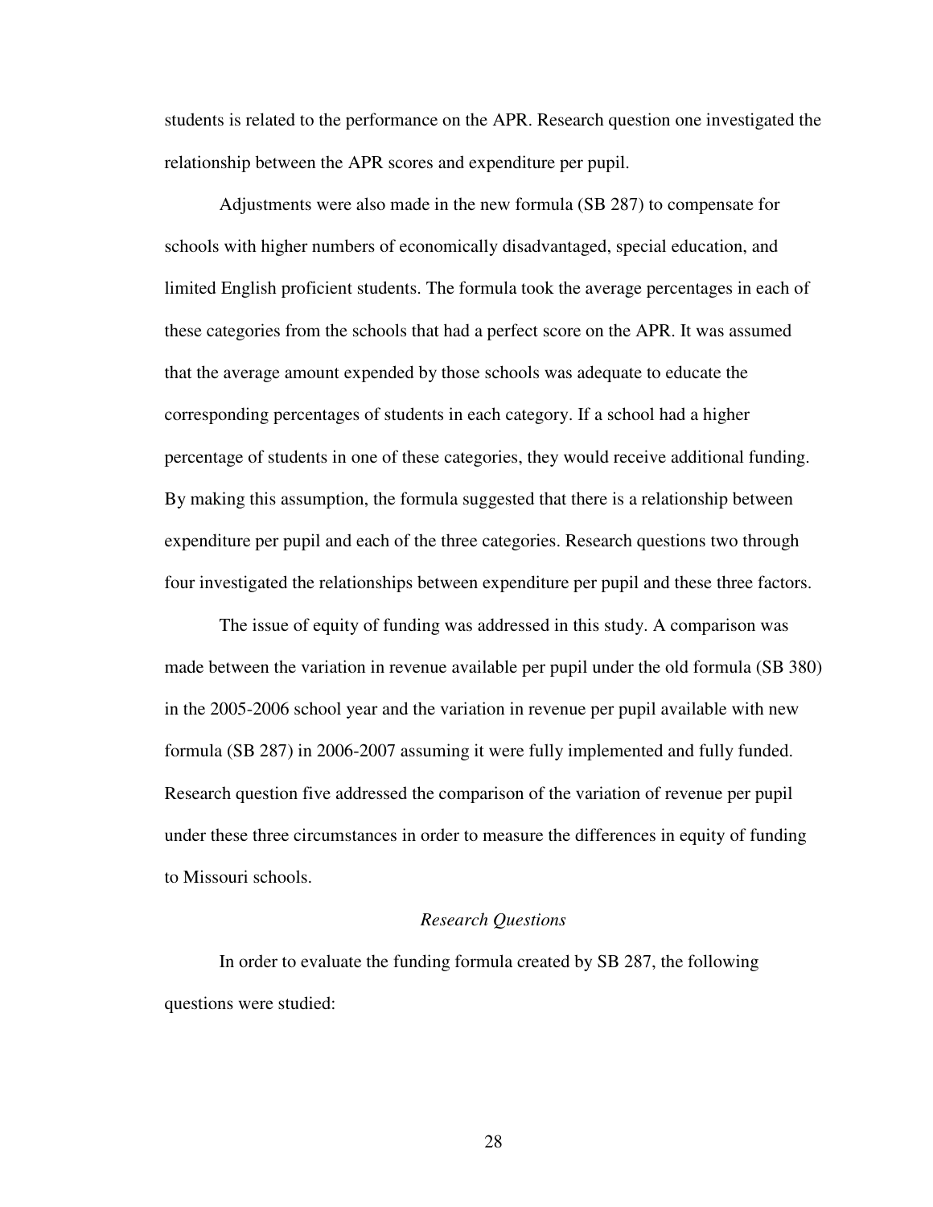students is related to the performance on the APR. Research question one investigated the relationship between the APR scores and expenditure per pupil.

Adjustments were also made in the new formula (SB 287) to compensate for schools with higher numbers of economically disadvantaged, special education, and limited English proficient students. The formula took the average percentages in each of these categories from the schools that had a perfect score on the APR. It was assumed that the average amount expended by those schools was adequate to educate the corresponding percentages of students in each category. If a school had a higher percentage of students in one of these categories, they would receive additional funding. By making this assumption, the formula suggested that there is a relationship between expenditure per pupil and each of the three categories. Research questions two through four investigated the relationships between expenditure per pupil and these three factors.

The issue of equity of funding was addressed in this study. A comparison was made between the variation in revenue available per pupil under the old formula (SB 380) in the 2005-2006 school year and the variation in revenue per pupil available with new formula (SB 287) in 2006-2007 assuming it were fully implemented and fully funded. Research question five addressed the comparison of the variation of revenue per pupil under these three circumstances in order to measure the differences in equity of funding to Missouri schools.

*Research Questions*

In order to evaluate the funding formula created by SB 287, the following questions were studied: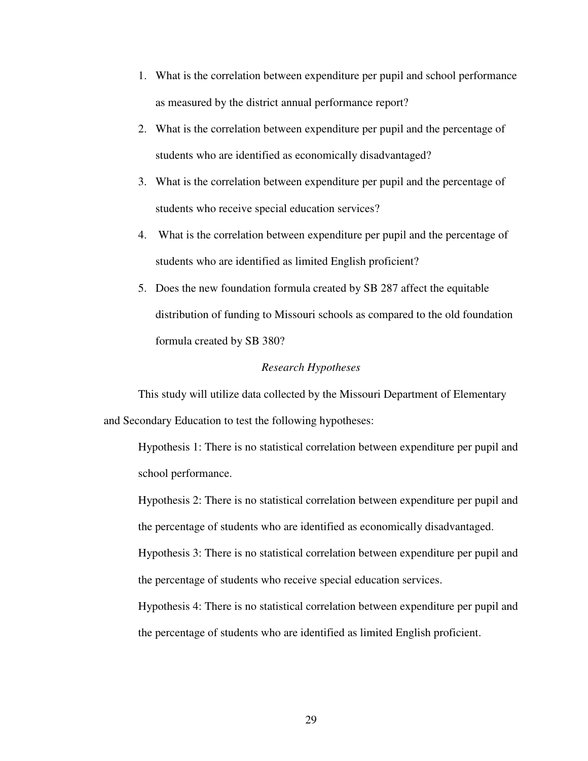1. What is the correlation between expenditure per pupil and school performance as measured by the district annual performance report?
2. What is the correlation between expenditure per pupil and the percentage of students who are identified as economically disadvantaged?
3. What is the correlation between expenditure per pupil and the percentage of students who receive special education services?
4. What is the correlation between expenditure per pupil and the percentage of students who are identified as limited English proficient?
5. Does the new foundation formula created by SB 287 affect the equitable distribution of funding to Missouri schools as compared to the old foundation formula created by SB 380?

### *Research Hypotheses*

This study will utilize data collected by the Missouri Department of Elementary and Secondary Education to test the following hypotheses:

Hypothesis 1: There is no statistical correlation between expenditure per pupil and school performance.

Hypothesis 2: There is no statistical correlation between expenditure per pupil and the percentage of students who are identified as economically disadvantaged.

Hypothesis 3: There is no statistical correlation between expenditure per pupil and the percentage of students who receive special education services.

Hypothesis 4: There is no statistical correlation between expenditure per pupil and the percentage of students who are identified as limited English proficient.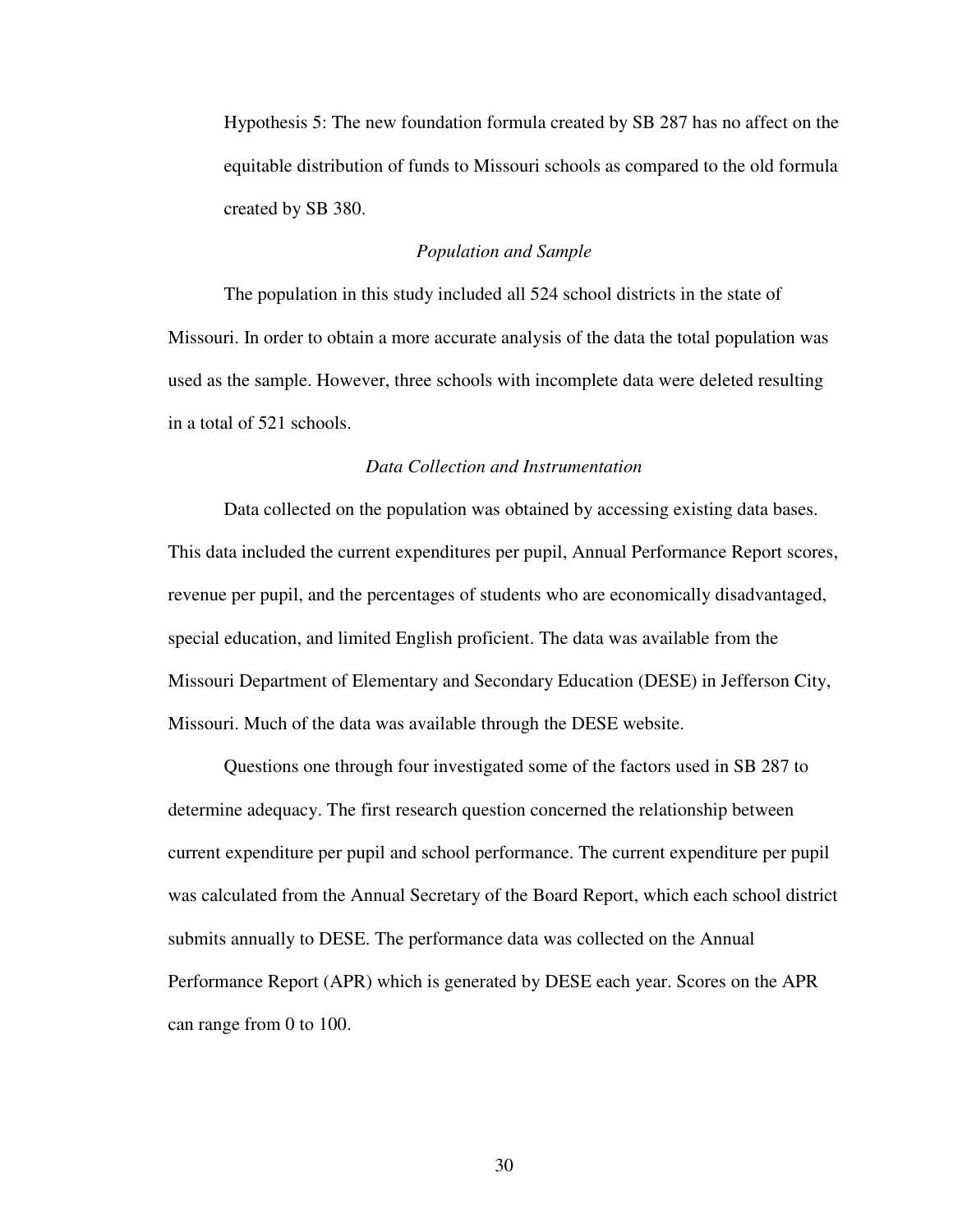Hypothesis 5: The new foundation formula created by SB 287 has no affect on the equitable distribution of funds to Missouri schools as compared to the old formula created by SB 380.

### *Population and Sample*

The population in this study included all 524 school districts in the state of Missouri. In order to obtain a more accurate analysis of the data the total population was used as the sample. However, three schools with incomplete data were deleted resulting in a total of 521 schools.

### *Data Collection and Instrumentation*

Data collected on the population was obtained by accessing existing data bases. This data included the current expenditures per pupil, Annual Performance Report scores, revenue per pupil, and the percentages of students who are economically disadvantaged, special education, and limited English proficient. The data was available from the Missouri Department of Elementary and Secondary Education (DESE) in Jefferson City, Missouri. Much of the data was available through the DESE website.

Questions one through four investigated some of the factors used in SB 287 to determine adequacy. The first research question concerned the relationship between current expenditure per pupil and school performance. The current expenditure per pupil was calculated from the Annual Secretary of the Board Report, which each school district submits annually to DESE. The performance data was collected on the Annual Performance Report (APR) which is generated by DESE each year. Scores on the APR can range from 0 to 100.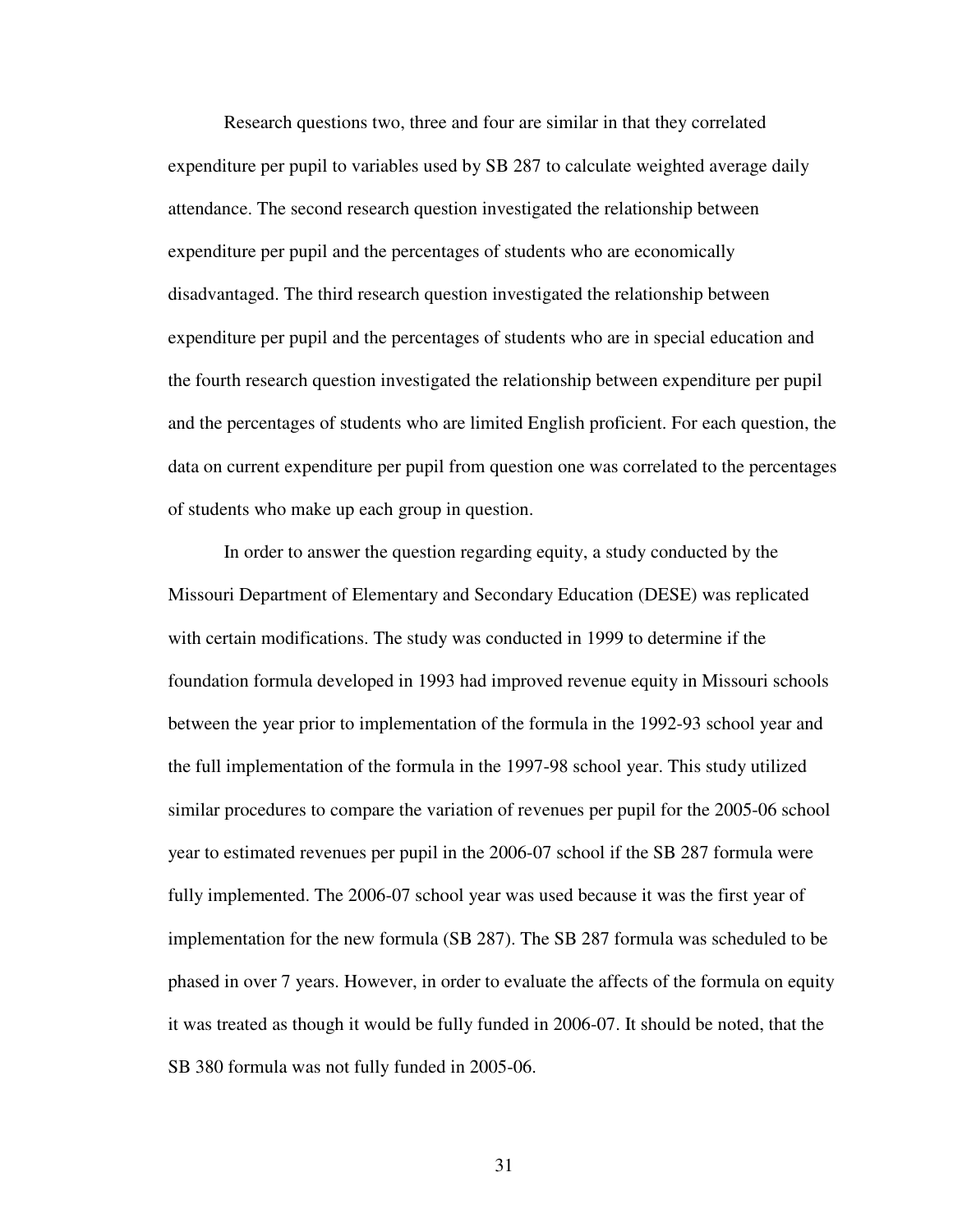Research questions two, three and four are similar in that they correlated expenditure per pupil to variables used by SB 287 to calculate weighted average daily attendance. The second research question investigated the relationship between expenditure per pupil and the percentages of students who are economically disadvantaged. The third research question investigated the relationship between expenditure per pupil and the percentages of students who are in special education and the fourth research question investigated the relationship between expenditure per pupil and the percentages of students who are limited English proficient. For each question, the data on current expenditure per pupil from question one was correlated to the percentages of students who make up each group in question.

In order to answer the question regarding equity, a study conducted by the Missouri Department of Elementary and Secondary Education (DESE) was replicated with certain modifications. The study was conducted in 1999 to determine if the foundation formula developed in 1993 had improved revenue equity in Missouri schools between the year prior to implementation of the formula in the 1992-93 school year and the full implementation of the formula in the 1997-98 school year. This study utilized similar procedures to compare the variation of revenues per pupil for the 2005-06 school year to estimated revenues per pupil in the 2006-07 school if the SB 287 formula were fully implemented. The 2006-07 school year was used because it was the first year of implementation for the new formula (SB 287). The SB 287 formula was scheduled to be phased in over 7 years. However, in order to evaluate the affects of the formula on equity it was treated as though it would be fully funded in 2006-07. It should be noted, that the SB 380 formula was not fully funded in 2005-06.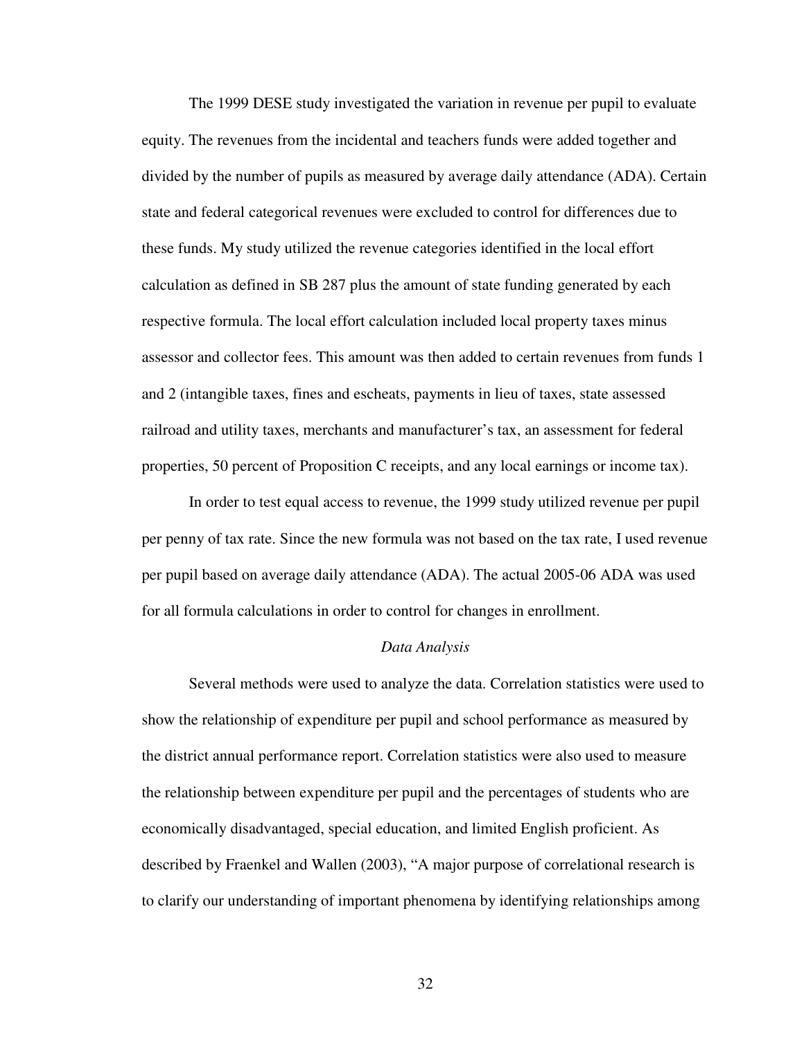The 1999 DESE study investigated the variation in revenue per pupil to evaluate equity. The revenues from the incidental and teachers funds were added together and divided by the number of pupils as measured by average daily attendance (ADA). Certain state and federal categorical revenues were excluded to control for differences due to these funds. My study utilized the revenue categories identified in the local effort calculation as defined in SB 287 plus the amount of state funding generated by each respective formula. The local effort calculation included local property taxes minus assessor and collector fees. This amount was then added to certain revenues from funds 1 and 2 (intangible taxes, fines and escheats, payments in lieu of taxes, state assessed railroad and utility taxes, merchants and manufacturer's tax, an assessment for federal properties, 50 percent of Proposition C receipts, and any local earnings or income tax).

In order to test equal access to revenue, the 1999 study utilized revenue per pupil per penny of tax rate. Since the new formula was not based on the tax rate, I used revenue per pupil based on average daily attendance (ADA). The actual 2005-06 ADA was used for all formula calculations in order to control for changes in enrollment.

### *Data Analysis*

Several methods were used to analyze the data. Correlation statistics were used to show the relationship of expenditure per pupil and school performance as measured by the district annual performance report. Correlation statistics were also used to measure the relationship between expenditure per pupil and the percentages of students who are economically disadvantaged, special education, and limited English proficient. As described by Fraenkel and Wallen (2003), "A major purpose of correlational research is to clarify our understanding of important phenomena by identifying relationships among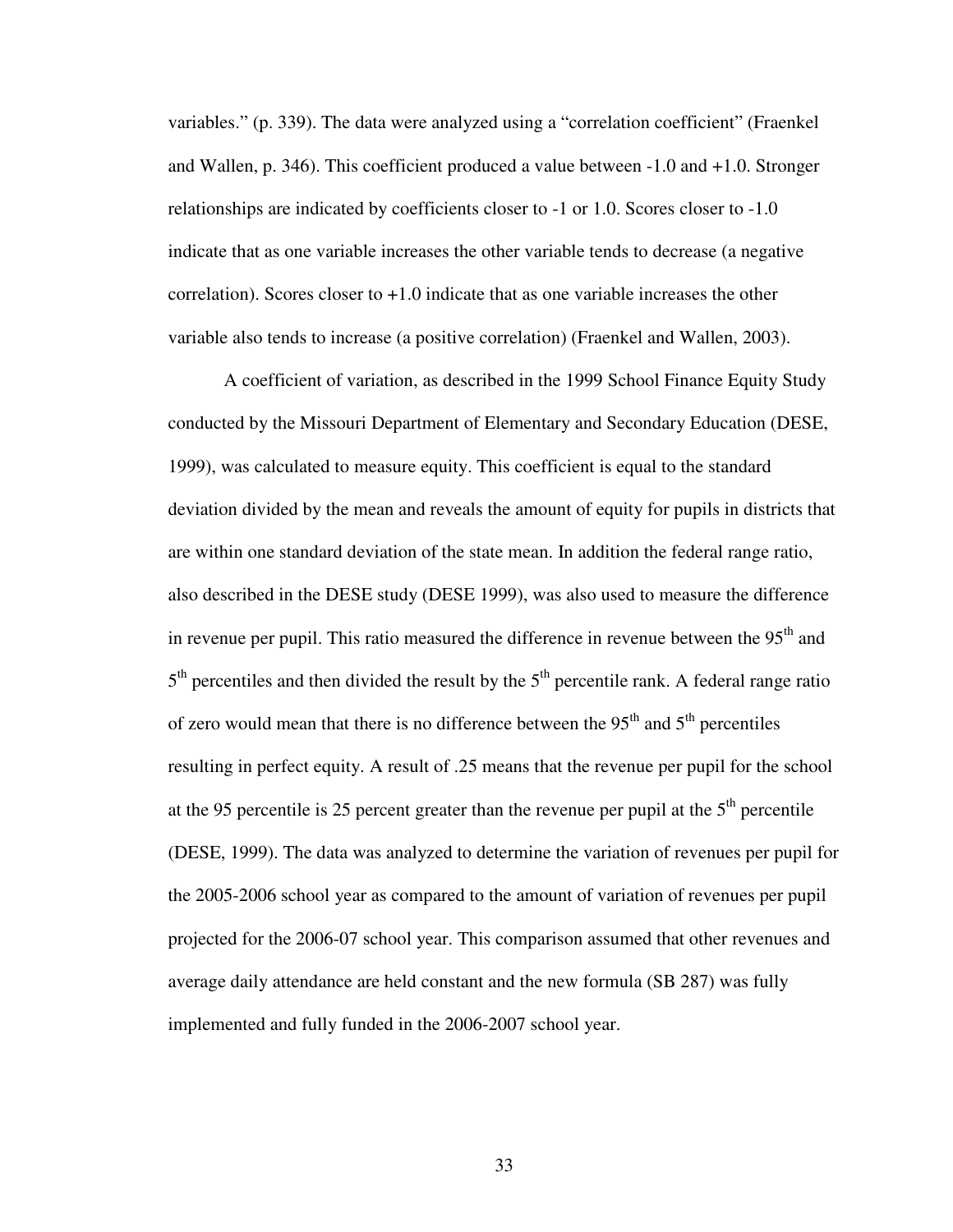variables." (p. 339). The data were analyzed using a "correlation coefficient" (Fraenkel and Wallen, p. 346). This coefficient produced a value between -1.0 and +1.0. Stronger relationships are indicated by coefficients closer to -1 or 1.0. Scores closer to -1.0 indicate that as one variable increases the other variable tends to decrease (a negative correlation). Scores closer to +1.0 indicate that as one variable increases the other variable also tends to increase (a positive correlation) (Fraenkel and Wallen, 2003).

A coefficient of variation, as described in the 1999 School Finance Equity Study conducted by the Missouri Department of Elementary and Secondary Education (DESE, 1999), was calculated to measure equity. This coefficient is equal to the standard deviation divided by the mean and reveals the amount of equity for pupils in districts that are within one standard deviation of the state mean. In addition the federal range ratio, also described in the DESE study (DESE 1999), was also used to measure the difference in revenue per pupil. This ratio measured the difference in revenue between the $95^{th}$ and $5^{th}$ percentiles and then divided the result by the $5^{th}$ percentile rank. A federal range ratio of zero would mean that there is no difference between the $95^{th}$ and $5^{th}$ percentiles resulting in perfect equity. A result of .25 means that the revenue per pupil for the school at the 95 percentile is 25 percent greater than the revenue per pupil at the $5^{th}$ percentile (DESE, 1999). The data was analyzed to determine the variation of revenues per pupil for the 2005-2006 school year as compared to the amount of variation of revenues per pupil projected for the 2006-07 school year. This comparison assumed that other revenues and average daily attendance are held constant and the new formula (SB 287) was fully implemented and fully funded in the 2006-2007 school year.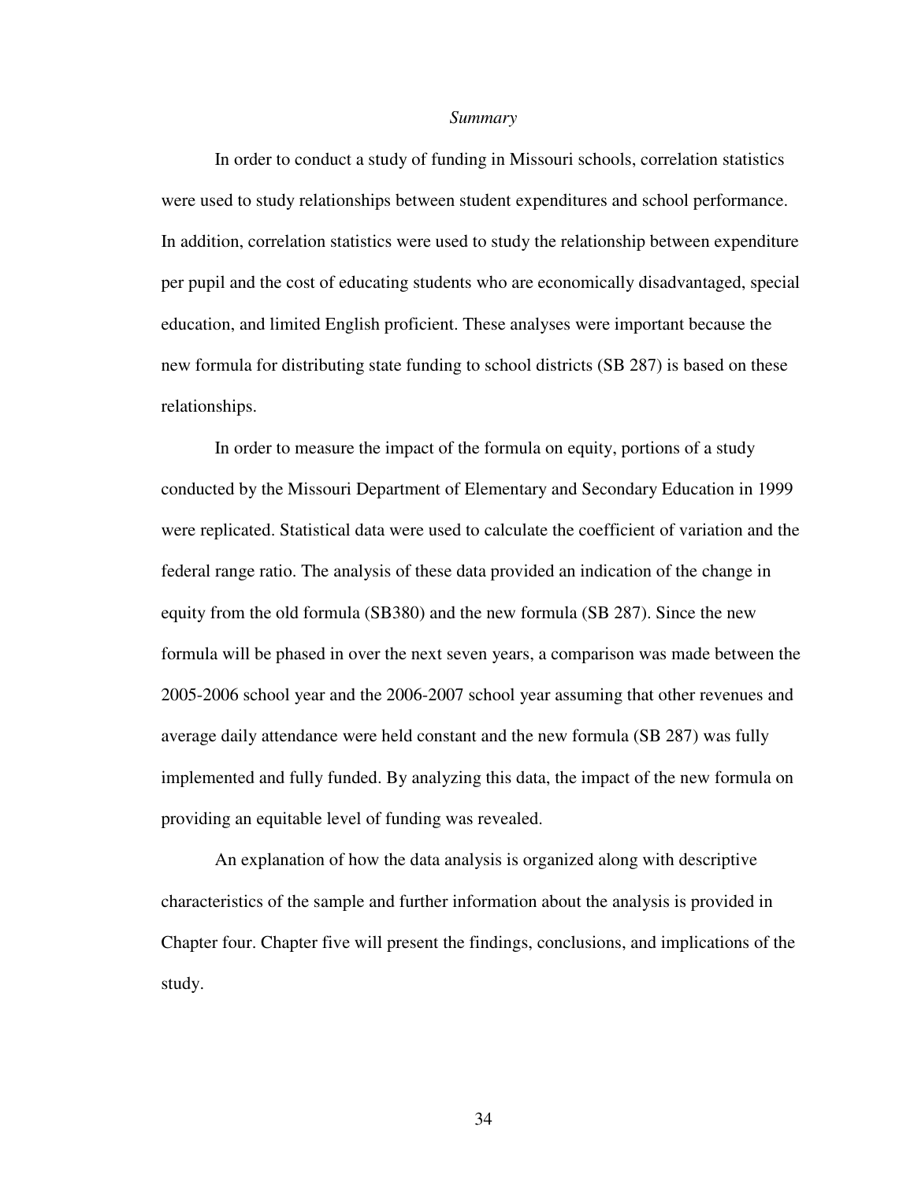### *Summary*

In order to conduct a study of funding in Missouri schools, correlation statistics were used to study relationships between student expenditures and school performance. In addition, correlation statistics were used to study the relationship between expenditure per pupil and the cost of educating students who are economically disadvantaged, special education, and limited English proficient. These analyses were important because the new formula for distributing state funding to school districts (SB 287) is based on these relationships.

In order to measure the impact of the formula on equity, portions of a study conducted by the Missouri Department of Elementary and Secondary Education in 1999 were replicated. Statistical data were used to calculate the coefficient of variation and the federal range ratio. The analysis of these data provided an indication of the change in equity from the old formula (SB380) and the new formula (SB 287). Since the new formula will be phased in over the next seven years, a comparison was made between the 2005-2006 school year and the 2006-2007 school year assuming that other revenues and average daily attendance were held constant and the new formula (SB 287) was fully implemented and fully funded. By analyzing this data, the impact of the new formula on providing an equitable level of funding was revealed.

An explanation of how the data analysis is organized along with descriptive characteristics of the sample and further information about the analysis is provided in Chapter four. Chapter five will present the findings, conclusions, and implications of the study.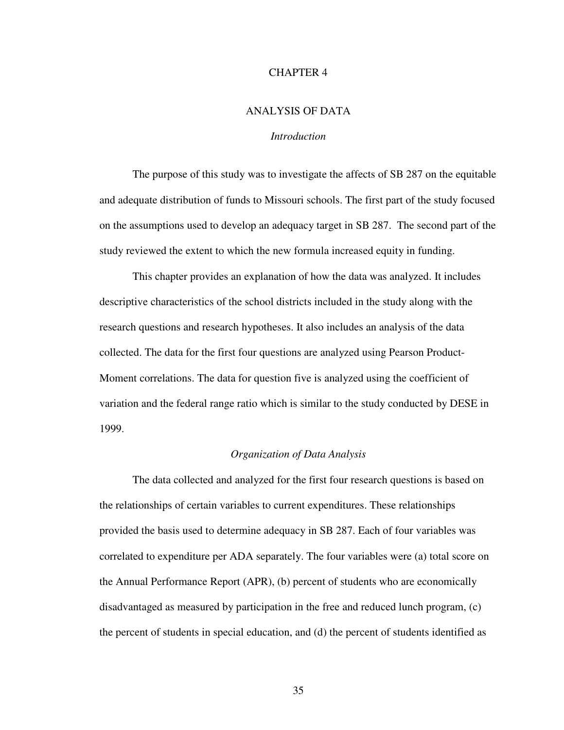# CHAPTER 4

# ANALYSIS OF DATA

## *Introduction*

The purpose of this study was to investigate the affects of SB 287 on the equitable and adequate distribution of funds to Missouri schools. The first part of the study focused on the assumptions used to develop an adequacy target in SB 287. The second part of the study reviewed the extent to which the new formula increased equity in funding.

This chapter provides an explanation of how the data was analyzed. It includes descriptive characteristics of the school districts included in the study along with the research questions and research hypotheses. It also includes an analysis of the data collected. The data for the first four questions are analyzed using Pearson Product-Moment correlations. The data for question five is analyzed using the coefficient of variation and the federal range ratio which is similar to the study conducted by DESE in 1999.

## *Organization of Data Analysis*

The data collected and analyzed for the first four research questions is based on the relationships of certain variables to current expenditures. These relationships provided the basis used to determine adequacy in SB 287. Each of four variables was correlated to expenditure per ADA separately. The four variables were (a) total score on the Annual Performance Report (APR), (b) percent of students who are economically disadvantaged as measured by participation in the free and reduced lunch program, (c) the percent of students in special education, and (d) the percent of students identified as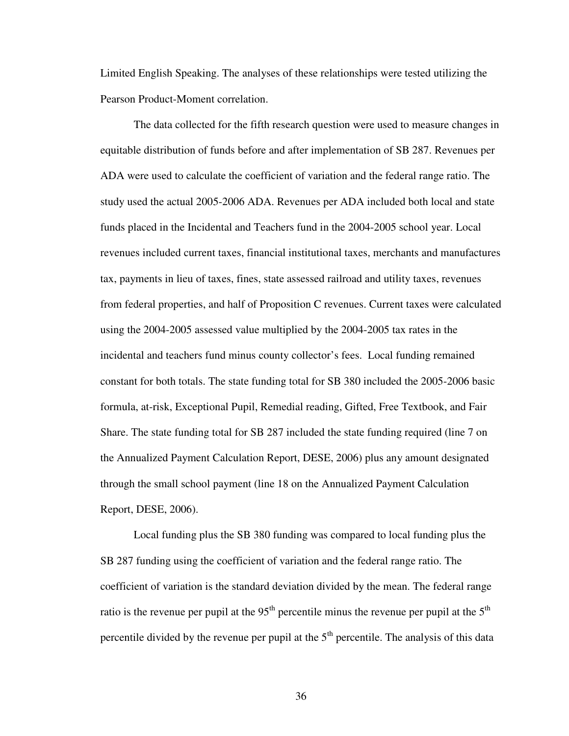Limited English Speaking. The analyses of these relationships were tested utilizing the Pearson Product-Moment correlation.

The data collected for the fifth research question were used to measure changes in equitable distribution of funds before and after implementation of SB 287. Revenues per ADA were used to calculate the coefficient of variation and the federal range ratio. The study used the actual 2005-2006 ADA. Revenues per ADA included both local and state funds placed in the Incidental and Teachers fund in the 2004-2005 school year. Local revenues included current taxes, financial institutional taxes, merchants and manufactures tax, payments in lieu of taxes, fines, state assessed railroad and utility taxes, revenues from federal properties, and half of Proposition C revenues. Current taxes were calculated using the 2004-2005 assessed value multiplied by the 2004-2005 tax rates in the incidental and teachers fund minus county collector's fees. Local funding remained constant for both totals. The state funding total for SB 380 included the 2005-2006 basic formula, at-risk, Exceptional Pupil, Remedial reading, Gifted, Free Textbook, and Fair Share. The state funding total for SB 287 included the state funding required (line 7 on the Annualized Payment Calculation Report, DESE, 2006) plus any amount designated through the small school payment (line 18 on the Annualized Payment Calculation Report, DESE, 2006).

Local funding plus the SB 380 funding was compared to local funding plus the SB 287 funding using the coefficient of variation and the federal range ratio. The coefficient of variation is the standard deviation divided by the mean. The federal range ratio is the revenue per pupil at the 95$^{th}$ percentile minus the revenue per pupil at the 5$^{th}$ percentile divided by the revenue per pupil at the 5$^{th}$ percentile. The analysis of this data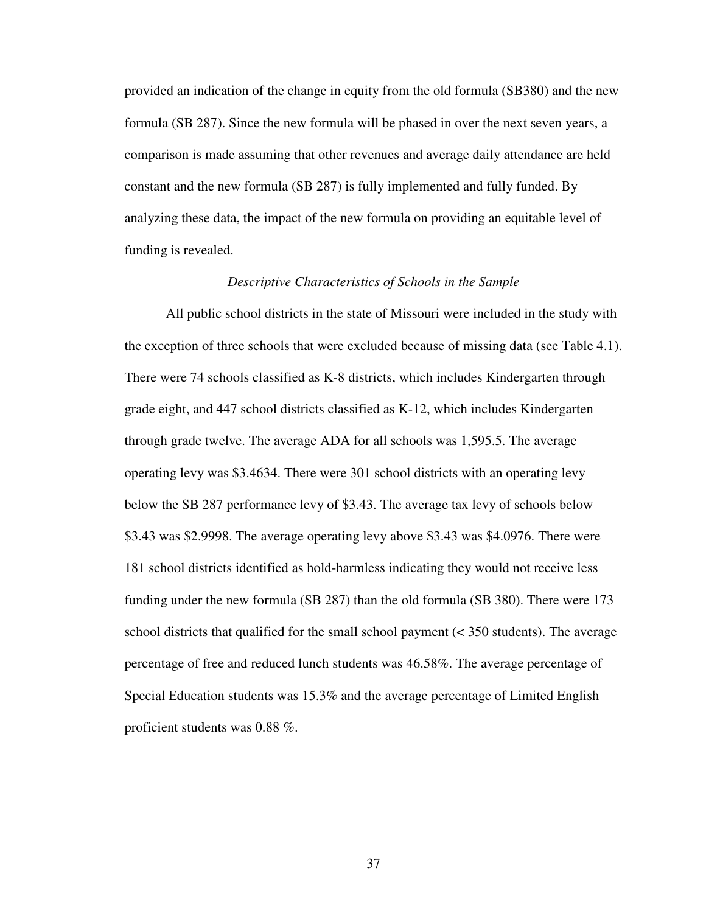provided an indication of the change in equity from the old formula (SB380) and the new formula (SB 287). Since the new formula will be phased in over the next seven years, a comparison is made assuming that other revenues and average daily attendance are held constant and the new formula (SB 287) is fully implemented and fully funded. By analyzing these data, the impact of the new formula on providing an equitable level of funding is revealed.

### *Descriptive Characteristics of Schools in the Sample*

All public school districts in the state of Missouri were included in the study with the exception of three schools that were excluded because of missing data (see Table 4.1). There were 74 schools classified as K-8 districts, which includes Kindergarten through grade eight, and 447 school districts classified as K-12, which includes Kindergarten through grade twelve. The average ADA for all schools was 1,595.5. The average operating levy was $3.4634. There were 301 school districts with an operating levy below the SB 287 performance levy of $3.43. The average tax levy of schools below $3.43 was $2.9998. The average operating levy above $3.43 was $4.0976. There were 181 school districts identified as hold-harmless indicating they would not receive less funding under the new formula (SB 287) than the old formula (SB 380). There were 173 school districts that qualified for the small school payment (< 350 students). The average percentage of free and reduced lunch students was 46.58%. The average percentage of Special Education students was 15.3% and the average percentage of Limited English proficient students was 0.88 %.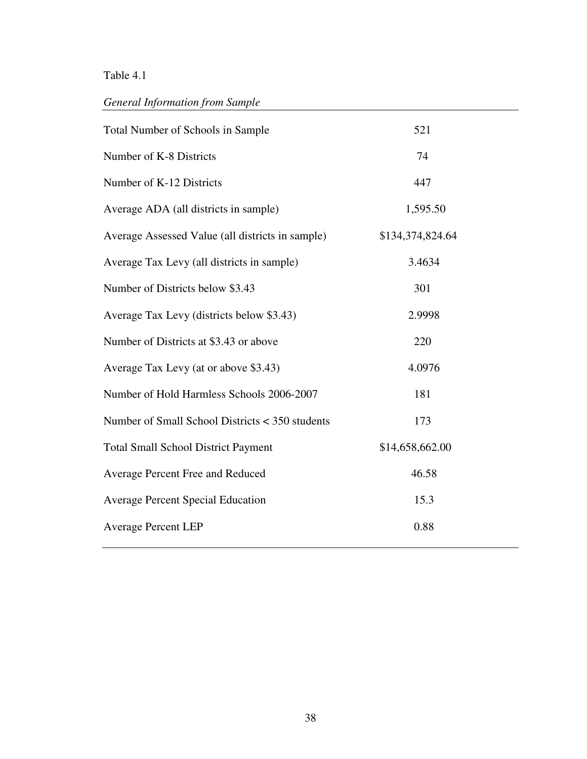Table 4.1

*General Information from Sample*

| | |
|---|---|
| Total Number of Schools in Sample | 521 |
| Number of K-8 Districts | 74 |
| Number of K-12 Districts | 447 |
| Average ADA (all districts in sample) | 1,595.50 |
| Average Assessed Value (all districts in sample) | $134,374,824.64 |
| Average Tax Levy (all districts in sample) | 3.4634 |
| Number of Districts below $3.43 | 301 |
| Average Tax Levy (districts below $3.43) | 2.9998 |
| Number of Districts at $3.43 or above | 220 |
| Average Tax Levy (at or above $3.43) | 4.0976 |
| Number of Hold Harmless Schools 2006-2007 | 181 |
| Number of Small School Districts < 350 students | 173 |
| Total Small School District Payment | $14,658,662.00 |
| Average Percent Free and Reduced | 46.58 |
| Average Percent Special Education | 15.3 |
| Average Percent LEP | 0.88 |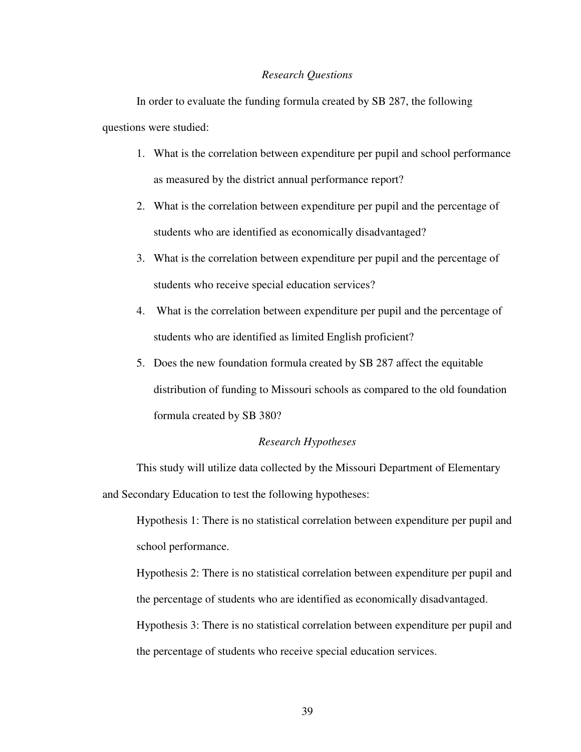*Research Questions*

In order to evaluate the funding formula created by SB 287, the following questions were studied:

1. What is the correlation between expenditure per pupil and school performance as measured by the district annual performance report?
2. What is the correlation between expenditure per pupil and the percentage of students who are identified as economically disadvantaged?
3. What is the correlation between expenditure per pupil and the percentage of students who receive special education services?
4. What is the correlation between expenditure per pupil and the percentage of students who are identified as limited English proficient?
5. Does the new foundation formula created by SB 287 affect the equitable distribution of funding to Missouri schools as compared to the old foundation formula created by SB 380?

*Research Hypotheses*

This study will utilize data collected by the Missouri Department of Elementary and Secondary Education to test the following hypotheses:

Hypothesis 1: There is no statistical correlation between expenditure per pupil and school performance.

Hypothesis 2: There is no statistical correlation between expenditure per pupil and the percentage of students who are identified as economically disadvantaged.

Hypothesis 3: There is no statistical correlation between expenditure per pupil and the percentage of students who receive special education services.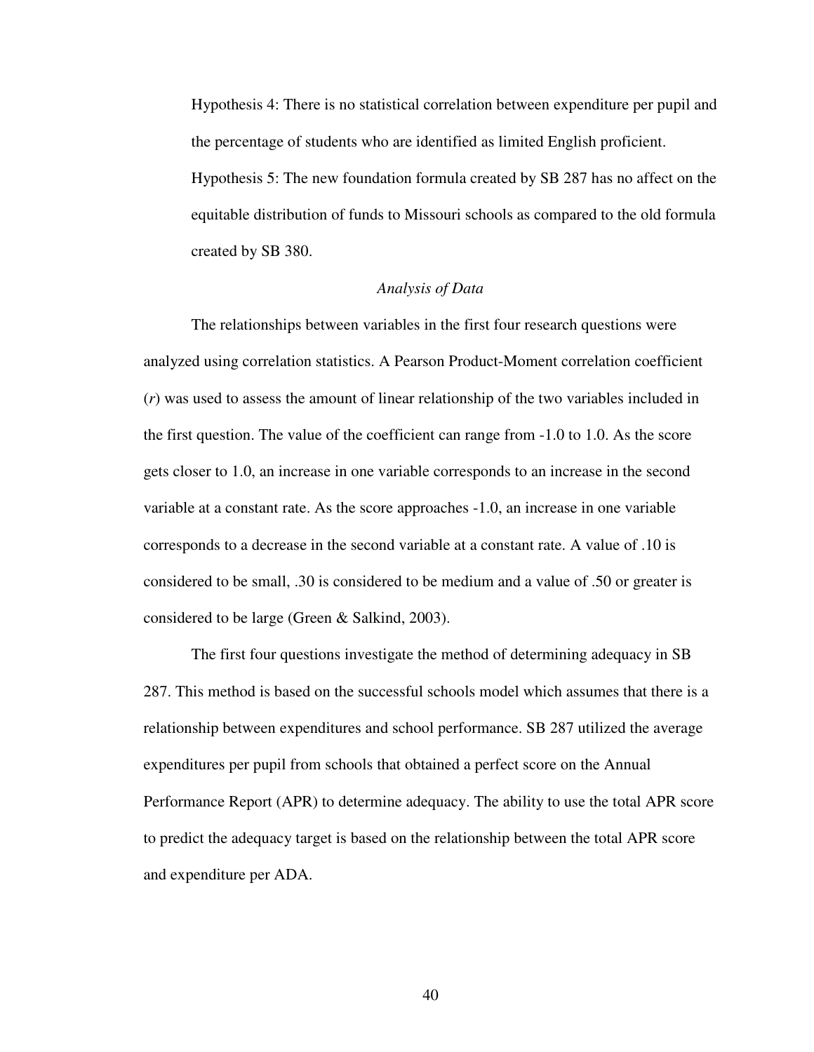Hypothesis 4: There is no statistical correlation between expenditure per pupil and the percentage of students who are identified as limited English proficient.

Hypothesis 5: The new foundation formula created by SB 287 has no affect on the equitable distribution of funds to Missouri schools as compared to the old formula created by SB 380.

### *Analysis of Data*

The relationships between variables in the first four research questions were analyzed using correlation statistics. A Pearson Product-Moment correlation coefficient ($r$) was used to assess the amount of linear relationship of the two variables included in the first question. The value of the coefficient can range from -1.0 to 1.0. As the score gets closer to 1.0, an increase in one variable corresponds to an increase in the second variable at a constant rate. As the score approaches -1.0, an increase in one variable corresponds to a decrease in the second variable at a constant rate. A value of .10 is considered to be small, .30 is considered to be medium and a value of .50 or greater is considered to be large (Green & Salkind, 2003).

The first four questions investigate the method of determining adequacy in SB 287. This method is based on the successful schools model which assumes that there is a relationship between expenditures and school performance. SB 287 utilized the average expenditures per pupil from schools that obtained a perfect score on the Annual Performance Report (APR) to determine adequacy. The ability to use the total APR score to predict the adequacy target is based on the relationship between the total APR score and expenditure per ADA.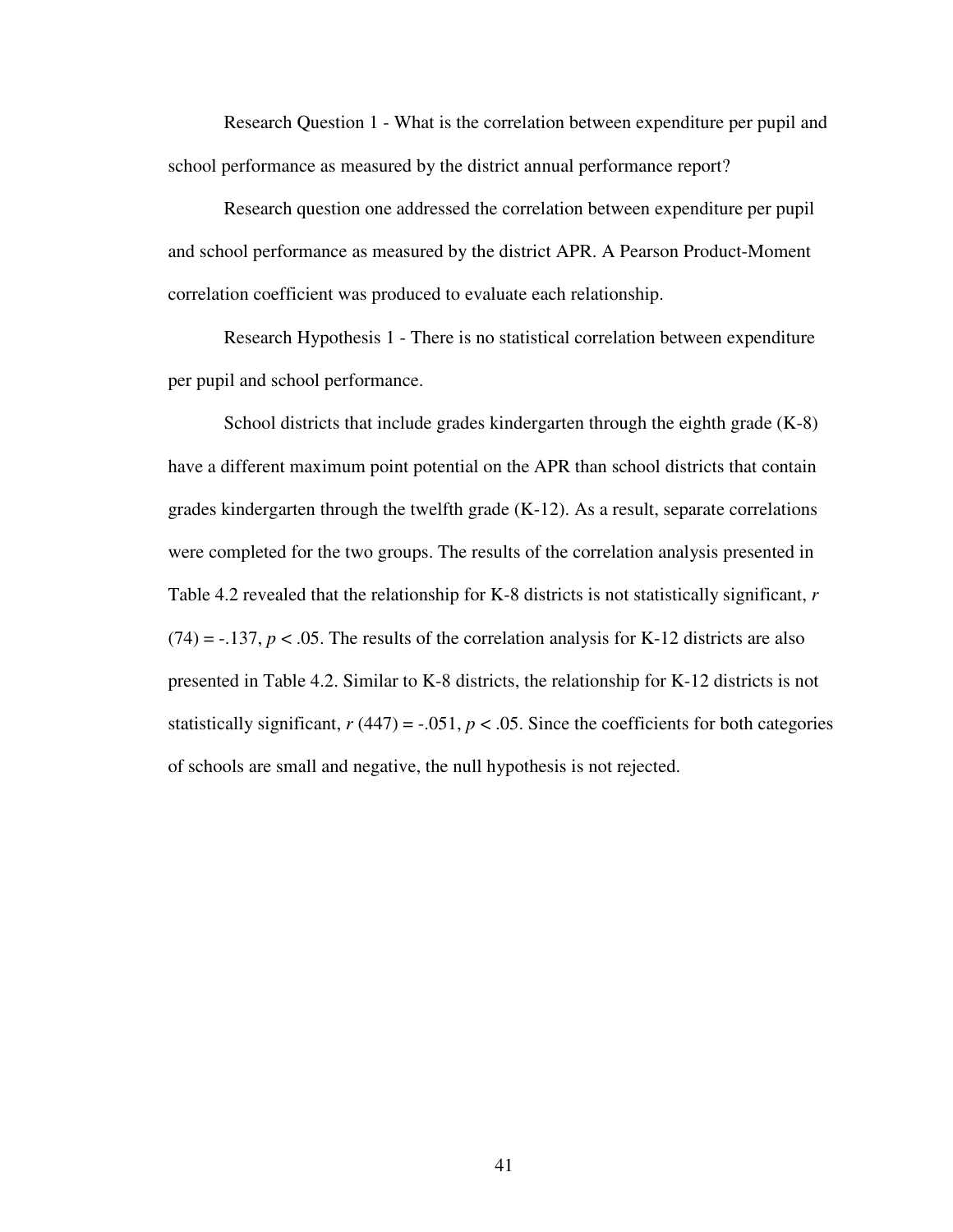Research Question 1 - What is the correlation between expenditure per pupil and school performance as measured by the district annual performance report?

Research question one addressed the correlation between expenditure per pupil and school performance as measured by the district APR. A Pearson Product-Moment correlation coefficient was produced to evaluate each relationship.

Research Hypothesis 1 - There is no statistical correlation between expenditure per pupil and school performance.

School districts that include grades kindergarten through the eighth grade (K-8) have a different maximum point potential on the APR than school districts that contain grades kindergarten through the twelfth grade (K-12). As a result, separate correlations were completed for the two groups. The results of the correlation analysis presented in Table 4.2 revealed that the relationship for K-8 districts is not statistically significant, $r$ $(74) = -.137$, $p < .05$. The results of the correlation analysis for K-12 districts are also presented in Table 4.2. Similar to K-8 districts, the relationship for K-12 districts is not statistically significant, $r$ $(447) = -.051$, $p < .05$. Since the coefficients for both categories of schools are small and negative, the null hypothesis is not rejected.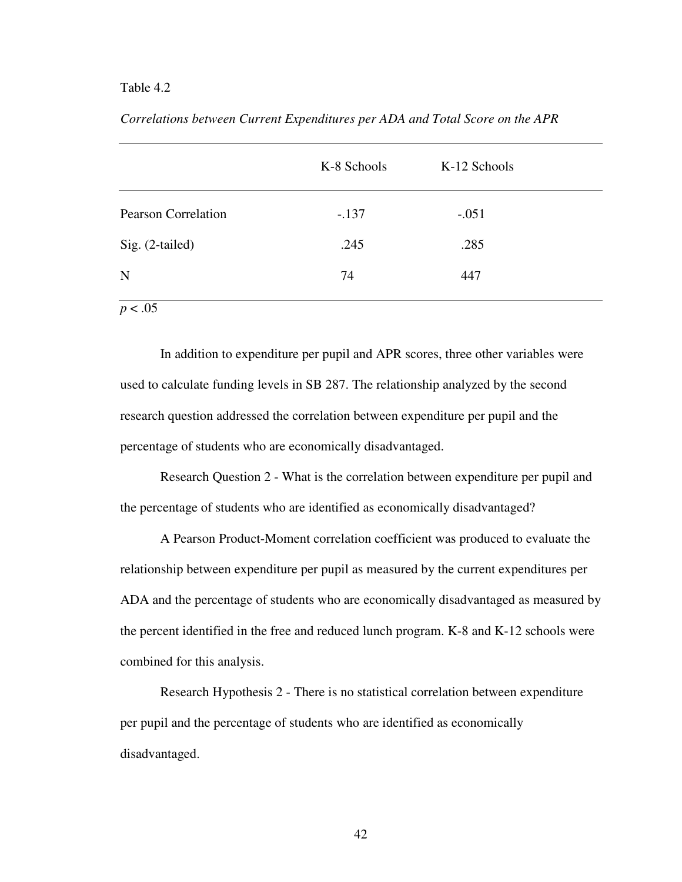Table 4.2

*Correlations between Current Expenditures per ADA and Total Score on the APR*

| | K-8 Schools | K-12 Schools |
|---|---|---|
| Pearson Correlation | -.137 | -.051 |
| Sig. (2-tailed) | .245 | .285 |
| N | 74 | 447 |

$p < .05$

In addition to expenditure per pupil and APR scores, three other variables were used to calculate funding levels in SB 287. The relationship analyzed by the second research question addressed the correlation between expenditure per pupil and the percentage of students who are economically disadvantaged.

Research Question 2 - What is the correlation between expenditure per pupil and the percentage of students who are identified as economically disadvantaged?

A Pearson Product-Moment correlation coefficient was produced to evaluate the relationship between expenditure per pupil as measured by the current expenditures per ADA and the percentage of students who are economically disadvantaged as measured by the percent identified in the free and reduced lunch program. K-8 and K-12 schools were combined for this analysis.

Research Hypothesis 2 - There is no statistical correlation between expenditure per pupil and the percentage of students who are identified as economically disadvantaged.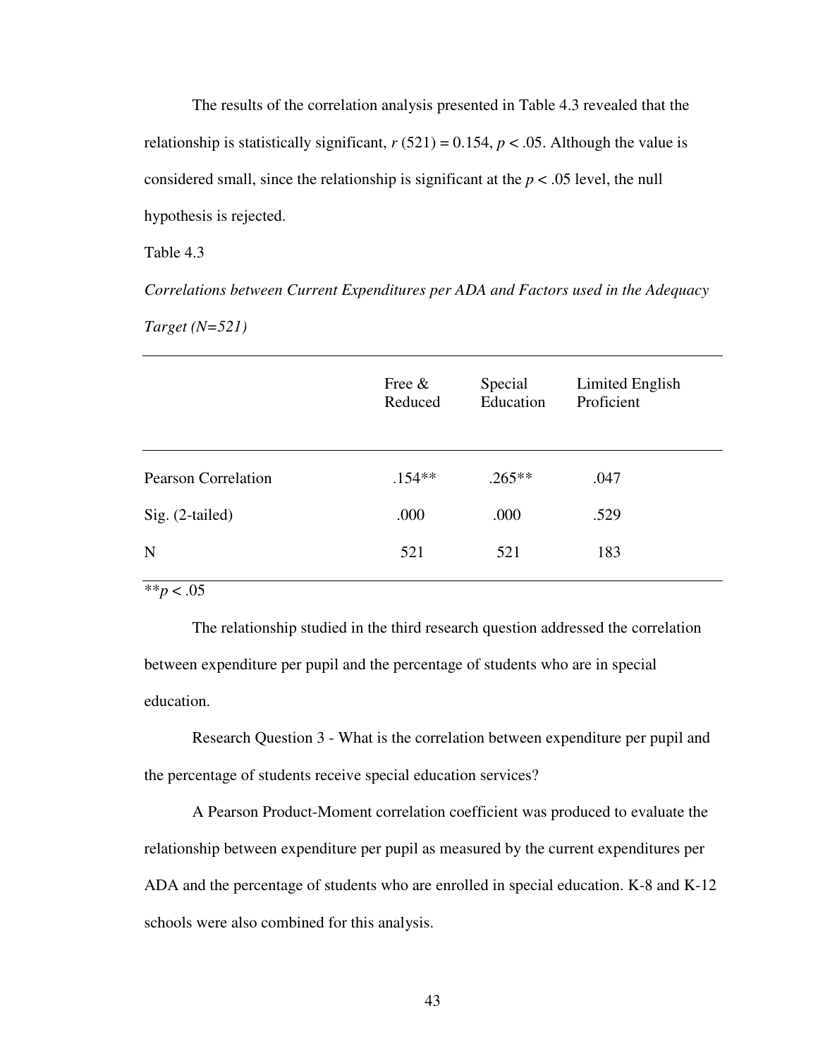The results of the correlation analysis presented in Table 4.3 revealed that the relationship is statistically significant, $r$ (521) = 0.154, $p < .05$. Although the value is considered small, since the relationship is significant at the $p < .05$ level, the null hypothesis is rejected.

Table 4.3

*Correlations between Current Expenditures per ADA and Factors used in the Adequacy Target (N=521)*

| | Free & Reduced | Special Education | Limited English Proficient |
|---|---|---|---|
| Pearson Correlation | .154** | .265** | .047 |
| Sig. (2-tailed) | .000 | .000 | .529 |
| N | 521 | 521 | 183 |

**$p < .05$

The relationship studied in the third research question addressed the correlation between expenditure per pupil and the percentage of students who are in special education.

Research Question 3 - What is the correlation between expenditure per pupil and the percentage of students receive special education services?

A Pearson Product-Moment correlation coefficient was produced to evaluate the relationship between expenditure per pupil as measured by the current expenditures per ADA and the percentage of students who are enrolled in special education. K-8 and K-12 schools were also combined for this analysis.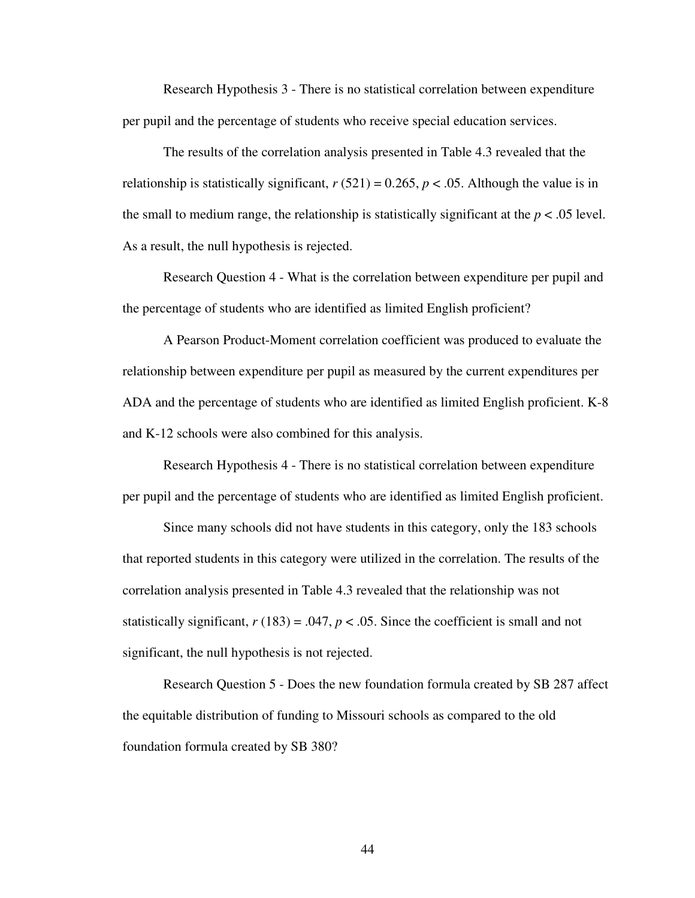Research Hypothesis 3 - There is no statistical correlation between expenditure per pupil and the percentage of students who receive special education services.

The results of the correlation analysis presented in Table 4.3 revealed that the relationship is statistically significant, $r\ (521) = 0.265$, $p < .05$. Although the value is in the small to medium range, the relationship is statistically significant at the $p < .05$ level. As a result, the null hypothesis is rejected.

Research Question 4 - What is the correlation between expenditure per pupil and the percentage of students who are identified as limited English proficient?

A Pearson Product-Moment correlation coefficient was produced to evaluate the relationship between expenditure per pupil as measured by the current expenditures per ADA and the percentage of students who are identified as limited English proficient. K-8 and K-12 schools were also combined for this analysis.

Research Hypothesis 4 - There is no statistical correlation between expenditure per pupil and the percentage of students who are identified as limited English proficient.

Since many schools did not have students in this category, only the 183 schools that reported students in this category were utilized in the correlation. The results of the correlation analysis presented in Table 4.3 revealed that the relationship was not statistically significant, $r\ (183) = .047$, $p < .05$. Since the coefficient is small and not significant, the null hypothesis is not rejected.

Research Question 5 - Does the new foundation formula created by SB 287 affect the equitable distribution of funding to Missouri schools as compared to the old foundation formula created by SB 380?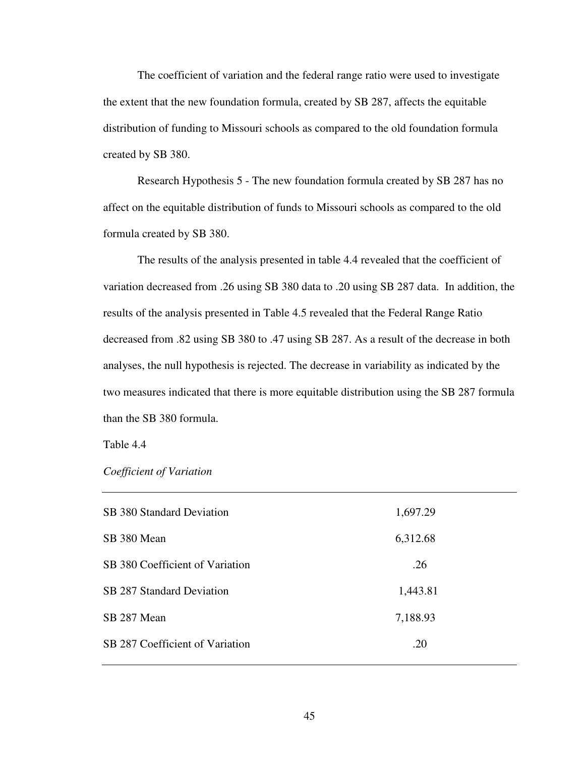The coefficient of variation and the federal range ratio were used to investigate the extent that the new foundation formula, created by SB 287, affects the equitable distribution of funding to Missouri schools as compared to the old foundation formula created by SB 380.

Research Hypothesis 5 - The new foundation formula created by SB 287 has no affect on the equitable distribution of funds to Missouri schools as compared to the old formula created by SB 380.

The results of the analysis presented in table 4.4 revealed that the coefficient of variation decreased from .26 using SB 380 data to .20 using SB 287 data. In addition, the results of the analysis presented in Table 4.5 revealed that the Federal Range Ratio decreased from .82 using SB 380 to .47 using SB 287. As a result of the decrease in both analyses, the null hypothesis is rejected. The decrease in variability as indicated by the two measures indicated that there is more equitable distribution using the SB 287 formula than the SB 380 formula.

Table 4.4

*Coefficient of Variation*

| | |
|---|---|
| SB 380 Standard Deviation | 1,697.29 |
| SB 380 Mean | 6,312.68 |
| SB 380 Coefficient of Variation | .26 |
| SB 287 Standard Deviation | 1,443.81 |
| SB 287 Mean | 7,188.93 |
| SB 287 Coefficient of Variation | .20 |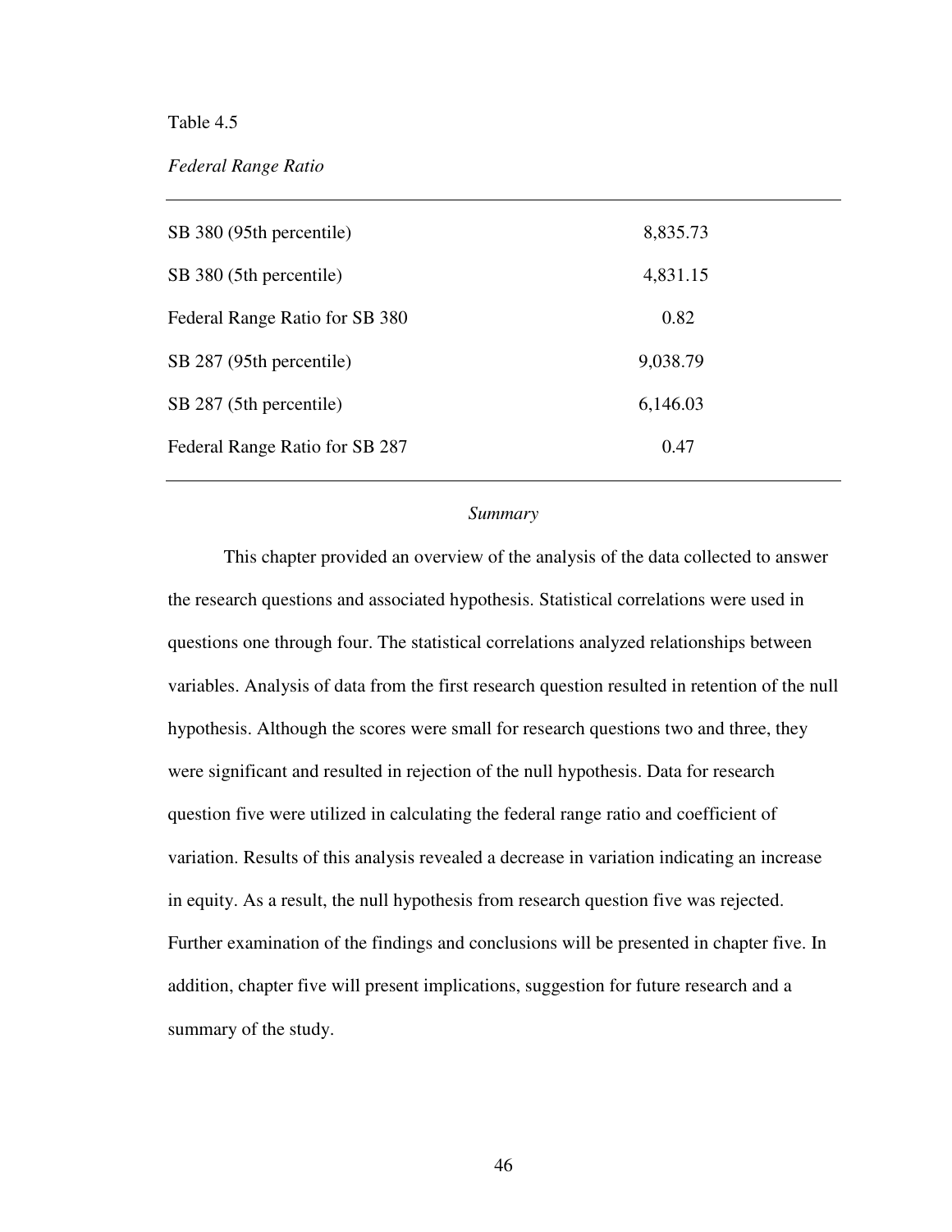Table 4.5

*Federal Range Ratio*

| | |
|---|---|
| SB 380 (95th percentile) | 8,835.73 |
| SB 380 (5th percentile) | 4,831.15 |
| Federal Range Ratio for SB 380 | 0.82 |
| SB 287 (95th percentile) | 9,038.79 |
| SB 287 (5th percentile) | 6,146.03 |
| Federal Range Ratio for SB 287 | 0.47 |

*Summary*

This chapter provided an overview of the analysis of the data collected to answer the research questions and associated hypothesis. Statistical correlations were used in questions one through four. The statistical correlations analyzed relationships between variables. Analysis of data from the first research question resulted in retention of the null hypothesis. Although the scores were small for research questions two and three, they were significant and resulted in rejection of the null hypothesis. Data for research question five were utilized in calculating the federal range ratio and coefficient of variation. Results of this analysis revealed a decrease in variation indicating an increase in equity. As a result, the null hypothesis from research question five was rejected. Further examination of the findings and conclusions will be presented in chapter five. In addition, chapter five will present implications, suggestion for future research and a summary of the study.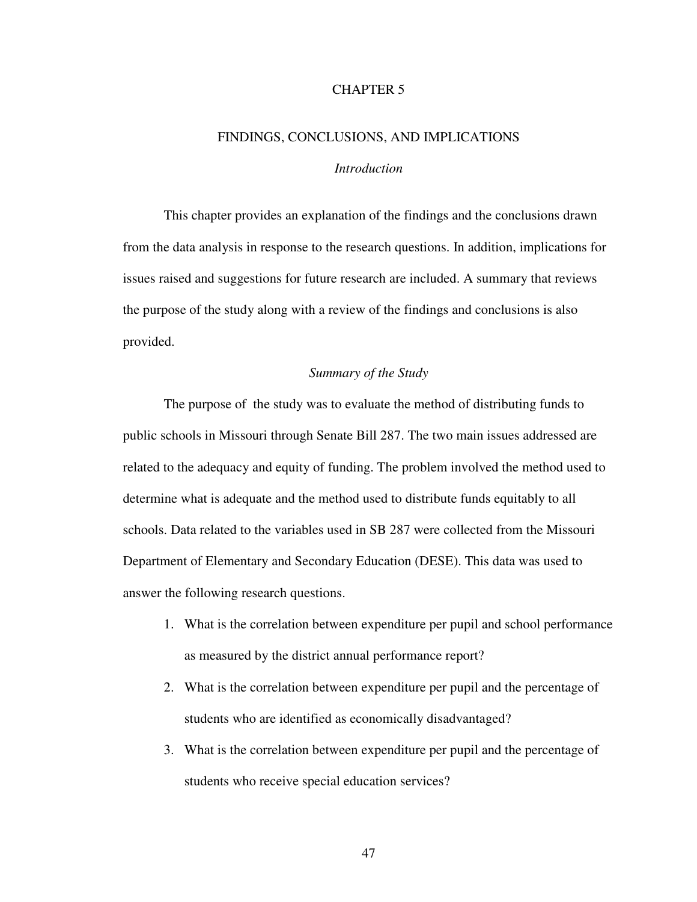# CHAPTER 5

## FINDINGS, CONCLUSIONS, AND IMPLICATIONS

### *Introduction*

This chapter provides an explanation of the findings and the conclusions drawn from the data analysis in response to the research questions. In addition, implications for issues raised and suggestions for future research are included. A summary that reviews the purpose of the study along with a review of the findings and conclusions is also provided.

### *Summary of the Study*

The purpose of the study was to evaluate the method of distributing funds to public schools in Missouri through Senate Bill 287. The two main issues addressed are related to the adequacy and equity of funding. The problem involved the method used to determine what is adequate and the method used to distribute funds equitably to all schools. Data related to the variables used in SB 287 were collected from the Missouri Department of Elementary and Secondary Education (DESE). This data was used to answer the following research questions.

1. What is the correlation between expenditure per pupil and school performance as measured by the district annual performance report?
2. What is the correlation between expenditure per pupil and the percentage of students who are identified as economically disadvantaged?
3. What is the correlation between expenditure per pupil and the percentage of students who receive special education services?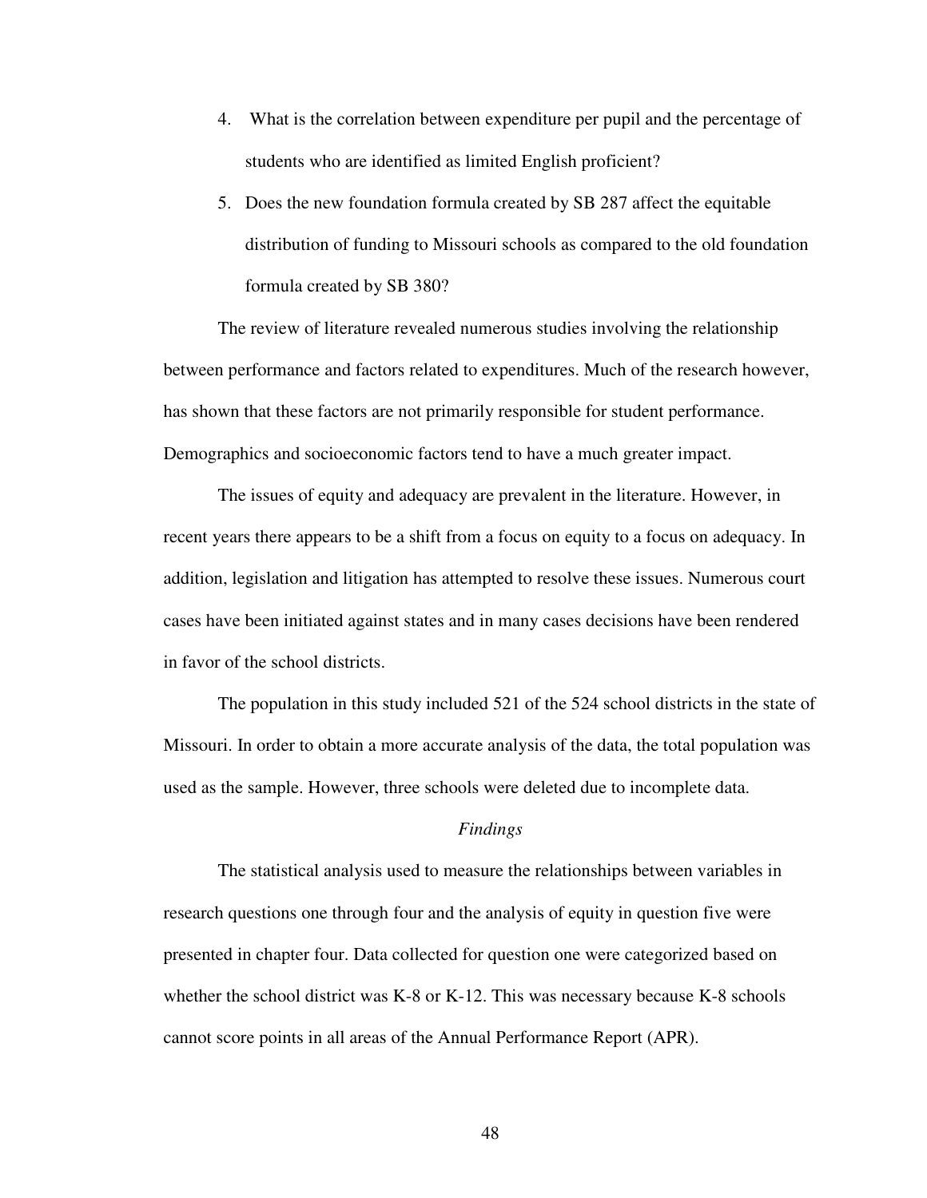4. What is the correlation between expenditure per pupil and the percentage of students who are identified as limited English proficient?

5. Does the new foundation formula created by SB 287 affect the equitable distribution of funding to Missouri schools as compared to the old foundation formula created by SB 380?

The review of literature revealed numerous studies involving the relationship between performance and factors related to expenditures. Much of the research however, has shown that these factors are not primarily responsible for student performance. Demographics and socioeconomic factors tend to have a much greater impact.

The issues of equity and adequacy are prevalent in the literature. However, in recent years there appears to be a shift from a focus on equity to a focus on adequacy. In addition, legislation and litigation has attempted to resolve these issues. Numerous court cases have been initiated against states and in many cases decisions have been rendered in favor of the school districts.

The population in this study included 521 of the 524 school districts in the state of Missouri. In order to obtain a more accurate analysis of the data, the total population was used as the sample. However, three schools were deleted due to incomplete data.

### *Findings*

The statistical analysis used to measure the relationships between variables in research questions one through four and the analysis of equity in question five were presented in chapter four. Data collected for question one were categorized based on whether the school district was K-8 or K-12. This was necessary because K-8 schools cannot score points in all areas of the Annual Performance Report (APR).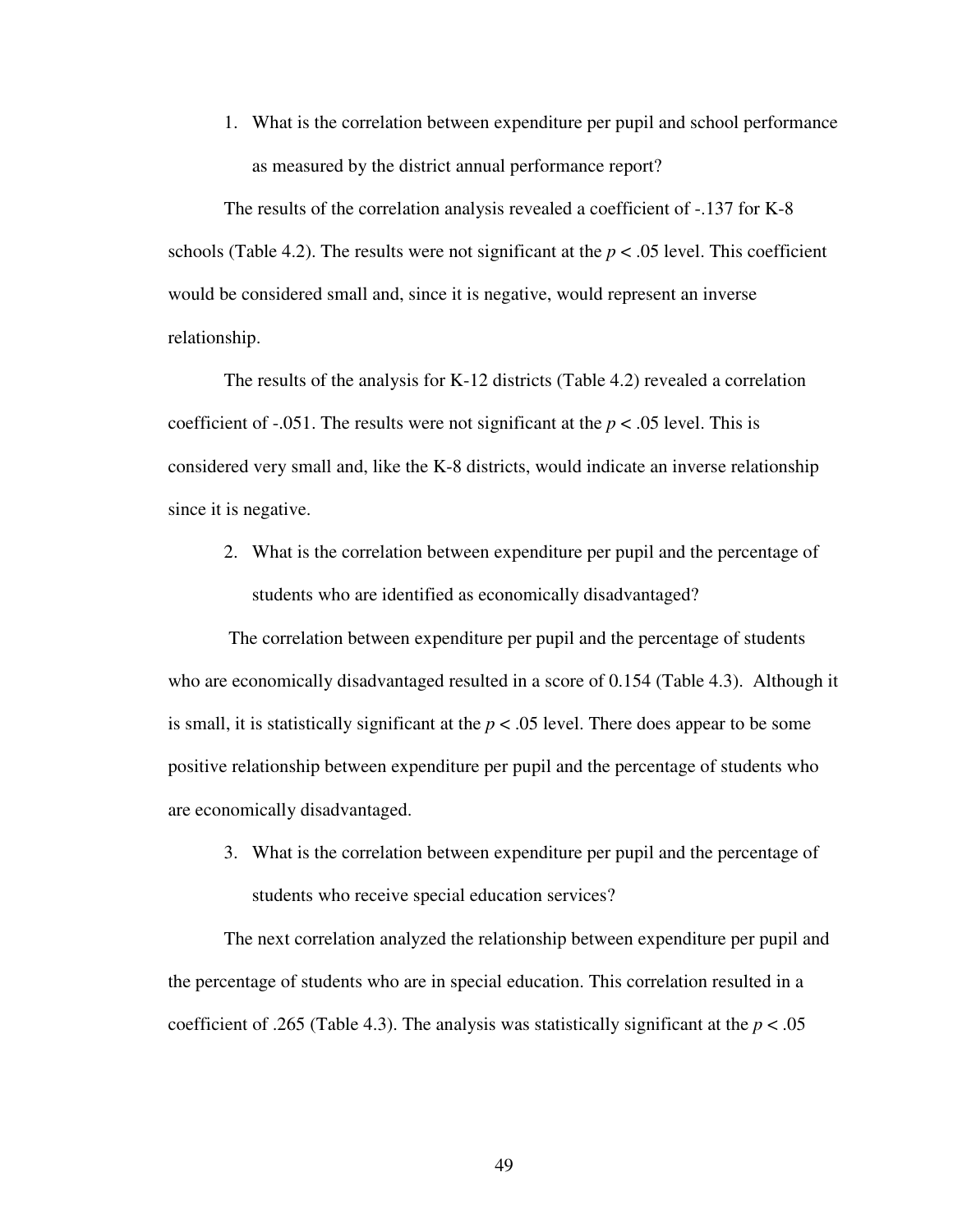1. What is the correlation between expenditure per pupil and school performance as measured by the district annual performance report?

The results of the correlation analysis revealed a coefficient of -.137 for K-8 schools (Table 4.2). The results were not significant at the $p < .05$ level. This coefficient would be considered small and, since it is negative, would represent an inverse relationship.

The results of the analysis for K-12 districts (Table 4.2) revealed a correlation coefficient of -.051. The results were not significant at the $p < .05$ level. This is considered very small and, like the K-8 districts, would indicate an inverse relationship since it is negative.

2. What is the correlation between expenditure per pupil and the percentage of students who are identified as economically disadvantaged?

The correlation between expenditure per pupil and the percentage of students who are economically disadvantaged resulted in a score of 0.154 (Table 4.3). Although it is small, it is statistically significant at the $p < .05$ level. There does appear to be some positive relationship between expenditure per pupil and the percentage of students who are economically disadvantaged.

3. What is the correlation between expenditure per pupil and the percentage of students who receive special education services?

The next correlation analyzed the relationship between expenditure per pupil and the percentage of students who are in special education. This correlation resulted in a coefficient of .265 (Table 4.3). The analysis was statistically significant at the $p < .05$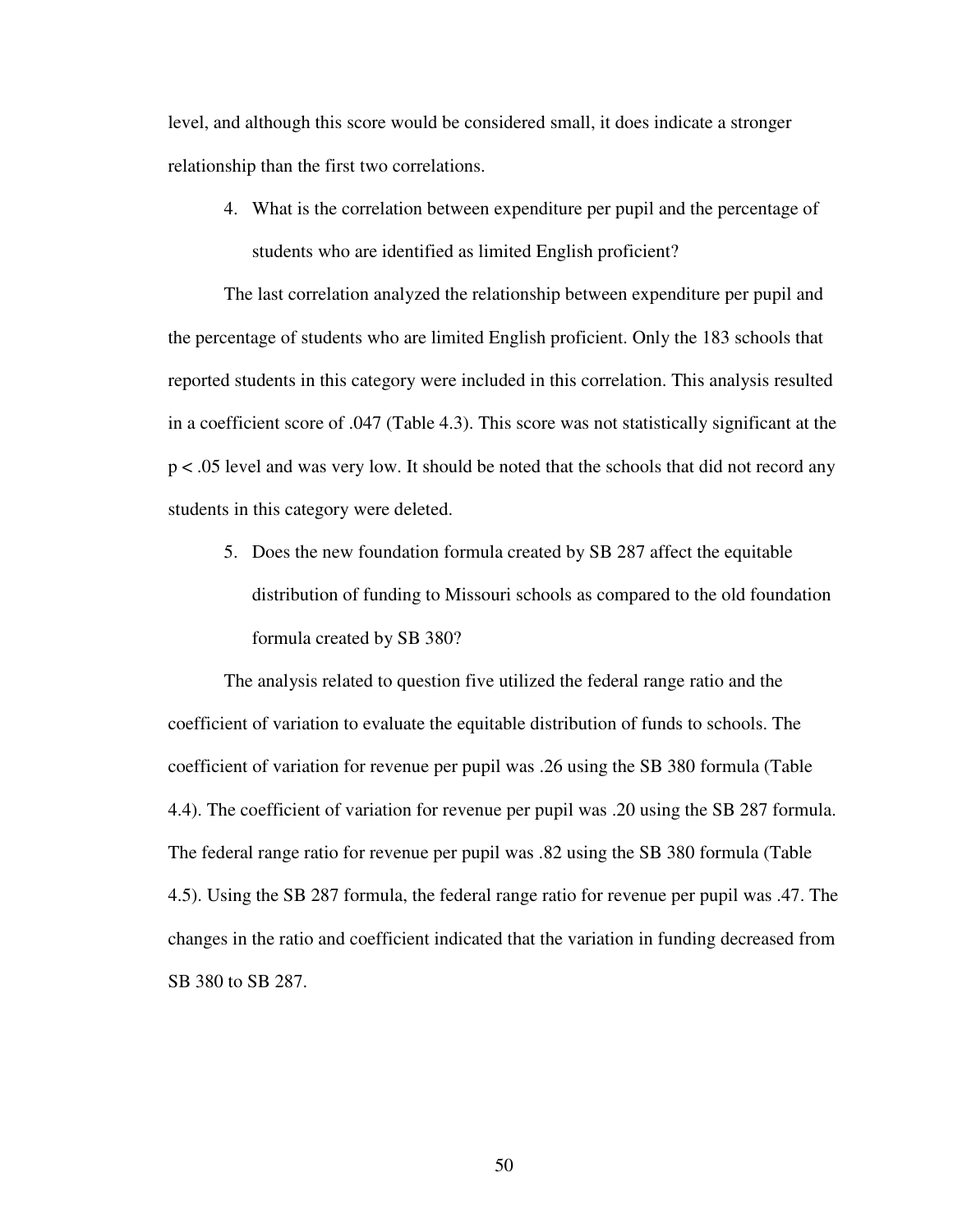level, and although this score would be considered small, it does indicate a stronger relationship than the first two correlations.

4. What is the correlation between expenditure per pupil and the percentage of students who are identified as limited English proficient?

The last correlation analyzed the relationship between expenditure per pupil and the percentage of students who are limited English proficient. Only the 183 schools that reported students in this category were included in this correlation. This analysis resulted in a coefficient score of .047 (Table 4.3). This score was not statistically significant at the $p < .05$ level and was very low. It should be noted that the schools that did not record any students in this category were deleted.

5. Does the new foundation formula created by SB 287 affect the equitable distribution of funding to Missouri schools as compared to the old foundation formula created by SB 380?

The analysis related to question five utilized the federal range ratio and the coefficient of variation to evaluate the equitable distribution of funds to schools. The coefficient of variation for revenue per pupil was .26 using the SB 380 formula (Table 4.4). The coefficient of variation for revenue per pupil was .20 using the SB 287 formula. The federal range ratio for revenue per pupil was .82 using the SB 380 formula (Table 4.5). Using the SB 287 formula, the federal range ratio for revenue per pupil was .47. The changes in the ratio and coefficient indicated that the variation in funding decreased from SB 380 to SB 287.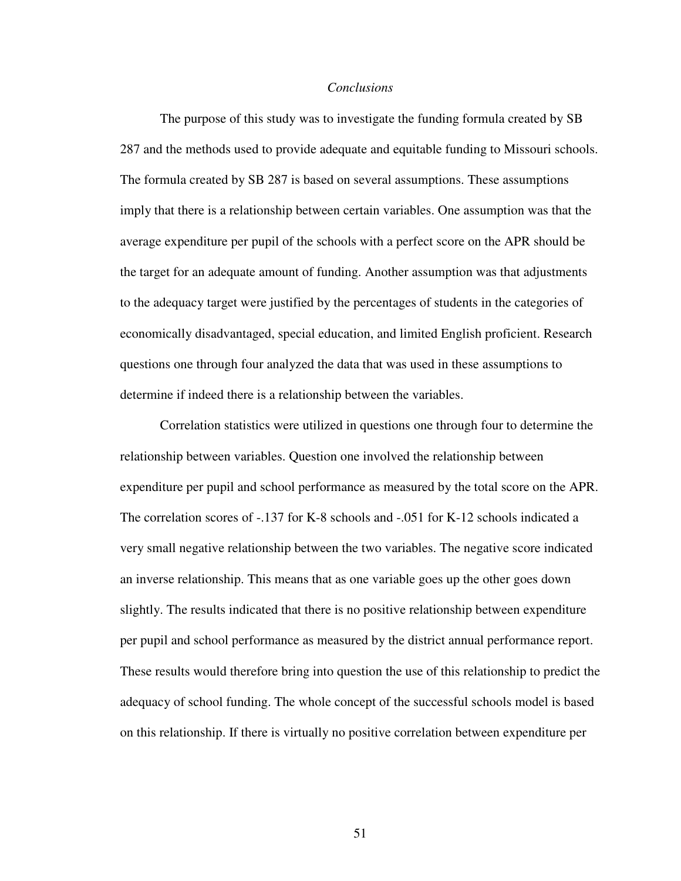## *Conclusions*

The purpose of this study was to investigate the funding formula created by SB 287 and the methods used to provide adequate and equitable funding to Missouri schools. The formula created by SB 287 is based on several assumptions. These assumptions imply that there is a relationship between certain variables. One assumption was that the average expenditure per pupil of the schools with a perfect score on the APR should be the target for an adequate amount of funding. Another assumption was that adjustments to the adequacy target were justified by the percentages of students in the categories of economically disadvantaged, special education, and limited English proficient. Research questions one through four analyzed the data that was used in these assumptions to determine if indeed there is a relationship between the variables.

Correlation statistics were utilized in questions one through four to determine the relationship between variables. Question one involved the relationship between expenditure per pupil and school performance as measured by the total score on the APR. The correlation scores of -.137 for K-8 schools and -.051 for K-12 schools indicated a very small negative relationship between the two variables. The negative score indicated an inverse relationship. This means that as one variable goes up the other goes down slightly. The results indicated that there is no positive relationship between expenditure per pupil and school performance as measured by the district annual performance report. These results would therefore bring into question the use of this relationship to predict the adequacy of school funding. The whole concept of the successful schools model is based on this relationship. If there is virtually no positive correlation between expenditure per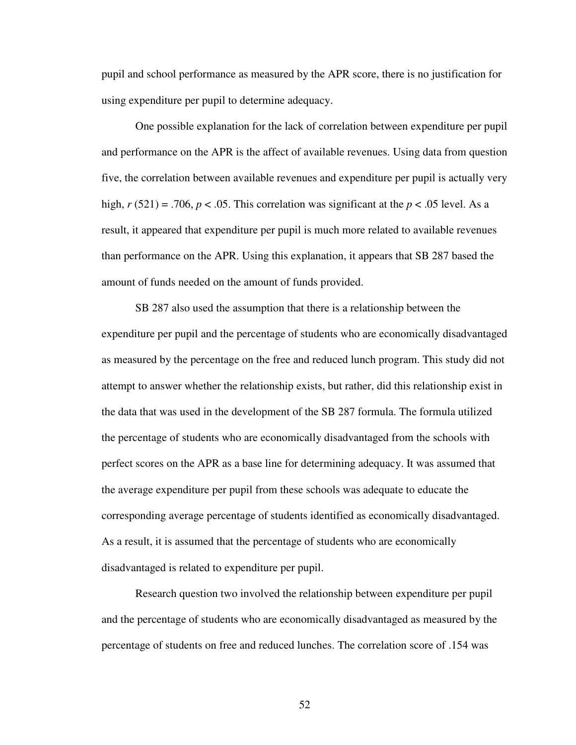pupil and school performance as measured by the APR score, there is no justification for using expenditure per pupil to determine adequacy.

One possible explanation for the lack of correlation between expenditure per pupil and performance on the APR is the affect of available revenues. Using data from question five, the correlation between available revenues and expenditure per pupil is actually very high, $r$ (521) = .706, $p < .05$. This correlation was significant at the $p < .05$ level. As a result, it appeared that expenditure per pupil is much more related to available revenues than performance on the APR. Using this explanation, it appears that SB 287 based the amount of funds needed on the amount of funds provided.

SB 287 also used the assumption that there is a relationship between the expenditure per pupil and the percentage of students who are economically disadvantaged as measured by the percentage on the free and reduced lunch program. This study did not attempt to answer whether the relationship exists, but rather, did this relationship exist in the data that was used in the development of the SB 287 formula. The formula utilized the percentage of students who are economically disadvantaged from the schools with perfect scores on the APR as a base line for determining adequacy. It was assumed that the average expenditure per pupil from these schools was adequate to educate the corresponding average percentage of students identified as economically disadvantaged. As a result, it is assumed that the percentage of students who are economically disadvantaged is related to expenditure per pupil.

Research question two involved the relationship between expenditure per pupil and the percentage of students who are economically disadvantaged as measured by the percentage of students on free and reduced lunches. The correlation score of .154 was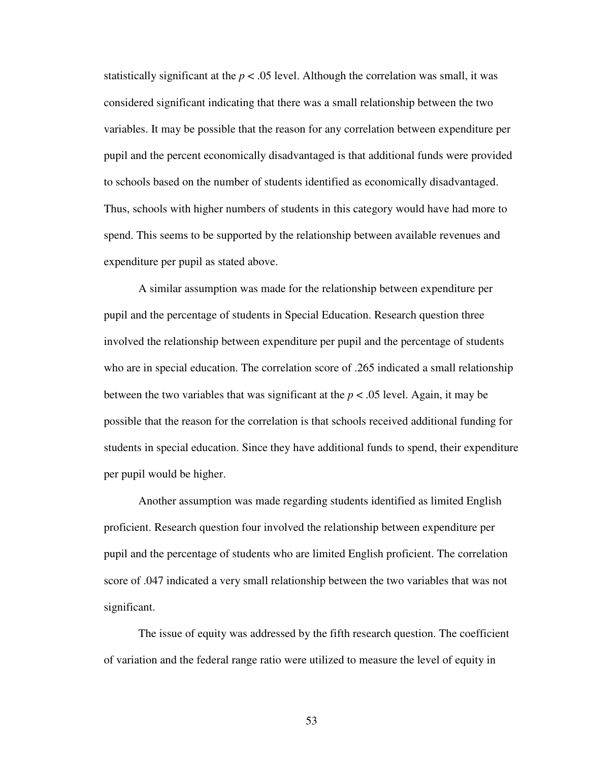statistically significant at the $p < .05$ level. Although the correlation was small, it was considered significant indicating that there was a small relationship between the two variables. It may be possible that the reason for any correlation between expenditure per pupil and the percent economically disadvantaged is that additional funds were provided to schools based on the number of students identified as economically disadvantaged. Thus, schools with higher numbers of students in this category would have had more to spend. This seems to be supported by the relationship between available revenues and expenditure per pupil as stated above.

A similar assumption was made for the relationship between expenditure per pupil and the percentage of students in Special Education. Research question three involved the relationship between expenditure per pupil and the percentage of students who are in special education. The correlation score of .265 indicated a small relationship between the two variables that was significant at the $p < .05$ level. Again, it may be possible that the reason for the correlation is that schools received additional funding for students in special education. Since they have additional funds to spend, their expenditure per pupil would be higher.

Another assumption was made regarding students identified as limited English proficient. Research question four involved the relationship between expenditure per pupil and the percentage of students who are limited English proficient. The correlation score of .047 indicated a very small relationship between the two variables that was not significant.

The issue of equity was addressed by the fifth research question. The coefficient of variation and the federal range ratio were utilized to measure the level of equity in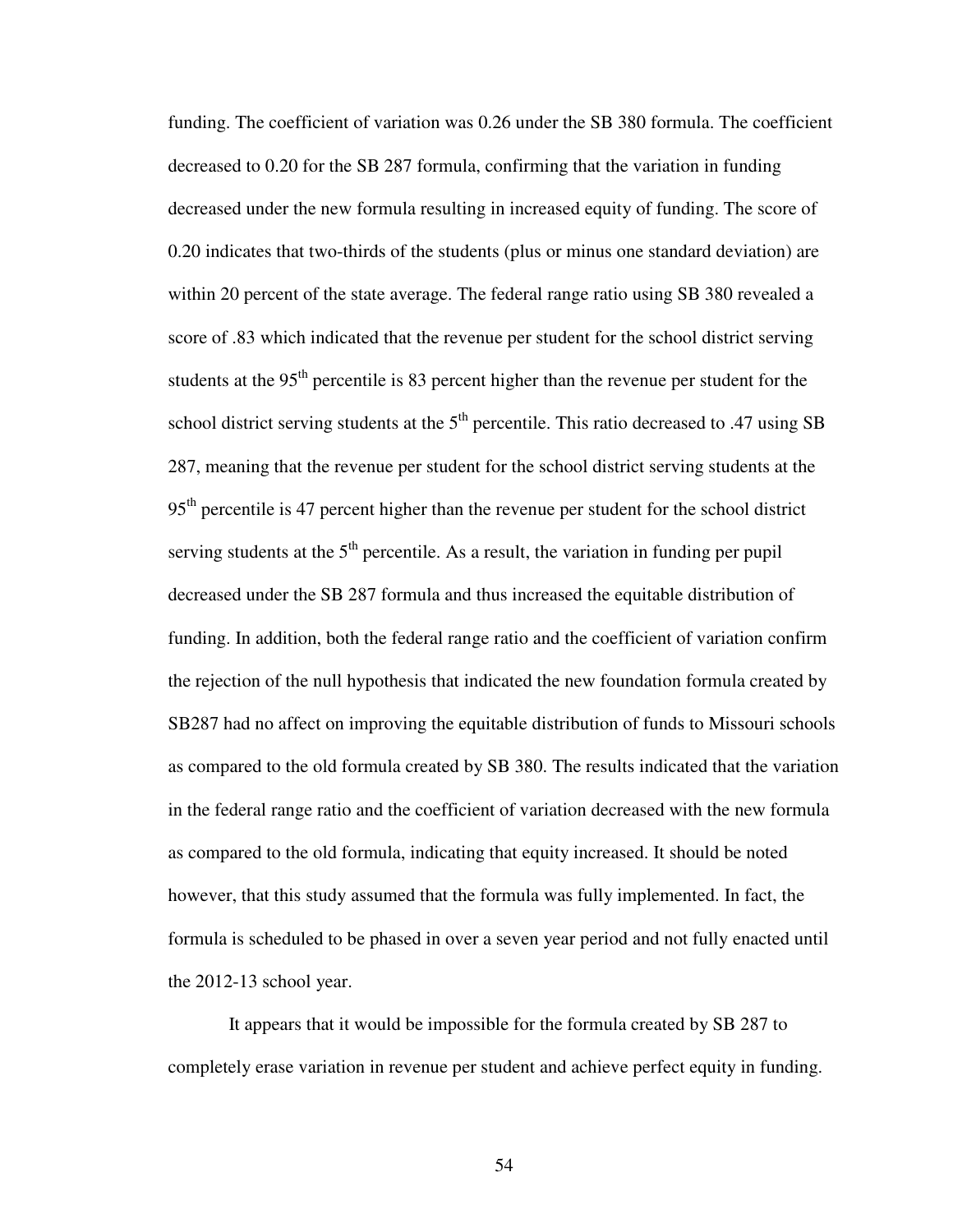funding. The coefficient of variation was 0.26 under the SB 380 formula. The coefficient decreased to 0.20 for the SB 287 formula, confirming that the variation in funding decreased under the new formula resulting in increased equity of funding. The score of 0.20 indicates that two-thirds of the students (plus or minus one standard deviation) are within 20 percent of the state average. The federal range ratio using SB 380 revealed a score of .83 which indicated that the revenue per student for the school district serving students at the 95th percentile is 83 percent higher than the revenue per student for the school district serving students at the 5th percentile. This ratio decreased to .47 using SB 287, meaning that the revenue per student for the school district serving students at the 95th percentile is 47 percent higher than the revenue per student for the school district serving students at the 5th percentile. As a result, the variation in funding per pupil decreased under the SB 287 formula and thus increased the equitable distribution of funding. In addition, both the federal range ratio and the coefficient of variation confirm the rejection of the null hypothesis that indicated the new foundation formula created by SB287 had no affect on improving the equitable distribution of funds to Missouri schools as compared to the old formula created by SB 380. The results indicated that the variation in the federal range ratio and the coefficient of variation decreased with the new formula as compared to the old formula, indicating that equity increased. It should be noted however, that this study assumed that the formula was fully implemented. In fact, the formula is scheduled to be phased in over a seven year period and not fully enacted until the 2012-13 school year.

It appears that it would be impossible for the formula created by SB 287 to completely erase variation in revenue per student and achieve perfect equity in funding.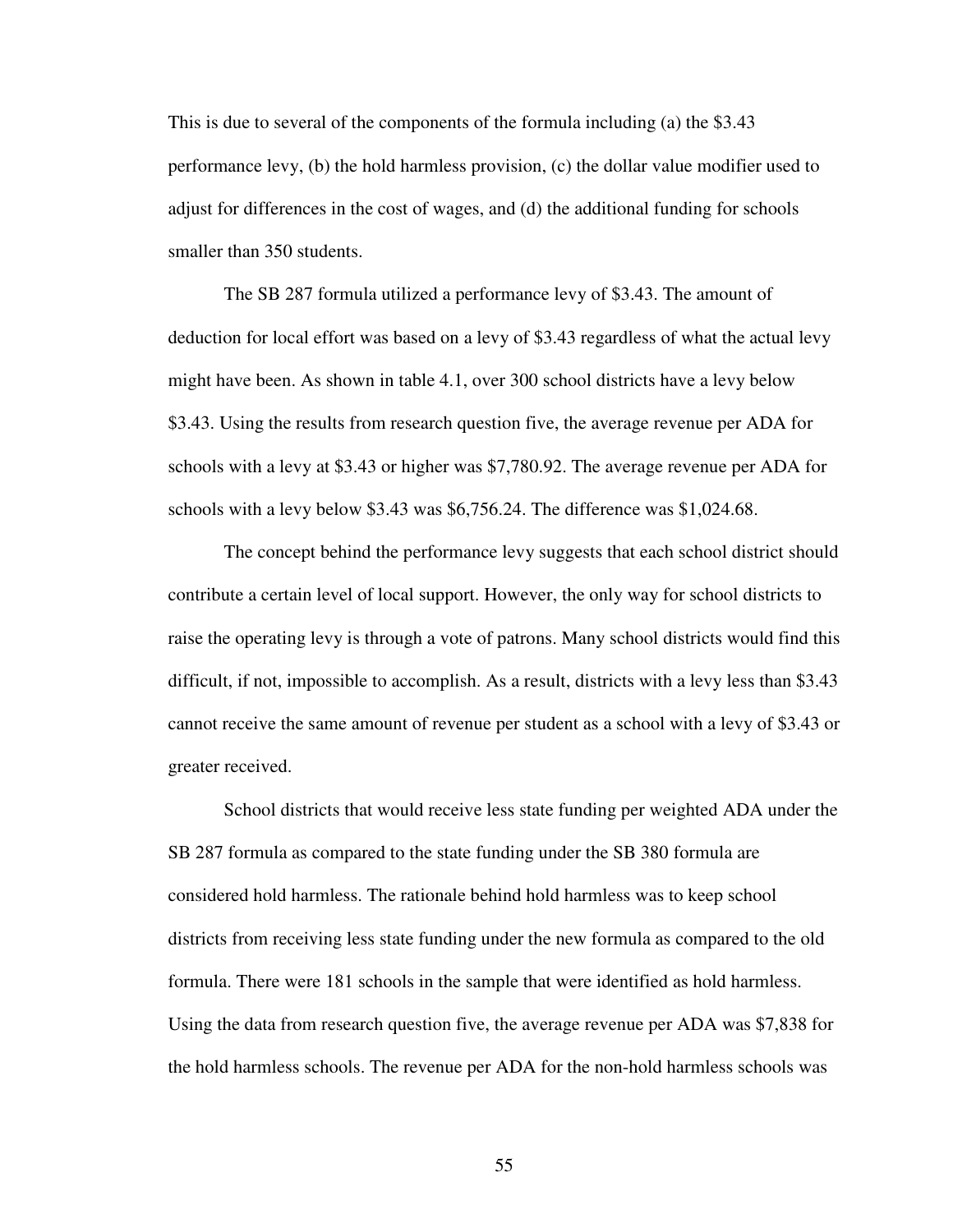This is due to several of the components of the formula including (a) the $3.43 performance levy, (b) the hold harmless provision, (c) the dollar value modifier used to adjust for differences in the cost of wages, and (d) the additional funding for schools smaller than 350 students.

The SB 287 formula utilized a performance levy of $3.43. The amount of deduction for local effort was based on a levy of $3.43 regardless of what the actual levy might have been. As shown in table 4.1, over 300 school districts have a levy below $3.43. Using the results from research question five, the average revenue per ADA for schools with a levy at $3.43 or higher was $7,780.92. The average revenue per ADA for schools with a levy below $3.43 was $6,756.24. The difference was $1,024.68.

The concept behind the performance levy suggests that each school district should contribute a certain level of local support. However, the only way for school districts to raise the operating levy is through a vote of patrons. Many school districts would find this difficult, if not, impossible to accomplish. As a result, districts with a levy less than $3.43 cannot receive the same amount of revenue per student as a school with a levy of $3.43 or greater received.

School districts that would receive less state funding per weighted ADA under the SB 287 formula as compared to the state funding under the SB 380 formula are considered hold harmless. The rationale behind hold harmless was to keep school districts from receiving less state funding under the new formula as compared to the old formula. There were 181 schools in the sample that were identified as hold harmless. Using the data from research question five, the average revenue per ADA was $7,838 for the hold harmless schools. The revenue per ADA for the non-hold harmless schools was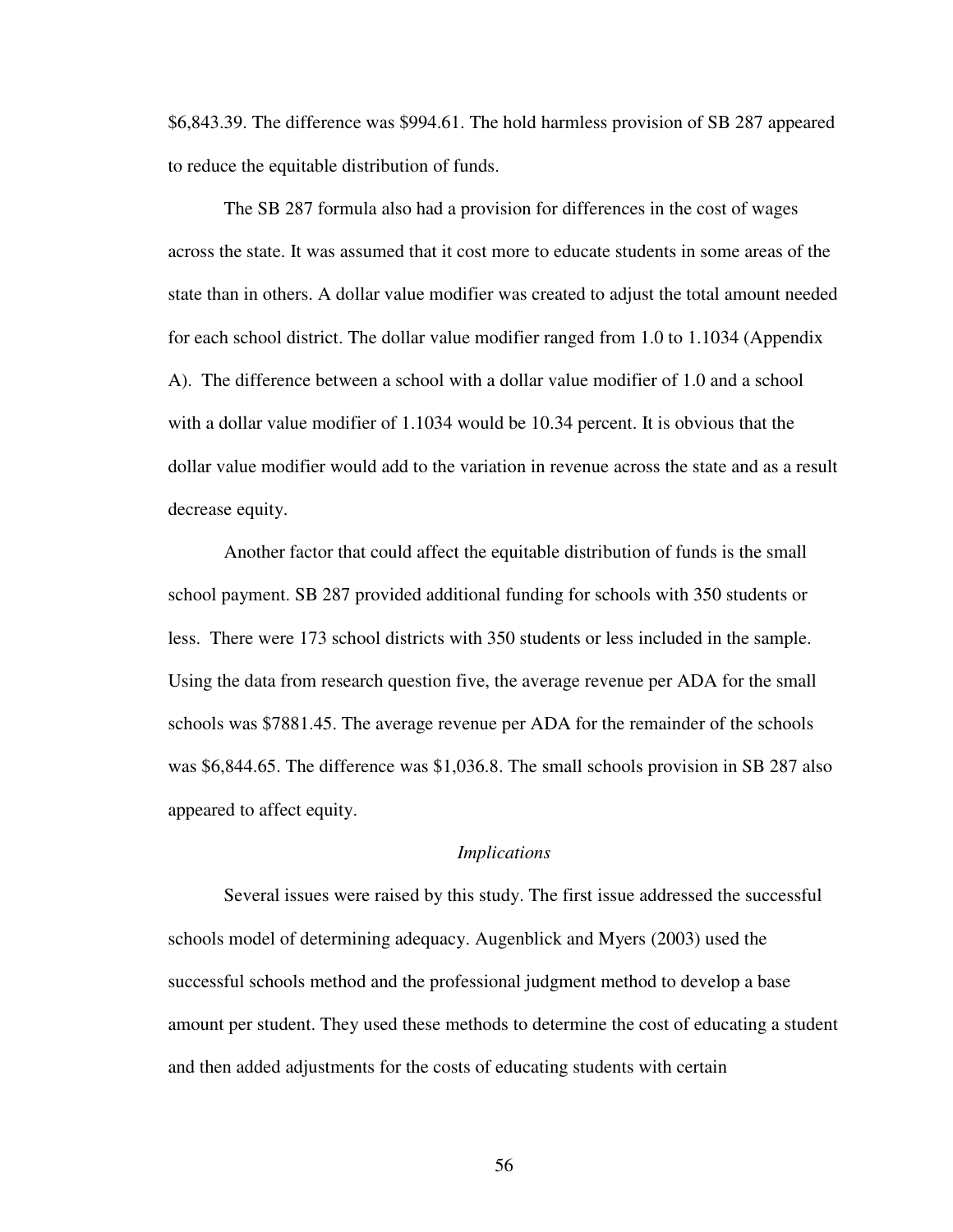$6,843.39. The difference was $994.61. The hold harmless provision of SB 287 appeared to reduce the equitable distribution of funds.

The SB 287 formula also had a provision for differences in the cost of wages across the state. It was assumed that it cost more to educate students in some areas of the state than in others. A dollar value modifier was created to adjust the total amount needed for each school district. The dollar value modifier ranged from 1.0 to 1.1034 (Appendix A). The difference between a school with a dollar value modifier of 1.0 and a school with a dollar value modifier of 1.1034 would be 10.34 percent. It is obvious that the dollar value modifier would add to the variation in revenue across the state and as a result decrease equity.

Another factor that could affect the equitable distribution of funds is the small school payment. SB 287 provided additional funding for schools with 350 students or less. There were 173 school districts with 350 students or less included in the sample. Using the data from research question five, the average revenue per ADA for the small schools was $7881.45. The average revenue per ADA for the remainder of the schools was $6,844.65. The difference was $1,036.8. The small schools provision in SB 287 also appeared to affect equity.

### *Implications*

Several issues were raised by this study. The first issue addressed the successful schools model of determining adequacy. Augenblick and Myers (2003) used the successful schools method and the professional judgment method to develop a base amount per student. They used these methods to determine the cost of educating a student and then added adjustments for the costs of educating students with certain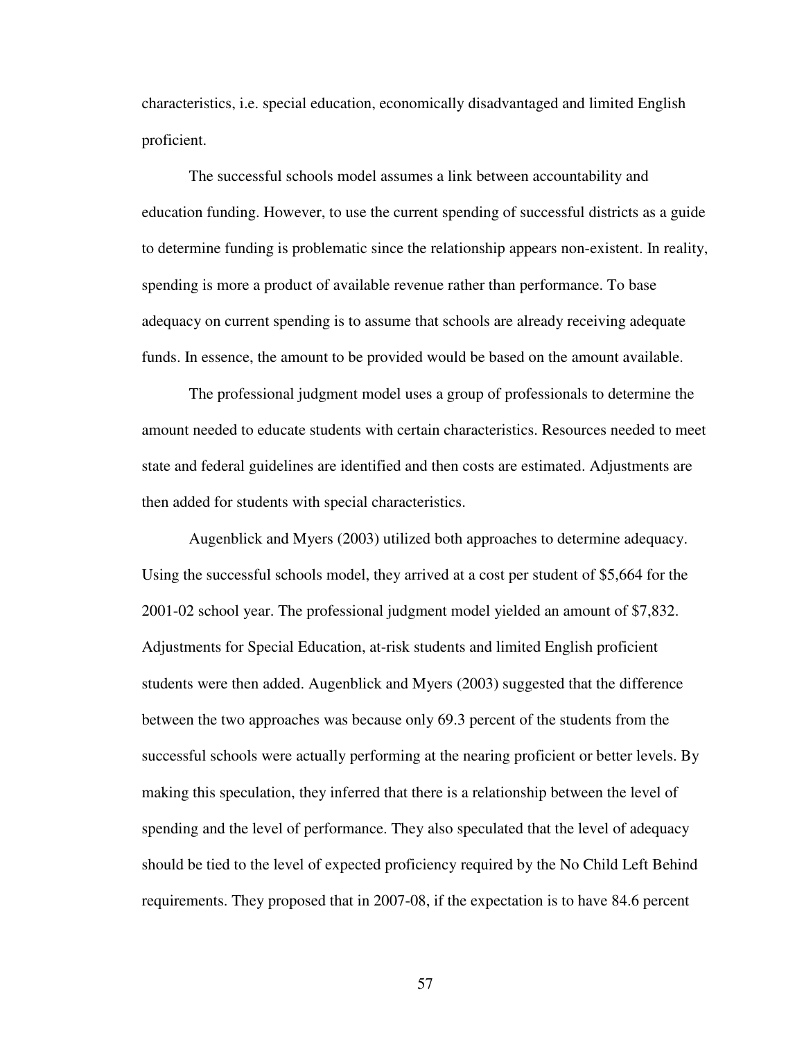characteristics, i.e. special education, economically disadvantaged and limited English proficient.

The successful schools model assumes a link between accountability and education funding. However, to use the current spending of successful districts as a guide to determine funding is problematic since the relationship appears non-existent. In reality, spending is more a product of available revenue rather than performance. To base adequacy on current spending is to assume that schools are already receiving adequate funds. In essence, the amount to be provided would be based on the amount available.

The professional judgment model uses a group of professionals to determine the amount needed to educate students with certain characteristics. Resources needed to meet state and federal guidelines are identified and then costs are estimated. Adjustments are then added for students with special characteristics.

Augenblick and Myers (2003) utilized both approaches to determine adequacy. Using the successful schools model, they arrived at a cost per student of $5,664 for the 2001-02 school year. The professional judgment model yielded an amount of $7,832. Adjustments for Special Education, at-risk students and limited English proficient students were then added. Augenblick and Myers (2003) suggested that the difference between the two approaches was because only 69.3 percent of the students from the successful schools were actually performing at the nearing proficient or better levels. By making this speculation, they inferred that there is a relationship between the level of spending and the level of performance. They also speculated that the level of adequacy should be tied to the level of expected proficiency required by the No Child Left Behind requirements. They proposed that in 2007-08, if the expectation is to have 84.6 percent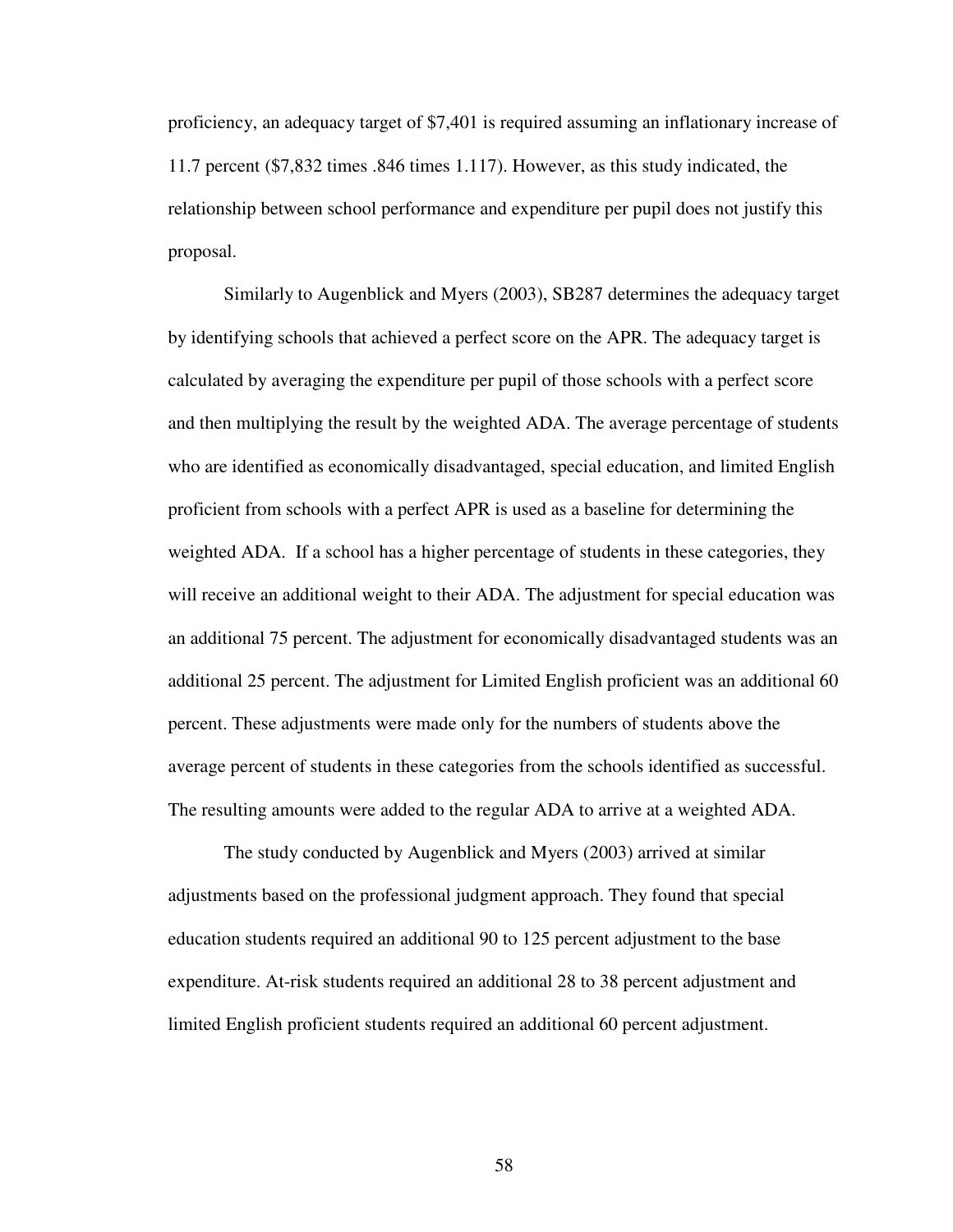proficiency, an adequacy target of $7,401 is required assuming an inflationary increase of 11.7 percent ($7,832 times .846 times 1.117). However, as this study indicated, the relationship between school performance and expenditure per pupil does not justify this proposal.

Similarly to Augenblick and Myers (2003), SB287 determines the adequacy target by identifying schools that achieved a perfect score on the APR. The adequacy target is calculated by averaging the expenditure per pupil of those schools with a perfect score and then multiplying the result by the weighted ADA. The average percentage of students who are identified as economically disadvantaged, special education, and limited English proficient from schools with a perfect APR is used as a baseline for determining the weighted ADA. If a school has a higher percentage of students in these categories, they will receive an additional weight to their ADA. The adjustment for special education was an additional 75 percent. The adjustment for economically disadvantaged students was an additional 25 percent. The adjustment for Limited English proficient was an additional 60 percent. These adjustments were made only for the numbers of students above the average percent of students in these categories from the schools identified as successful. The resulting amounts were added to the regular ADA to arrive at a weighted ADA.

The study conducted by Augenblick and Myers (2003) arrived at similar adjustments based on the professional judgment approach. They found that special education students required an additional 90 to 125 percent adjustment to the base expenditure. At-risk students required an additional 28 to 38 percent adjustment and limited English proficient students required an additional 60 percent adjustment.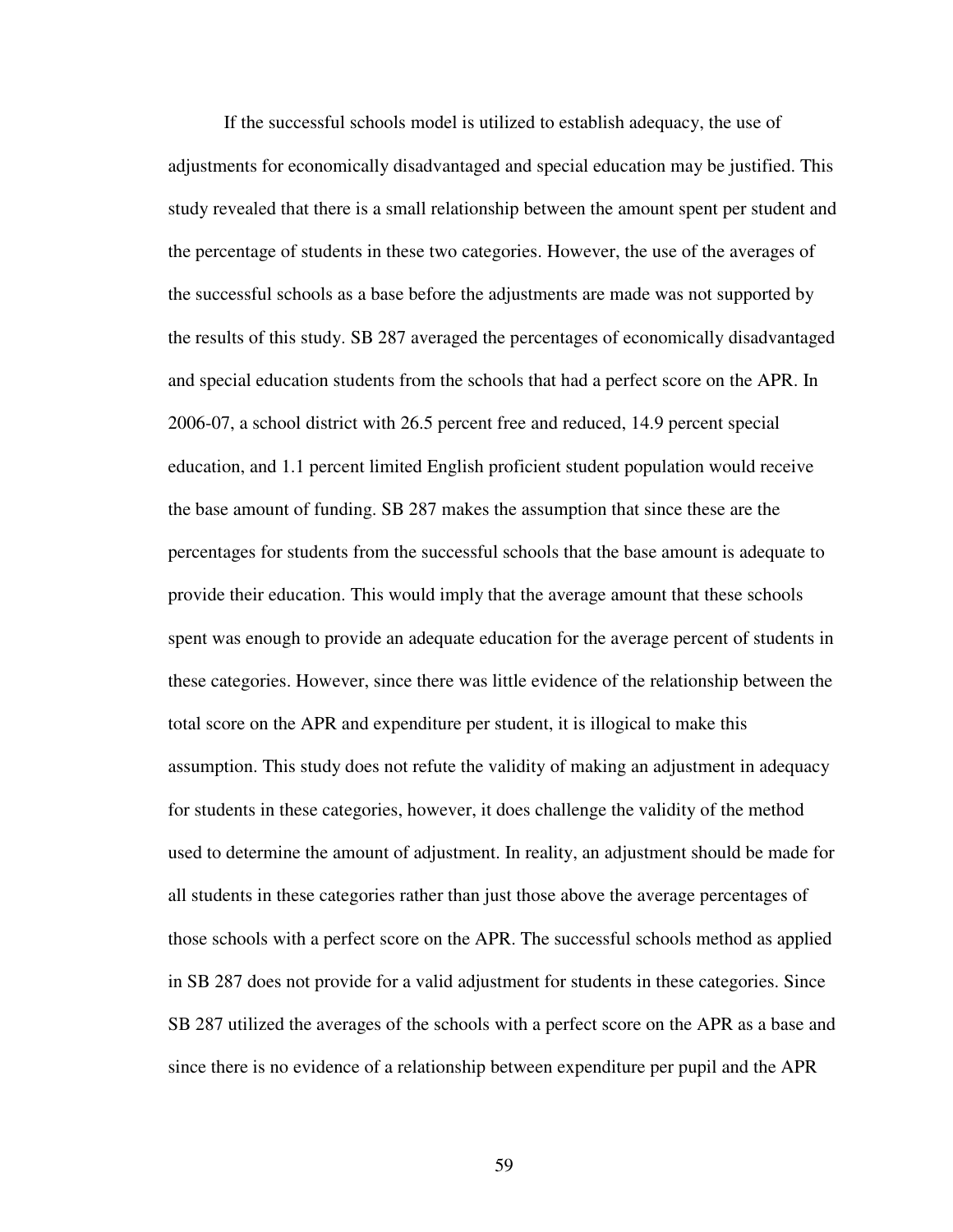If the successful schools model is utilized to establish adequacy, the use of adjustments for economically disadvantaged and special education may be justified. This study revealed that there is a small relationship between the amount spent per student and the percentage of students in these two categories. However, the use of the averages of the successful schools as a base before the adjustments are made was not supported by the results of this study. SB 287 averaged the percentages of economically disadvantaged and special education students from the schools that had a perfect score on the APR. In 2006-07, a school district with 26.5 percent free and reduced, 14.9 percent special education, and 1.1 percent limited English proficient student population would receive the base amount of funding. SB 287 makes the assumption that since these are the percentages for students from the successful schools that the base amount is adequate to provide their education. This would imply that the average amount that these schools spent was enough to provide an adequate education for the average percent of students in these categories. However, since there was little evidence of the relationship between the total score on the APR and expenditure per student, it is illogical to make this assumption. This study does not refute the validity of making an adjustment in adequacy for students in these categories, however, it does challenge the validity of the method used to determine the amount of adjustment. In reality, an adjustment should be made for all students in these categories rather than just those above the average percentages of those schools with a perfect score on the APR. The successful schools method as applied in SB 287 does not provide for a valid adjustment for students in these categories. Since SB 287 utilized the averages of the schools with a perfect score on the APR as a base and since there is no evidence of a relationship between expenditure per pupil and the APR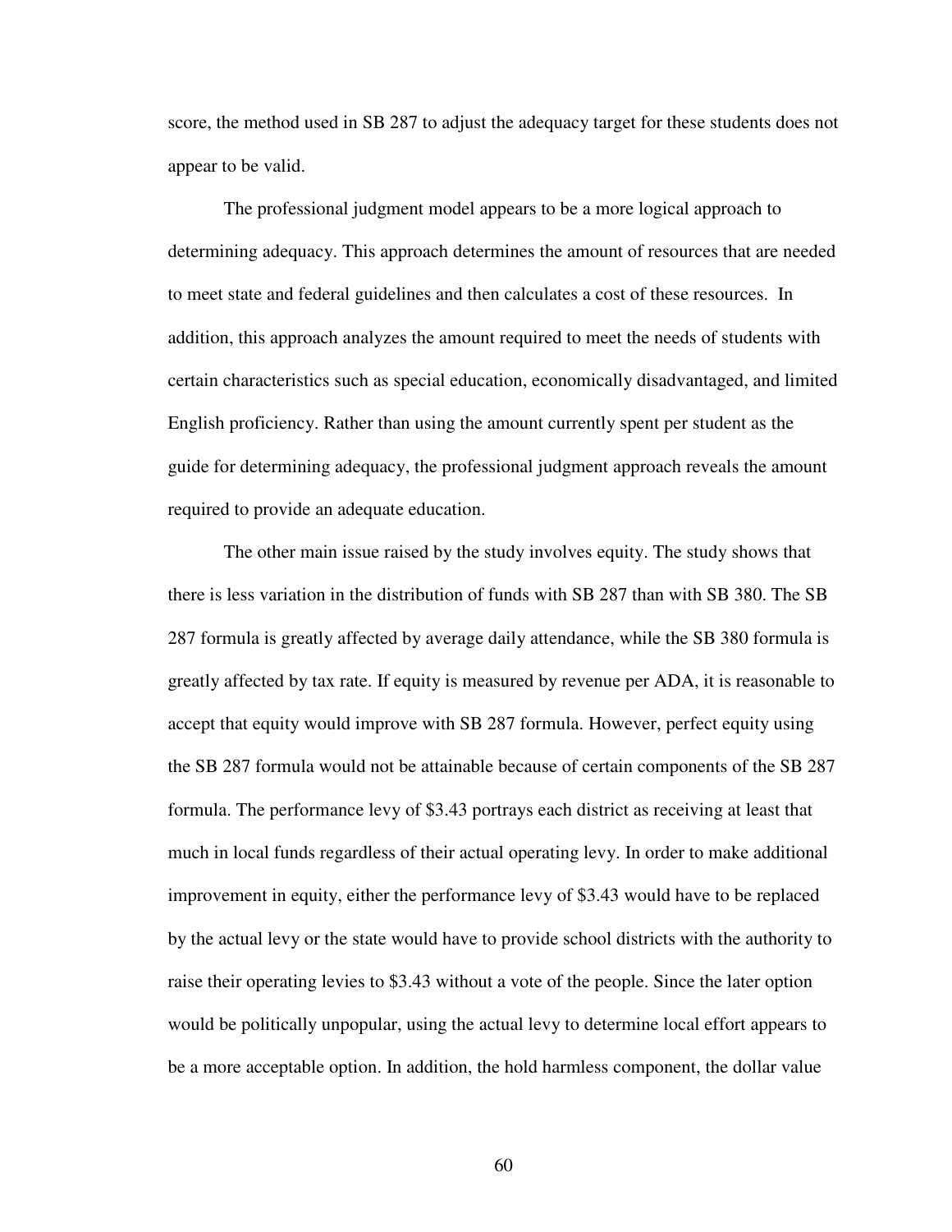score, the method used in SB 287 to adjust the adequacy target for these students does not appear to be valid.

The professional judgment model appears to be a more logical approach to determining adequacy. This approach determines the amount of resources that are needed to meet state and federal guidelines and then calculates a cost of these resources. In addition, this approach analyzes the amount required to meet the needs of students with certain characteristics such as special education, economically disadvantaged, and limited English proficiency. Rather than using the amount currently spent per student as the guide for determining adequacy, the professional judgment approach reveals the amount required to provide an adequate education.

The other main issue raised by the study involves equity. The study shows that there is less variation in the distribution of funds with SB 287 than with SB 380. The SB 287 formula is greatly affected by average daily attendance, while the SB 380 formula is greatly affected by tax rate. If equity is measured by revenue per ADA, it is reasonable to accept that equity would improve with SB 287 formula. However, perfect equity using the SB 287 formula would not be attainable because of certain components of the SB 287 formula. The performance levy of $3.43 portrays each district as receiving at least that much in local funds regardless of their actual operating levy. In order to make additional improvement in equity, either the performance levy of $3.43 would have to be replaced by the actual levy or the state would have to provide school districts with the authority to raise their operating levies to $3.43 without a vote of the people. Since the later option would be politically unpopular, using the actual levy to determine local effort appears to be a more acceptable option. In addition, the hold harmless component, the dollar value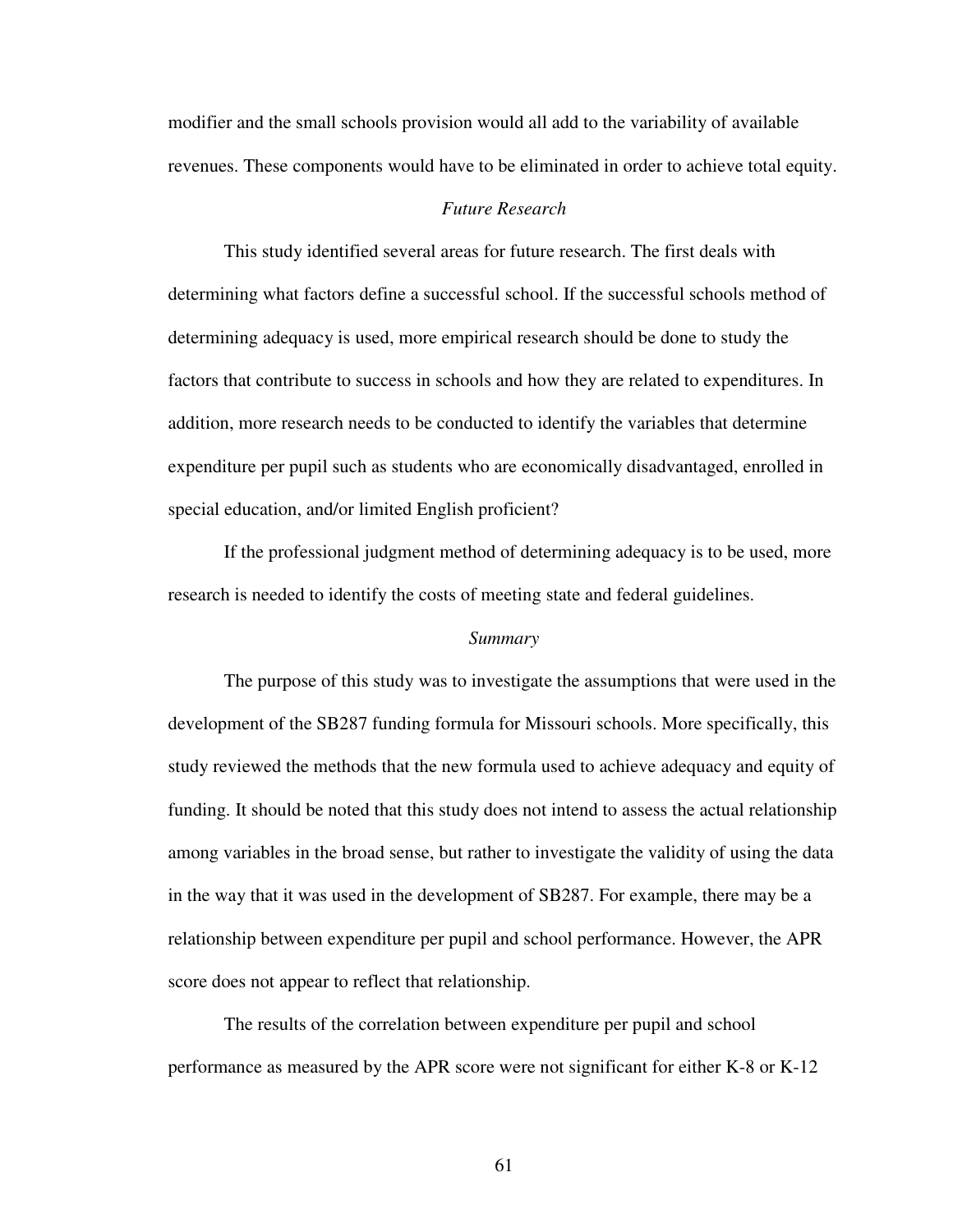modifier and the small schools provision would all add to the variability of available revenues. These components would have to be eliminated in order to achieve total equity.

### *Future Research*

This study identified several areas for future research. The first deals with determining what factors define a successful school. If the successful schools method of determining adequacy is used, more empirical research should be done to study the factors that contribute to success in schools and how they are related to expenditures. In addition, more research needs to be conducted to identify the variables that determine expenditure per pupil such as students who are economically disadvantaged, enrolled in special education, and/or limited English proficient?

If the professional judgment method of determining adequacy is to be used, more research is needed to identify the costs of meeting state and federal guidelines.

### *Summary*

The purpose of this study was to investigate the assumptions that were used in the development of the SB287 funding formula for Missouri schools. More specifically, this study reviewed the methods that the new formula used to achieve adequacy and equity of funding. It should be noted that this study does not intend to assess the actual relationship among variables in the broad sense, but rather to investigate the validity of using the data in the way that it was used in the development of SB287. For example, there may be a relationship between expenditure per pupil and school performance. However, the APR score does not appear to reflect that relationship.

The results of the correlation between expenditure per pupil and school performance as measured by the APR score were not significant for either K-8 or K-12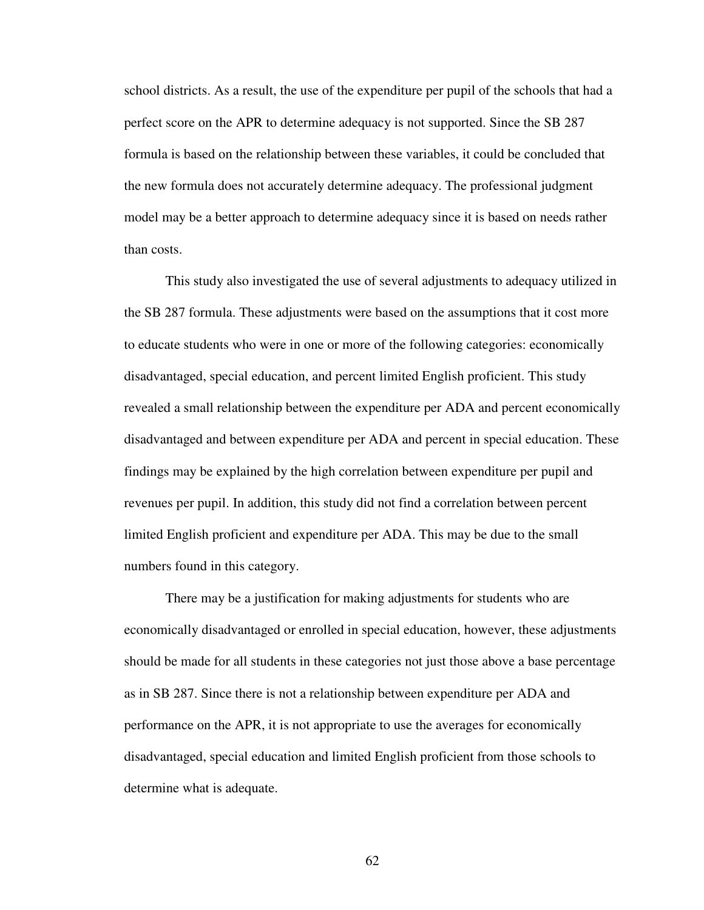school districts. As a result, the use of the expenditure per pupil of the schools that had a perfect score on the APR to determine adequacy is not supported. Since the SB 287 formula is based on the relationship between these variables, it could be concluded that the new formula does not accurately determine adequacy. The professional judgment model may be a better approach to determine adequacy since it is based on needs rather than costs.

This study also investigated the use of several adjustments to adequacy utilized in the SB 287 formula. These adjustments were based on the assumptions that it cost more to educate students who were in one or more of the following categories: economically disadvantaged, special education, and percent limited English proficient. This study revealed a small relationship between the expenditure per ADA and percent economically disadvantaged and between expenditure per ADA and percent in special education. These findings may be explained by the high correlation between expenditure per pupil and revenues per pupil. In addition, this study did not find a correlation between percent limited English proficient and expenditure per ADA. This may be due to the small numbers found in this category.

There may be a justification for making adjustments for students who are economically disadvantaged or enrolled in special education, however, these adjustments should be made for all students in these categories not just those above a base percentage as in SB 287. Since there is not a relationship between expenditure per ADA and performance on the APR, it is not appropriate to use the averages for economically disadvantaged, special education and limited English proficient from those schools to determine what is adequate.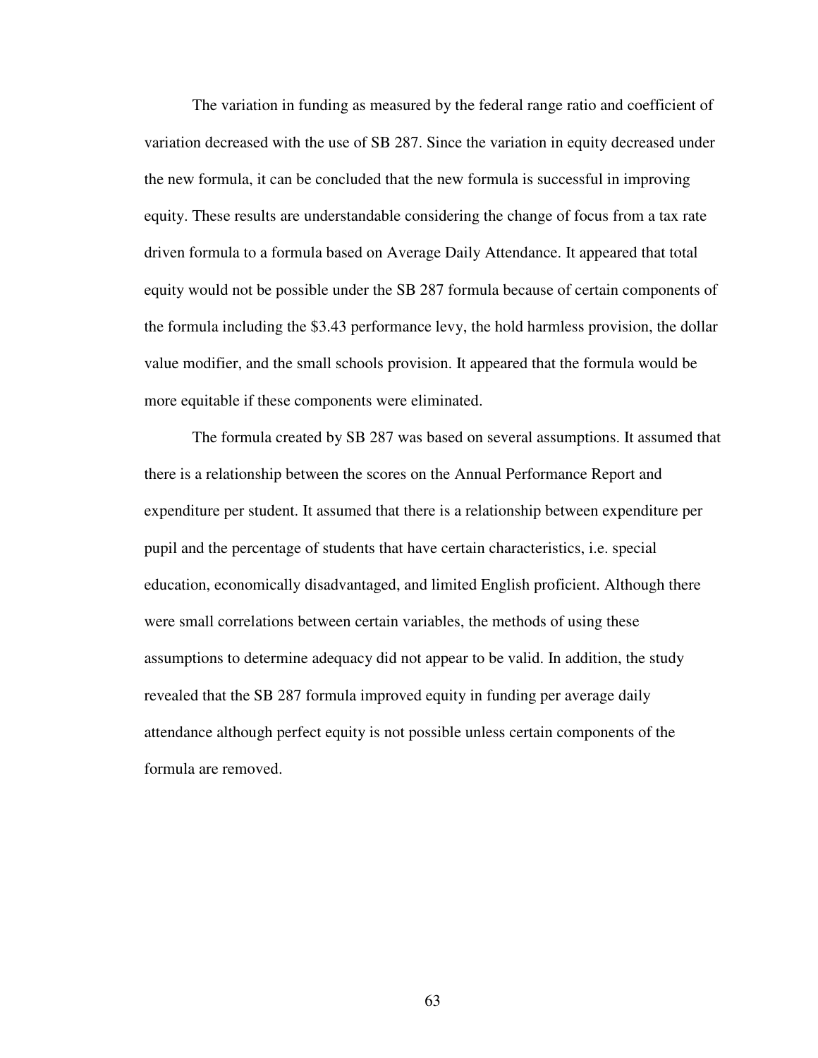The variation in funding as measured by the federal range ratio and coefficient of variation decreased with the use of SB 287. Since the variation in equity decreased under the new formula, it can be concluded that the new formula is successful in improving equity. These results are understandable considering the change of focus from a tax rate driven formula to a formula based on Average Daily Attendance. It appeared that total equity would not be possible under the SB 287 formula because of certain components of the formula including the $3.43 performance levy, the hold harmless provision, the dollar value modifier, and the small schools provision. It appeared that the formula would be more equitable if these components were eliminated.

The formula created by SB 287 was based on several assumptions. It assumed that there is a relationship between the scores on the Annual Performance Report and expenditure per student. It assumed that there is a relationship between expenditure per pupil and the percentage of students that have certain characteristics, i.e. special education, economically disadvantaged, and limited English proficient. Although there were small correlations between certain variables, the methods of using these assumptions to determine adequacy did not appear to be valid. In addition, the study revealed that the SB 287 formula improved equity in funding per average daily attendance although perfect equity is not possible unless certain components of the formula are removed.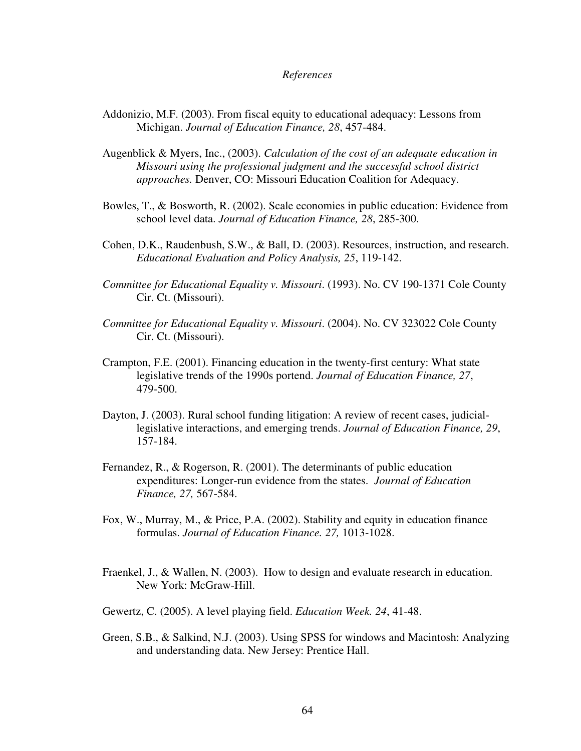*References*

Addonizio, M.F. (2003). From fiscal equity to educational adequacy: Lessons from Michigan. *Journal of Education Finance, 28*, 457-484.

Augenblick & Myers, Inc., (2003). *Calculation of the cost of an adequate education in Missouri using the professional judgment and the successful school district approaches.* Denver, CO: Missouri Education Coalition for Adequacy.

Bowles, T., & Bosworth, R. (2002). Scale economies in public education: Evidence from school level data. *Journal of Education Finance, 28*, 285-300.

Cohen, D.K., Raudenbush, S.W., & Ball, D. (2003). Resources, instruction, and research. *Educational Evaluation and Policy Analysis, 25*, 119-142.

*Committee for Educational Equality v. Missouri*. (1993). No. CV 190-1371 Cole County Cir. Ct. (Missouri).

*Committee for Educational Equality v. Missouri*. (2004). No. CV 323022 Cole County Cir. Ct. (Missouri).

Crampton, F.E. (2001). Financing education in the twenty-first century: What state legislative trends of the 1990s portend. *Journal of Education Finance, 27*, 479-500.

Dayton, J. (2003). Rural school funding litigation: A review of recent cases, judicial-legislative interactions, and emerging trends. *Journal of Education Finance, 29*, 157-184.

Fernandez, R., & Rogerson, R. (2001). The determinants of public education expenditures: Longer-run evidence from the states. *Journal of Education Finance, 27,* 567-584.

Fox, W., Murray, M., & Price, P.A. (2002). Stability and equity in education finance formulas. *Journal of Education Finance. 27,* 1013-1028.

Fraenkel, J., & Wallen, N. (2003). How to design and evaluate research in education. New York: McGraw-Hill.

Gewertz, C. (2005). A level playing field. *Education Week. 24*, 41-48.

Green, S.B., & Salkind, N.J. (2003). Using SPSS for windows and Macintosh: Analyzing and understanding data. New Jersey: Prentice Hall.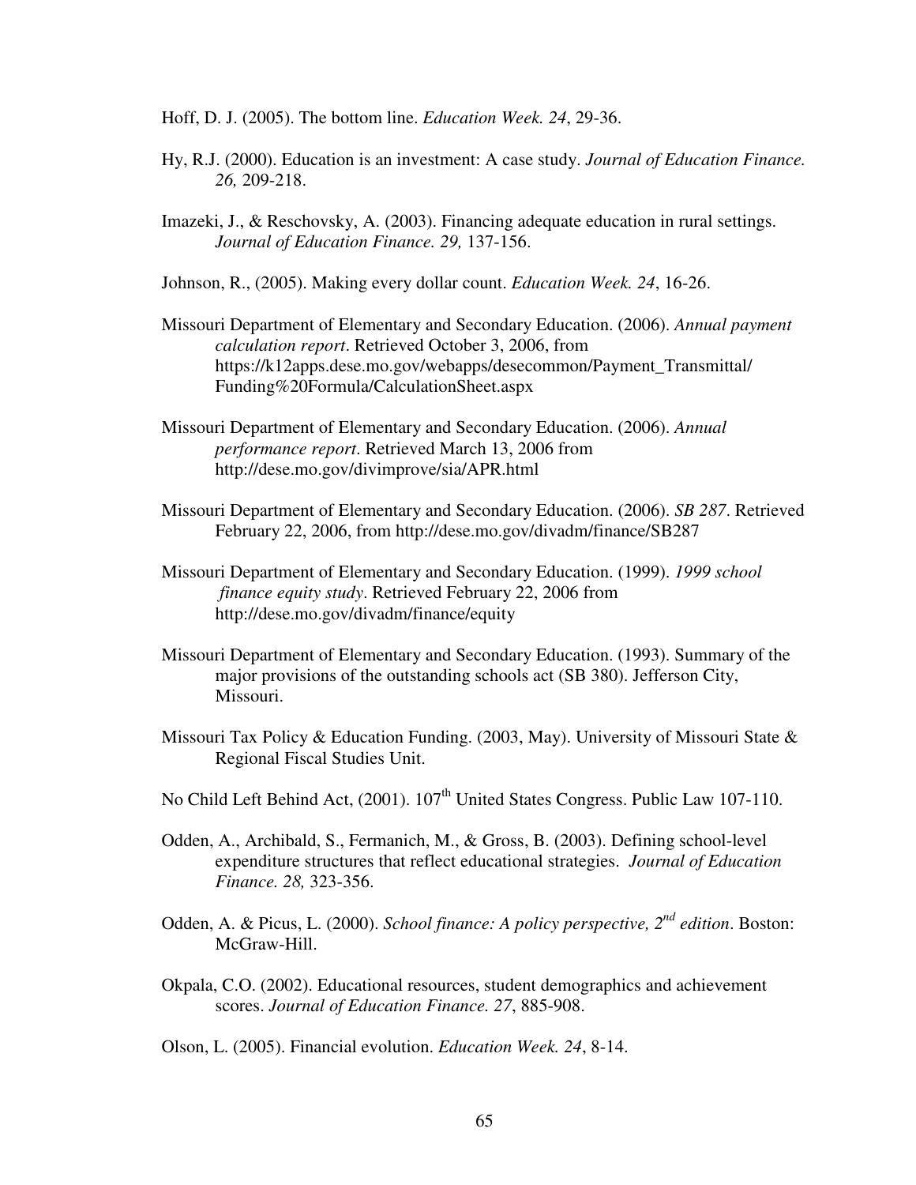Hoff, D. J. (2005). The bottom line. *Education Week. 24*, 29-36.

Hy, R.J. (2000). Education is an investment: A case study. *Journal of Education Finance. 26,* 209-218.

Imazeki, J., & Reschovsky, A. (2003). Financing adequate education in rural settings. *Journal of Education Finance. 29,* 137-156.

Johnson, R., (2005). Making every dollar count. *Education Week. 24*, 16-26.

Missouri Department of Elementary and Secondary Education. (2006). *Annual payment calculation report*. Retrieved October 3, 2006, from https://k12apps.dese.mo.gov/webapps/desecommon/Payment_Transmittal/Funding%20Formula/CalculationSheet.aspx

Missouri Department of Elementary and Secondary Education. (2006). *Annual performance report*. Retrieved March 13, 2006 from http://dese.mo.gov/divimprove/sia/APR.html

Missouri Department of Elementary and Secondary Education. (2006). *SB 287*. Retrieved February 22, 2006, from http://dese.mo.gov/divadm/finance/SB287

Missouri Department of Elementary and Secondary Education. (1999). *1999 school finance equity study*. Retrieved February 22, 2006 from http://dese.mo.gov/divadm/finance/equity

Missouri Department of Elementary and Secondary Education. (1993). Summary of the major provisions of the outstanding schools act (SB 380). Jefferson City, Missouri.

Missouri Tax Policy & Education Funding. (2003, May). University of Missouri State & Regional Fiscal Studies Unit.

No Child Left Behind Act, (2001). 107th United States Congress. Public Law 107-110.

Odden, A., Archibald, S., Fermanich, M., & Gross, B. (2003). Defining school-level expenditure structures that reflect educational strategies. *Journal of Education Finance. 28,* 323-356.

Odden, A. & Picus, L. (2000). *School finance: A policy perspective, 2nd edition*. Boston: McGraw-Hill.

Okpala, C.O. (2002). Educational resources, student demographics and achievement scores. *Journal of Education Finance. 27*, 885-908.

Olson, L. (2005). Financial evolution. *Education Week. 24*, 8-14.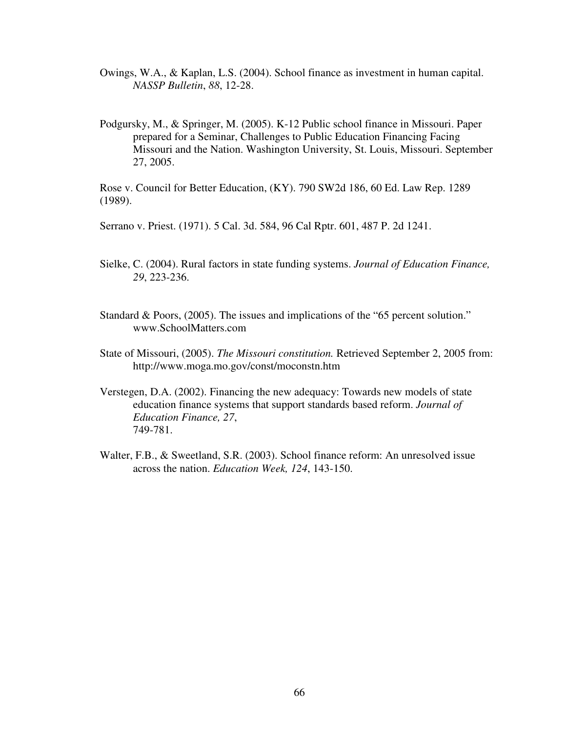Owings, W.A., & Kaplan, L.S. (2004). School finance as investment in human capital. *NASSP Bulletin*, *88*, 12-28.

Podgursky, M., & Springer, M. (2005). K-12 Public school finance in Missouri. Paper prepared for a Seminar, Challenges to Public Education Financing Facing Missouri and the Nation. Washington University, St. Louis, Missouri. September 27, 2005.

Rose v. Council for Better Education, (KY). 790 SW2d 186, 60 Ed. Law Rep. 1289 (1989).

Serrano v. Priest. (1971). 5 Cal. 3d. 584, 96 Cal Rptr. 601, 487 P. 2d 1241.

Sielke, C. (2004). Rural factors in state funding systems. *Journal of Education Finance, 29*, 223-236.

Standard & Poors, (2005). The issues and implications of the "65 percent solution." www.SchoolMatters.com

State of Missouri, (2005). *The Missouri constitution.* Retrieved September 2, 2005 from: http://www.moga.mo.gov/const/moconstn.htm

Verstegen, D.A. (2002). Financing the new adequacy: Towards new models of state education finance systems that support standards based reform. *Journal of Education Finance, 27*, 749-781.

Walter, F.B., & Sweetland, S.R. (2003). School finance reform: An unresolved issue across the nation. *Education Week, 124*, 143-150.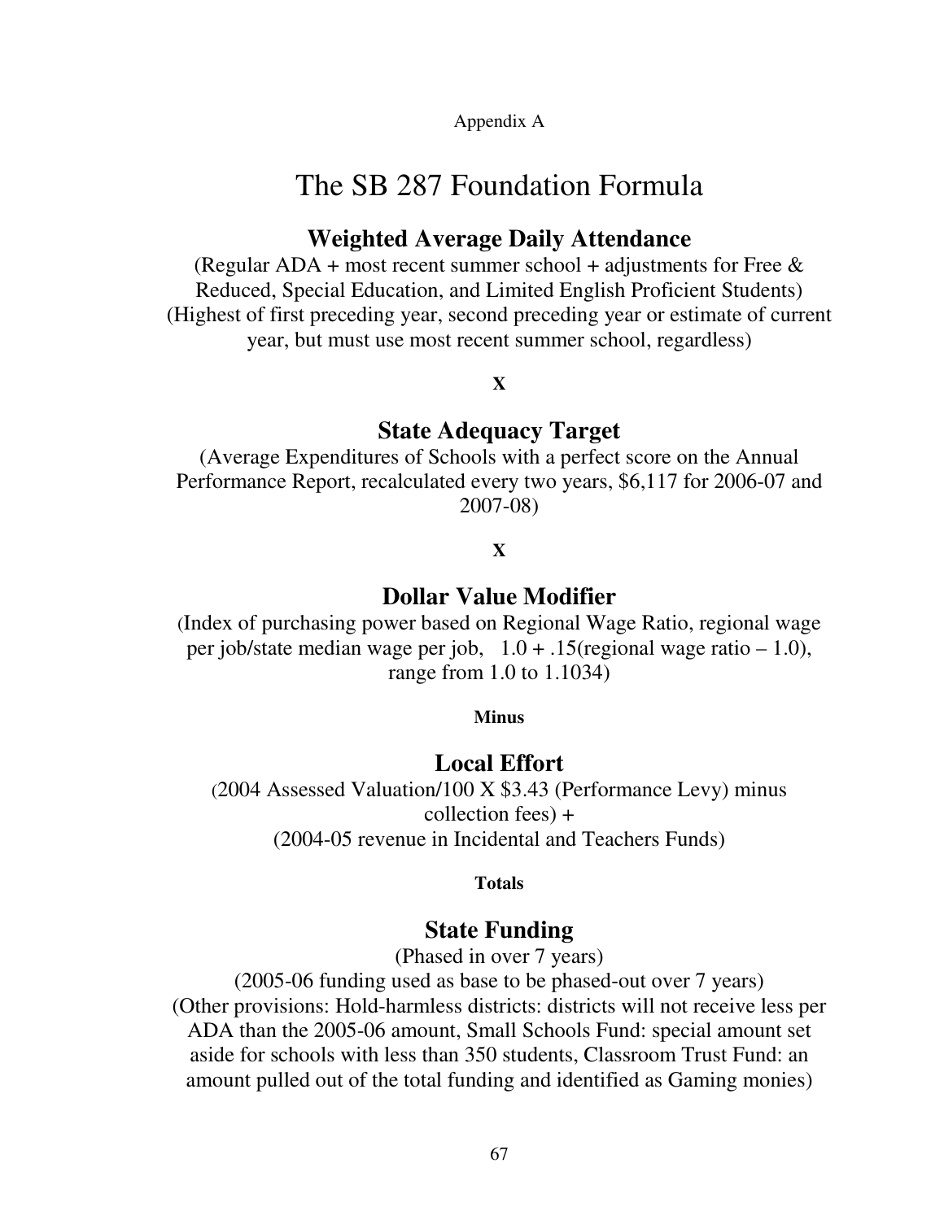Appendix A

# The SB 287 Foundation Formula

## Weighted Average Daily Attendance

(Regular ADA + most recent summer school + adjustments for Free & Reduced, Special Education, and Limited English Proficient Students)
(Highest of first preceding year, second preceding year or estimate of current year, but must use most recent summer school, regardless)

**X**

## State Adequacy Target

(Average Expenditures of Schools with a perfect score on the Annual Performance Report, recalculated every two years, $6,117 for 2006-07 and 2007-08)

**X**

## Dollar Value Modifier

(Index of purchasing power based on Regional Wage Ratio, regional wage per job/state median wage per job, 1.0 + .15(regional wage ratio – 1.0), range from 1.0 to 1.1034)

**Minus**

## Local Effort

(2004 Assessed Valuation/100 X $3.43 (Performance Levy) minus collection fees) +
(2004-05 revenue in Incidental and Teachers Funds)

**Totals**

## State Funding

(Phased in over 7 years)
(2005-06 funding used as base to be phased-out over 7 years)
(Other provisions: Hold-harmless districts: districts will not receive less per ADA than the 2005-06 amount, Small Schools Fund: special amount set aside for schools with less than 350 students, Classroom Trust Fund: an amount pulled out of the total funding and identified as Gaming monies)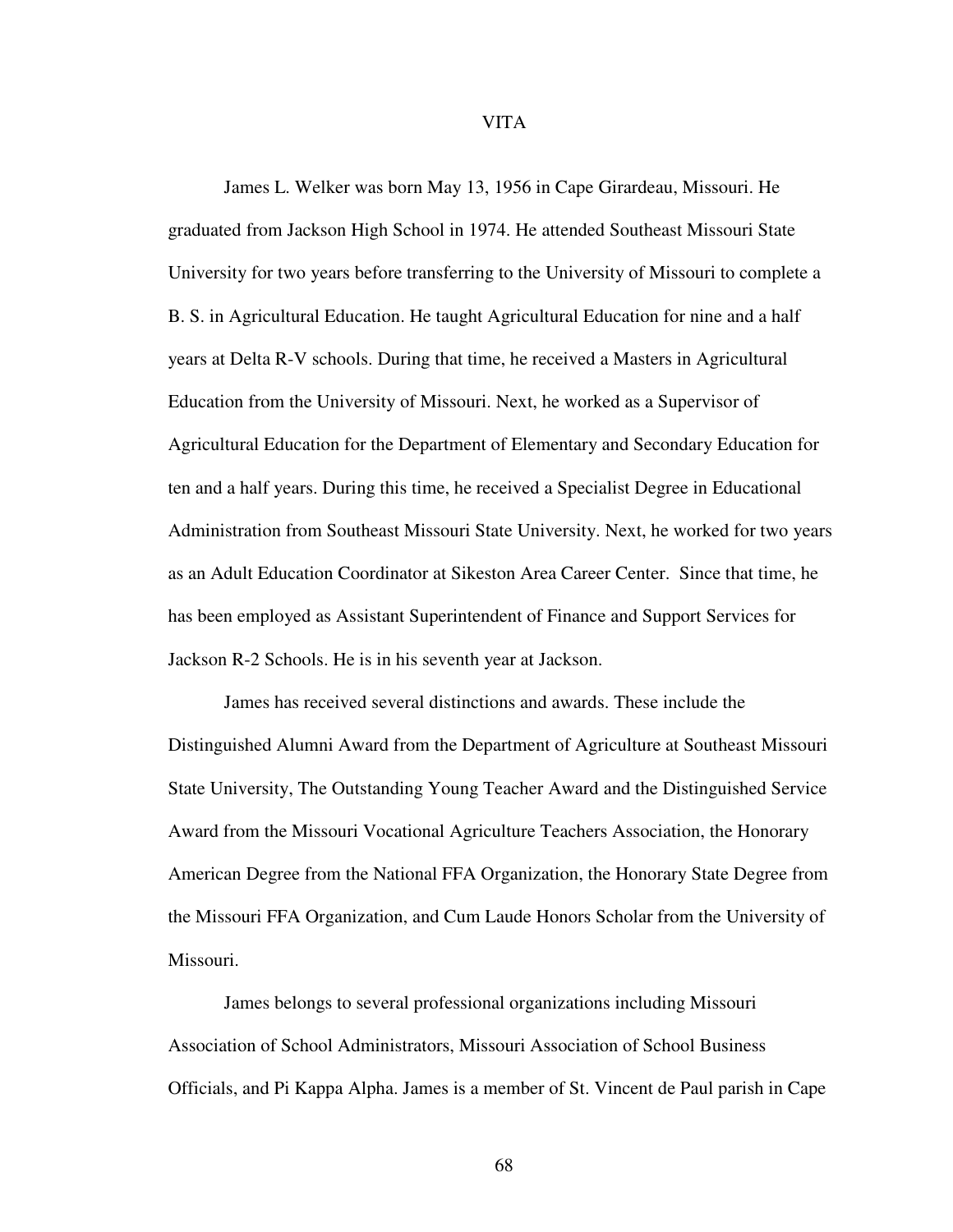# VITA

James L. Welker was born May 13, 1956 in Cape Girardeau, Missouri. He graduated from Jackson High School in 1974. He attended Southeast Missouri State University for two years before transferring to the University of Missouri to complete a B. S. in Agricultural Education. He taught Agricultural Education for nine and a half years at Delta R-V schools. During that time, he received a Masters in Agricultural Education from the University of Missouri. Next, he worked as a Supervisor of Agricultural Education for the Department of Elementary and Secondary Education for ten and a half years. During this time, he received a Specialist Degree in Educational Administration from Southeast Missouri State University. Next, he worked for two years as an Adult Education Coordinator at Sikeston Area Career Center. Since that time, he has been employed as Assistant Superintendent of Finance and Support Services for Jackson R-2 Schools. He is in his seventh year at Jackson.

James has received several distinctions and awards. These include the Distinguished Alumni Award from the Department of Agriculture at Southeast Missouri State University, The Outstanding Young Teacher Award and the Distinguished Service Award from the Missouri Vocational Agriculture Teachers Association, the Honorary American Degree from the National FFA Organization, the Honorary State Degree from the Missouri FFA Organization, and Cum Laude Honors Scholar from the University of Missouri.

James belongs to several professional organizations including Missouri Association of School Administrators, Missouri Association of School Business Officials, and Pi Kappa Alpha. James is a member of St. Vincent de Paul parish in Cape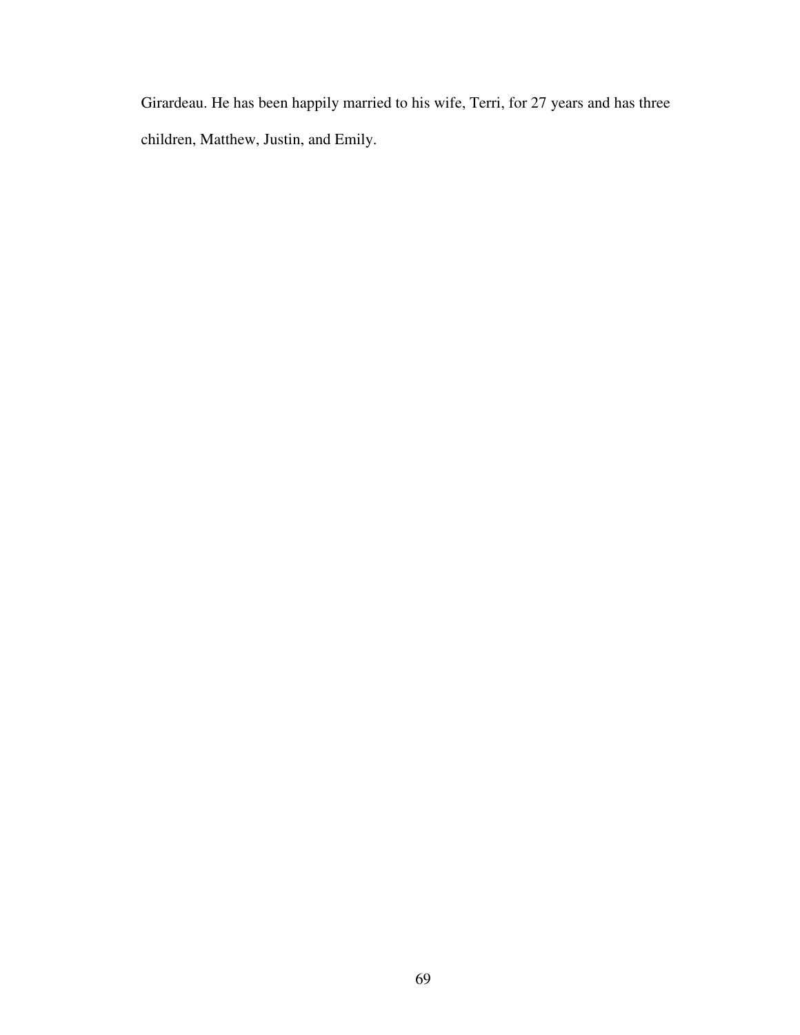Girardeau. He has been happily married to his wife, Terri, for 27 years and has three children, Matthew, Justin, and Emily.